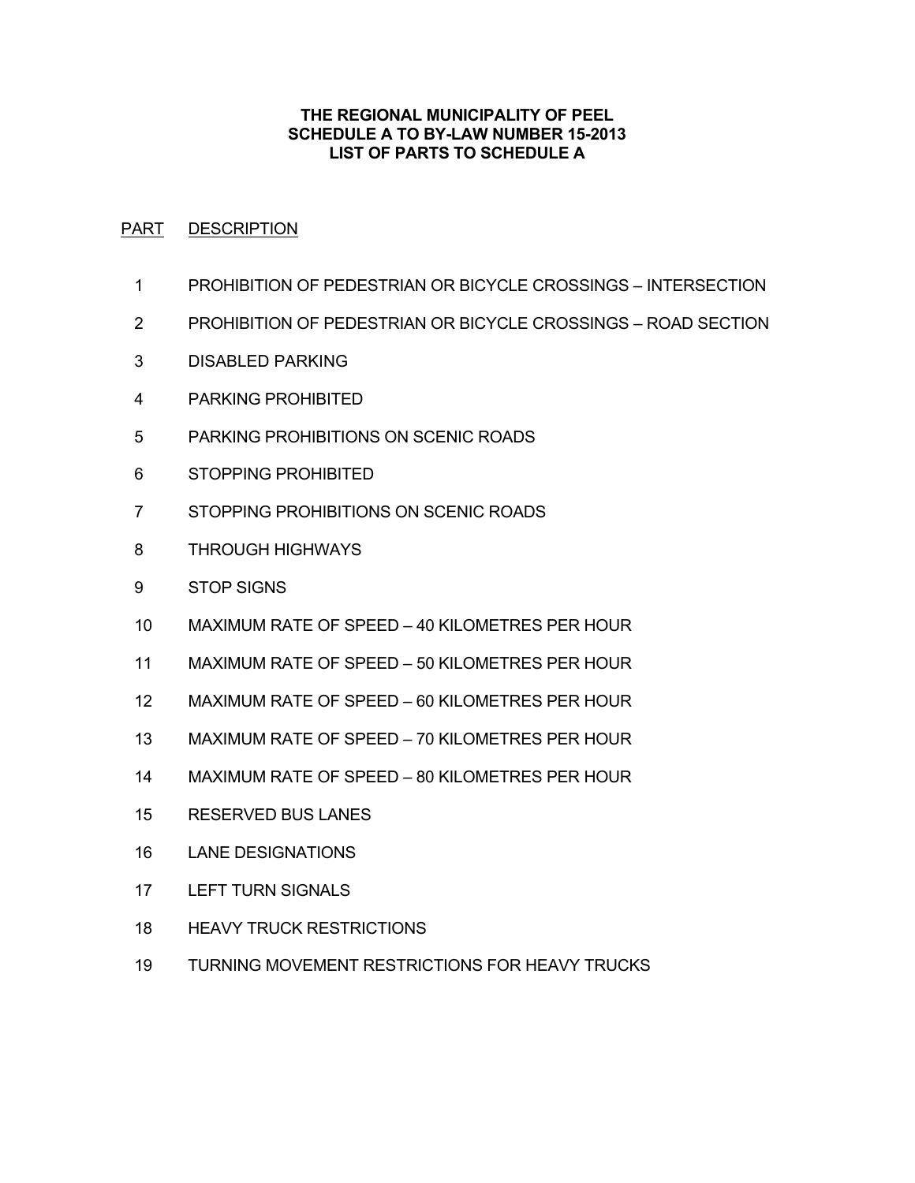**THE REGIONAL MUNICIPALITY OF PEEL**
**SCHEDULE A TO BY-LAW NUMBER 15-2013**
**LIST OF PARTS TO SCHEDULE A**

| PART | DESCRIPTION |
|---|---|
| 1 | PROHIBITION OF PEDESTRIAN OR BICYCLE CROSSINGS – INTERSECTION |
| 2 | PROHIBITION OF PEDESTRIAN OR BICYCLE CROSSINGS – ROAD SECTION |
| 3 | DISABLED PARKING |
| 4 | PARKING PROHIBITED |
| 5 | PARKING PROHIBITIONS ON SCENIC ROADS |
| 6 | STOPPING PROHIBITED |
| 7 | STOPPING PROHIBITIONS ON SCENIC ROADS |
| 8 | THROUGH HIGHWAYS |
| 9 | STOP SIGNS |
| 10 | MAXIMUM RATE OF SPEED – 40 KILOMETRES PER HOUR |
| 11 | MAXIMUM RATE OF SPEED – 50 KILOMETRES PER HOUR |
| 12 | MAXIMUM RATE OF SPEED – 60 KILOMETRES PER HOUR |
| 13 | MAXIMUM RATE OF SPEED – 70 KILOMETRES PER HOUR |
| 14 | MAXIMUM RATE OF SPEED – 80 KILOMETRES PER HOUR |
| 15 | RESERVED BUS LANES |
| 16 | LANE DESIGNATIONS |
| 17 | LEFT TURN SIGNALS |
| 18 | HEAVY TRUCK RESTRICTIONS |
| 19 | TURNING MOVEMENT RESTRICTIONS FOR HEAVY TRUCKS |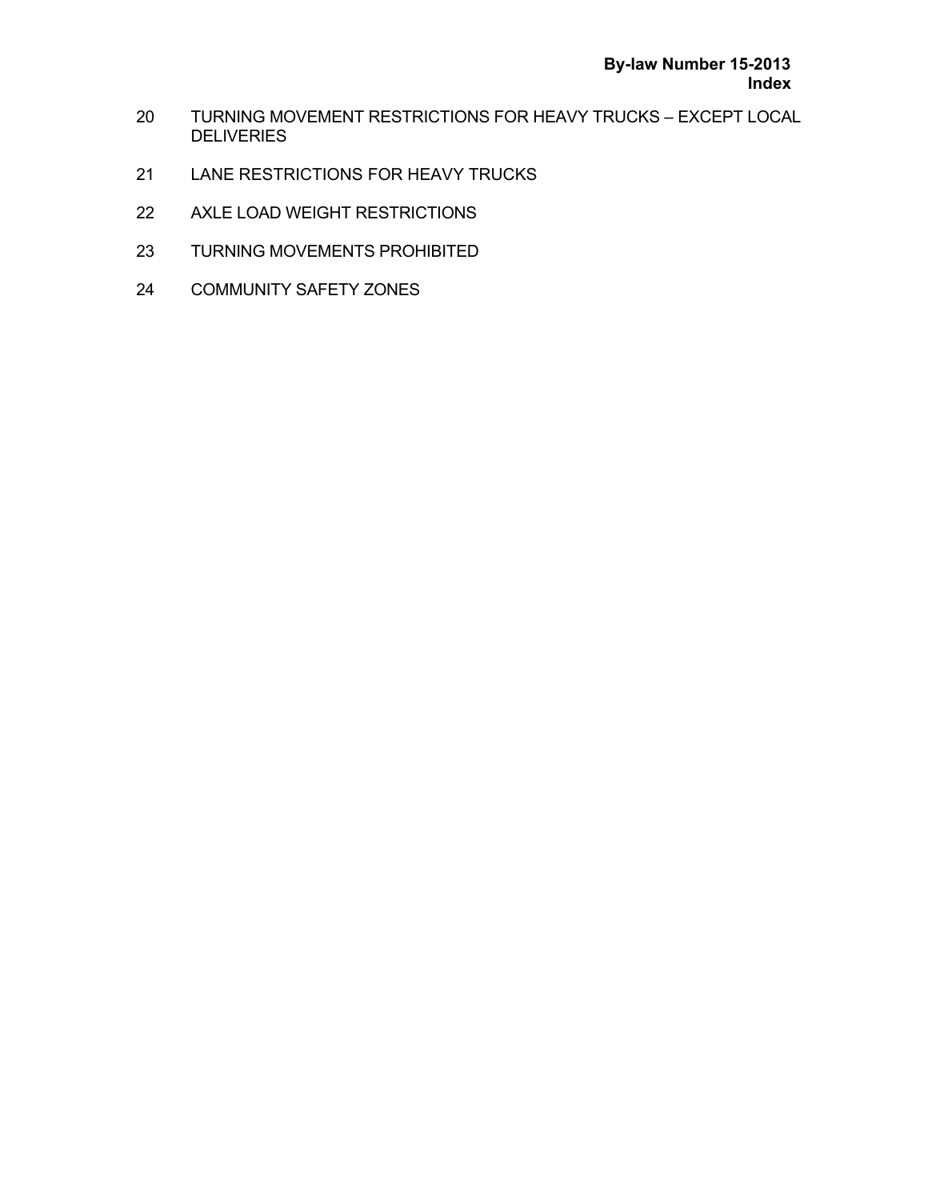20 TURNING MOVEMENT RESTRICTIONS FOR HEAVY TRUCKS – EXCEPT LOCAL DELIVERIES

21 LANE RESTRICTIONS FOR HEAVY TRUCKS

22 AXLE LOAD WEIGHT RESTRICTIONS

23 TURNING MOVEMENTS PROHIBITED

24 COMMUNITY SAFETY ZONES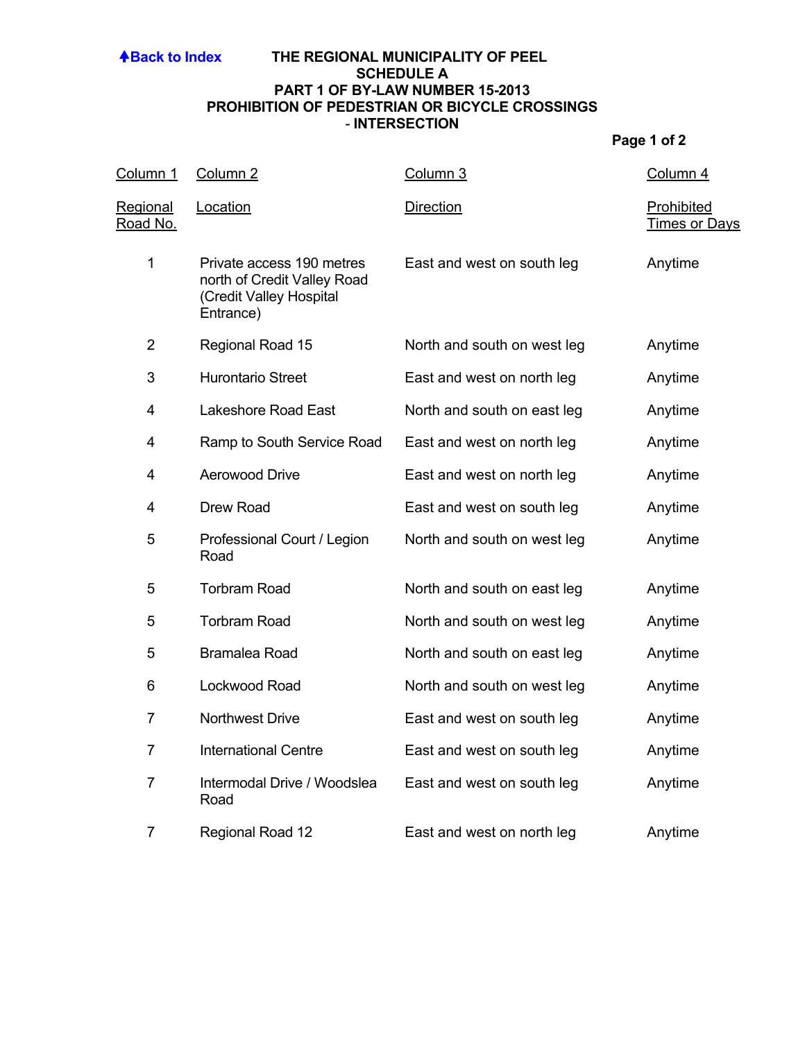↑Back to Index

# THE REGIONAL MUNICIPALITY OF PEEL
## SCHEDULE A
## PART 1 OF BY-LAW NUMBER 15-2013
## PROHIBITION OF PEDESTRIAN OR BICYCLE CROSSINGS - INTERSECTION

**Page 1 of 2**

| Column 1<br>Regional Road No. | Column 2<br>Location | Column 3<br>Direction | Column 4<br>Prohibited Times or Days |
|---|---|---|---|
| 1 | Private access 190 metres north of Credit Valley Road (Credit Valley Hospital Entrance) | East and west on south leg | Anytime |
| 2 | Regional Road 15 | North and south on west leg | Anytime |
| 3 | Hurontario Street | East and west on north leg | Anytime |
| 4 | Lakeshore Road East | North and south on east leg | Anytime |
| 4 | Ramp to South Service Road | East and west on north leg | Anytime |
| 4 | Aerowood Drive | East and west on north leg | Anytime |
| 4 | Drew Road | East and west on south leg | Anytime |
| 5 | Professional Court / Legion Road | North and south on west leg | Anytime |
| 5 | Torbram Road | North and south on east leg | Anytime |
| 5 | Torbram Road | North and south on west leg | Anytime |
| 5 | Bramalea Road | North and south on east leg | Anytime |
| 6 | Lockwood Road | North and south on west leg | Anytime |
| 7 | Northwest Drive | East and west on south leg | Anytime |
| 7 | International Centre | East and west on south leg | Anytime |
| 7 | Intermodal Drive / Woodslea Road | East and west on south leg | Anytime |
| 7 | Regional Road 12 | East and west on north leg | Anytime |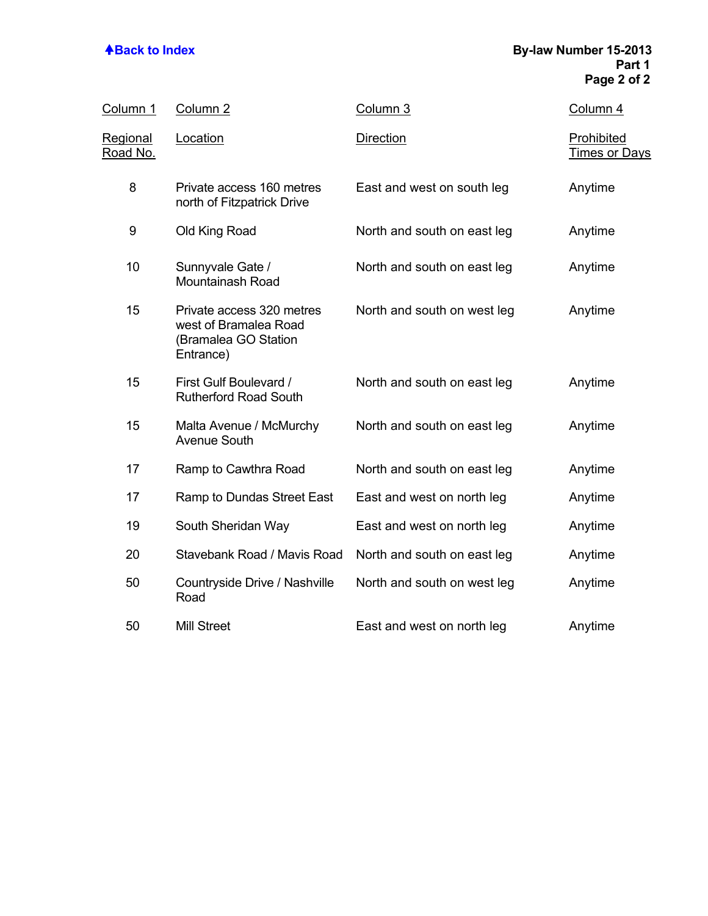**Back to Index**

**By-law Number 15-2013**
**Part 1**

| Column 1<br>Regional Road No. | Column 2<br>Location | Column 3<br>Direction | Column 4<br>Prohibited Times or Days |
|---|---|---|---|
| 8 | Private access 160 metres north of Fitzpatrick Drive | East and west on south leg | Anytime |
| 9 | Old King Road | North and south on east leg | Anytime |
| 10 | Sunnyvale Gate / Mountainash Road | North and south on east leg | Anytime |
| 15 | Private access 320 metres west of Bramalea Road (Bramalea GO Station Entrance) | North and south on west leg | Anytime |
| 15 | First Gulf Boulevard / Rutherford Road South | North and south on east leg | Anytime |
| 15 | Malta Avenue / McMurchy Avenue South | North and south on east leg | Anytime |
| 17 | Ramp to Cawthra Road | North and south on east leg | Anytime |
| 17 | Ramp to Dundas Street East | East and west on north leg | Anytime |
| 19 | South Sheridan Way | East and west on north leg | Anytime |
| 20 | Stavebank Road / Mavis Road | North and south on east leg | Anytime |
| 50 | Countryside Drive / Nashville Road | North and south on west leg | Anytime |
| 50 | Mill Street | East and west on north leg | Anytime |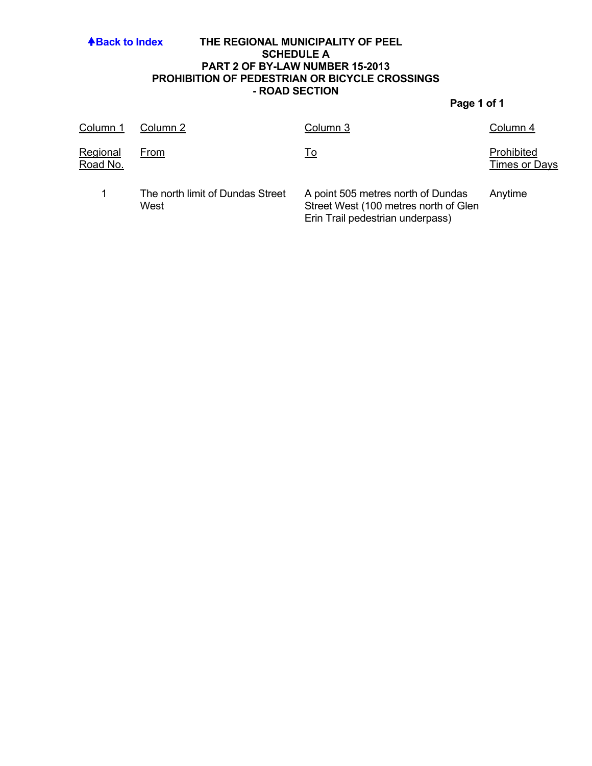**Back to Index**

# THE REGIONAL MUNICIPALITY OF PEEL
## SCHEDULE A
## PART 2 OF BY-LAW NUMBER 15-2013
## PROHIBITION OF PEDESTRIAN OR BICYCLE CROSSINGS
## - ROAD SECTION

**Page 1 of 1**

| Column 1 | Column 2 | Column 3 | Column 4 |
|---|---|---|---|
| Regional Road No. | From | To | Prohibited Times or Days |
| 1 | The north limit of Dundas Street West | A point 505 metres north of Dundas Street West (100 metres north of Glen Erin Trail pedestrian underpass) | Anytime |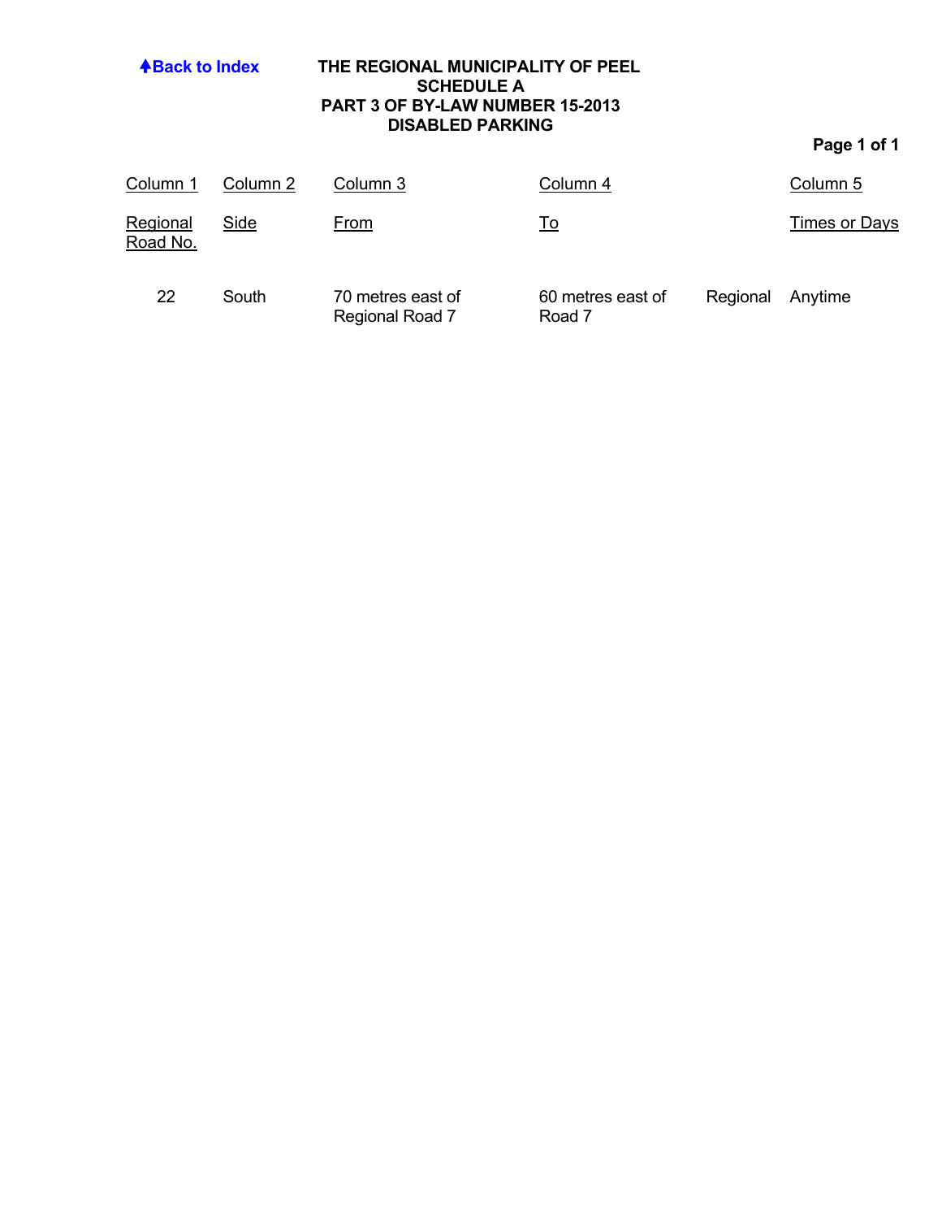[Back to Index](#)

# THE REGIONAL MUNICIPALITY OF PEEL
## SCHEDULE A
## PART 3 OF BY-LAW NUMBER 15-2013
## DISABLED PARKING

| Column 1 | Column 2 | Column 3 | Column 4 | Column 5 |
| --- | --- | --- | --- | --- |
| Regional Road No. | Side | From | To | Times or Days |
| 22 | South | 70 metres east of Regional Road 7 | 60 metres east of Regional Road 7 | Anytime |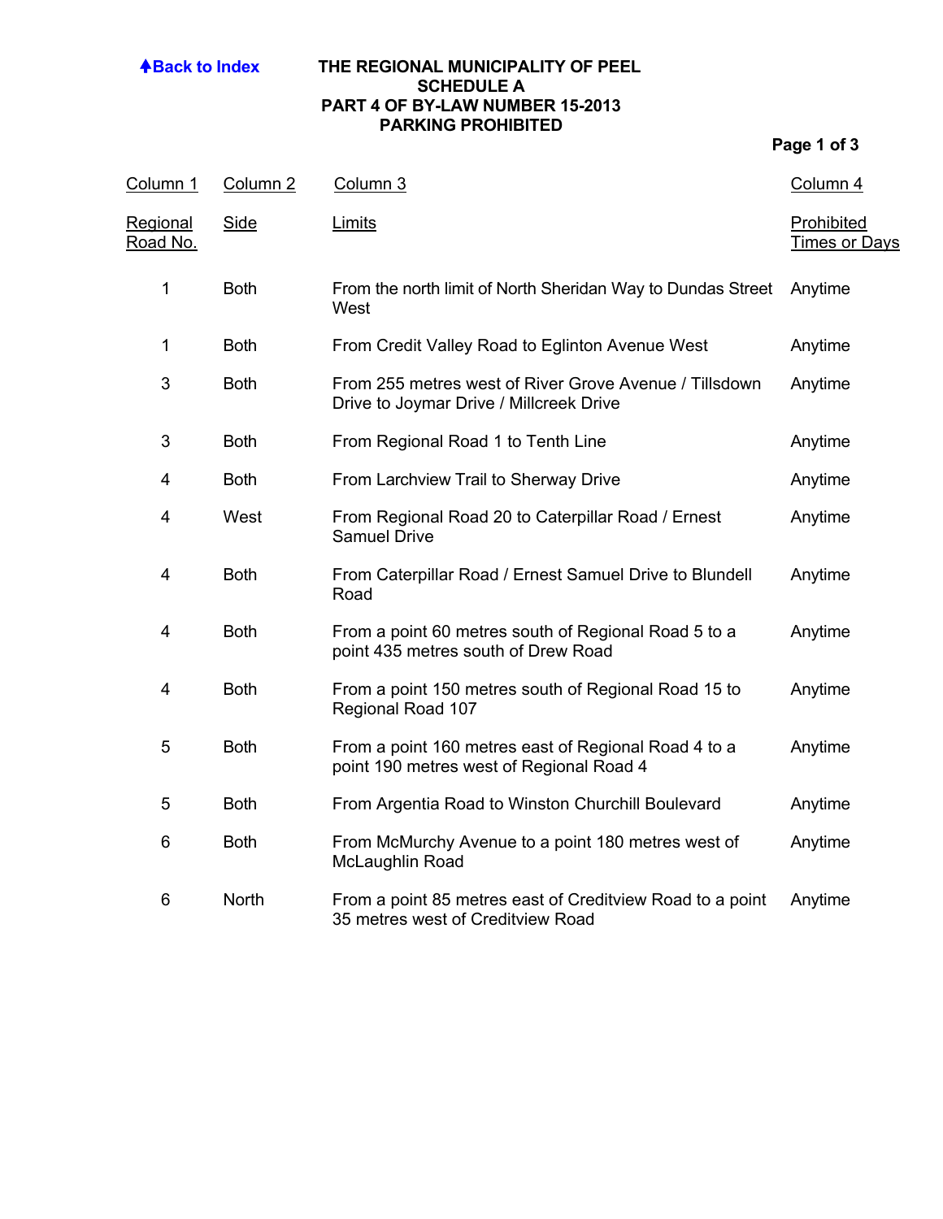↑Back to Index

# THE REGIONAL MUNICIPALITY OF PEEL
## SCHEDULE A
## PART 4 OF BY-LAW NUMBER 15-2013
## PARKING PROHIBITED

| Column 1<br>Regional Road No. | Column 2<br>Side | Column 3<br>Limits | Column 4<br>Prohibited Times or Days |
|---|---|---|---|
| 1 | Both | From the north limit of North Sheridan Way to Dundas Street West | Anytime |
| 1 | Both | From Credit Valley Road to Eglinton Avenue West | Anytime |
| 3 | Both | From 255 metres west of River Grove Avenue / Tillsdown Drive to Joymar Drive / Millcreek Drive | Anytime |
| 3 | Both | From Regional Road 1 to Tenth Line | Anytime |
| 4 | Both | From Larchview Trail to Sherway Drive | Anytime |
| 4 | West | From Regional Road 20 to Caterpillar Road / Ernest Samuel Drive | Anytime |
| 4 | Both | From Caterpillar Road / Ernest Samuel Drive to Blundell Road | Anytime |
| 4 | Both | From a point 60 metres south of Regional Road 5 to a point 435 metres south of Drew Road | Anytime |
| 4 | Both | From a point 150 metres south of Regional Road 15 to Regional Road 107 | Anytime |
| 5 | Both | From a point 160 metres east of Regional Road 4 to a point 190 metres west of Regional Road 4 | Anytime |
| 5 | Both | From Argentia Road to Winston Churchill Boulevard | Anytime |
| 6 | Both | From McMurchy Avenue to a point 180 metres west of McLaughlin Road | Anytime |
| 6 | North | From a point 85 metres east of Creditview Road to a point 35 metres west of Creditview Road | Anytime |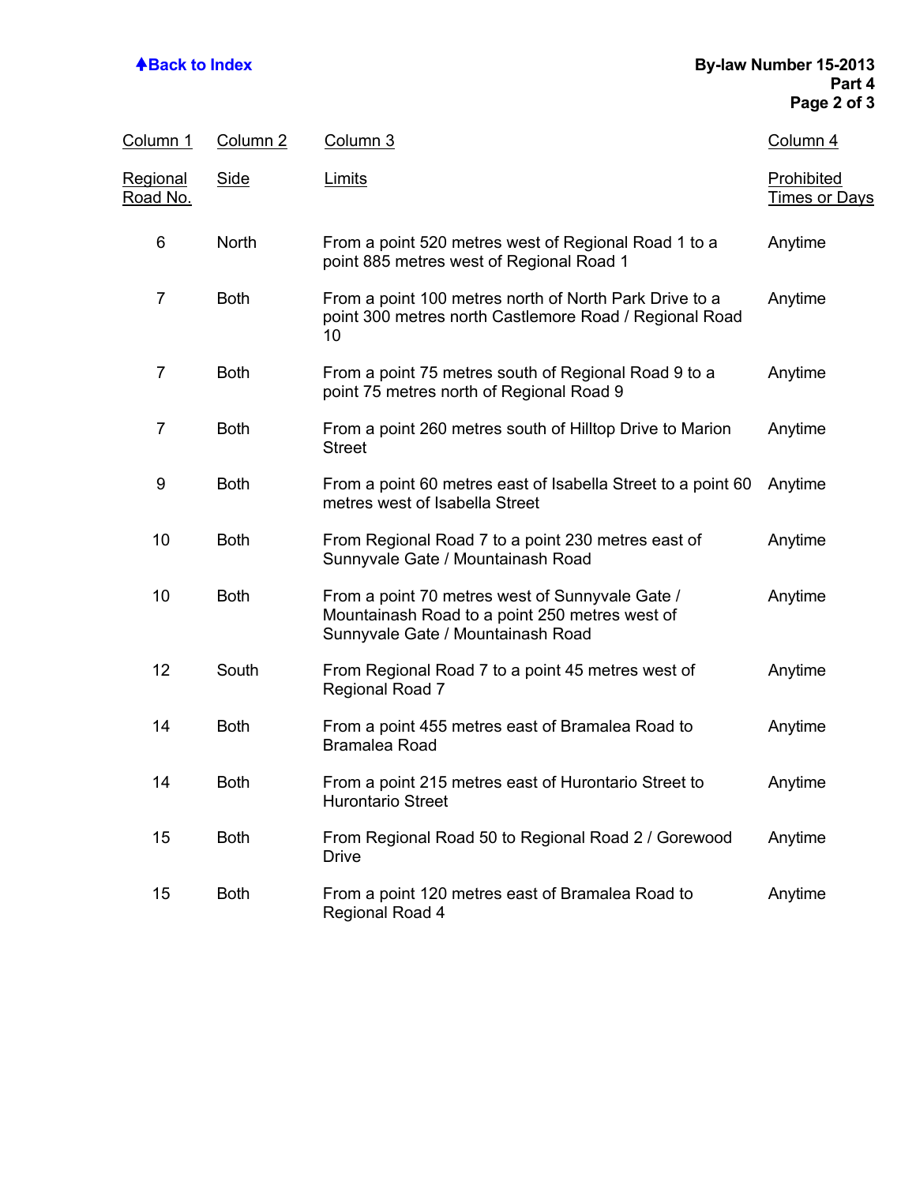| Column 1<br>Regional Road No. | Column 2<br>Side | Column 3<br>Limits | Column 4<br>Prohibited Times or Days |
|---|---|---|---|
| 6 | North | From a point 520 metres west of Regional Road 1 to a point 885 metres west of Regional Road 1 | Anytime |
| 7 | Both | From a point 100 metres north of North Park Drive to a point 300 metres north Castlemore Road / Regional Road 10 | Anytime |
| 7 | Both | From a point 75 metres south of Regional Road 9 to a point 75 metres north of Regional Road 9 | Anytime |
| 7 | Both | From a point 260 metres south of Hilltop Drive to Marion Street | Anytime |
| 9 | Both | From a point 60 metres east of Isabella Street to a point 60 metres west of Isabella Street | Anytime |
| 10 | Both | From Regional Road 7 to a point 230 metres east of Sunnyvale Gate / Mountainash Road | Anytime |
| 10 | Both | From a point 70 metres west of Sunnyvale Gate / Mountainash Road to a point 250 metres west of Sunnyvale Gate / Mountainash Road | Anytime |
| 12 | South | From Regional Road 7 to a point 45 metres west of Regional Road 7 | Anytime |
| 14 | Both | From a point 455 metres east of Bramalea Road to Bramalea Road | Anytime |
| 14 | Both | From a point 215 metres east of Hurontario Street to Hurontario Street | Anytime |
| 15 | Both | From Regional Road 50 to Regional Road 2 / Gorewood Drive | Anytime |
| 15 | Both | From a point 120 metres east of Bramalea Road to Regional Road 4 | Anytime |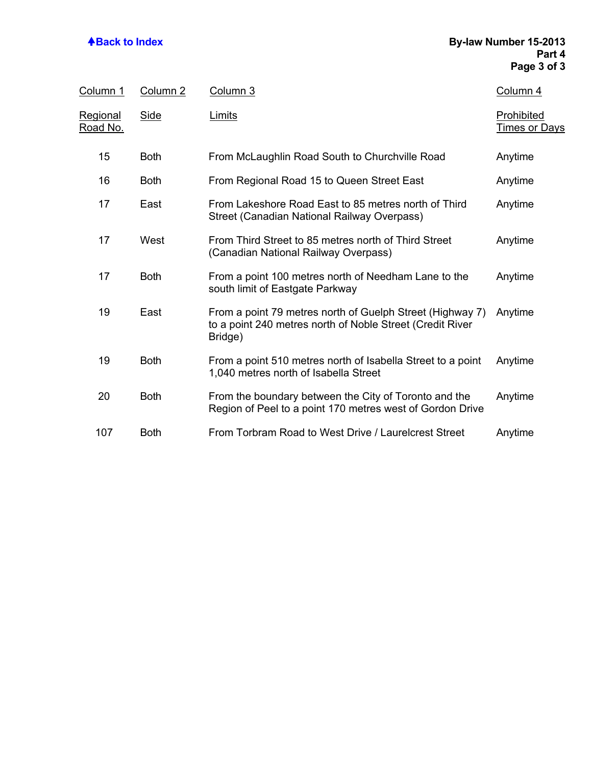| Column 1 | Column 2 | Column 3 | Column 4 |
|---|---|---|---|
| Regional Road No. | Side | Limits | Prohibited Times or Days |
| 15 | Both | From McLaughlin Road South to Churchville Road | Anytime |
| 16 | Both | From Regional Road 15 to Queen Street East | Anytime |
| 17 | East | From Lakeshore Road East to 85 metres north of Third Street (Canadian National Railway Overpass) | Anytime |
| 17 | West | From Third Street to 85 metres north of Third Street (Canadian National Railway Overpass) | Anytime |
| 17 | Both | From a point 100 metres north of Needham Lane to the south limit of Eastgate Parkway | Anytime |
| 19 | East | From a point 79 metres north of Guelph Street (Highway 7) to a point 240 metres north of Noble Street (Credit River Bridge) | Anytime |
| 19 | Both | From a point 510 metres north of Isabella Street to a point 1,040 metres north of Isabella Street | Anytime |
| 20 | Both | From the boundary between the City of Toronto and the Region of Peel to a point 170 metres west of Gordon Drive | Anytime |
| 107 | Both | From Torbram Road to West Drive / Laurelcrest Street | Anytime |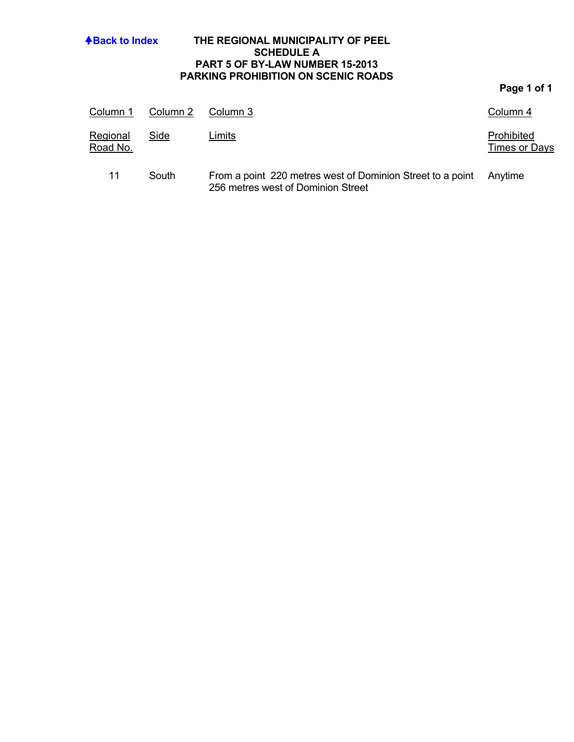Back to Index

# THE REGIONAL MUNICIPALITY OF PEEL
## SCHEDULE A
## PART 5 OF BY-LAW NUMBER 15-2013
## PARKING PROHIBITION ON SCENIC ROADS

| Column 1 | Column 2 | Column 3 | Column 4 |
|---|---|---|---|
| Regional Road No. | Side | Limits | Prohibited Times or Days |
| 11 | South | From a point 220 metres west of Dominion Street to a point 256 metres west of Dominion Street | Anytime |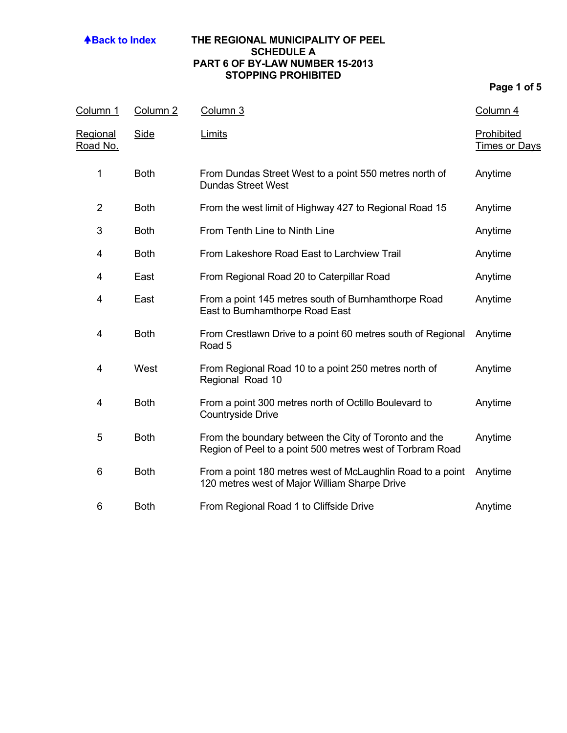↑Back to Index

# THE REGIONAL MUNICIPALITY OF PEEL
## SCHEDULE A
## PART 6 OF BY-LAW NUMBER 15-2013
## STOPPING PROHIBITED

| Column 1<br>Regional Road No. | Column 2<br>Side | Column 3<br>Limits | Column 4<br>Prohibited Times or Days |
|---|---|---|---|
| 1 | Both | From Dundas Street West to a point 550 metres north of Dundas Street West | Anytime |
| 2 | Both | From the west limit of Highway 427 to Regional Road 15 | Anytime |
| 3 | Both | From Tenth Line to Ninth Line | Anytime |
| 4 | Both | From Lakeshore Road East to Larchview Trail | Anytime |
| 4 | East | From Regional Road 20 to Caterpillar Road | Anytime |
| 4 | East | From a point 145 metres south of Burnhamthorpe Road East to Burnhamthorpe Road East | Anytime |
| 4 | Both | From Crestlawn Drive to a point 60 metres south of Regional Road 5 | Anytime |
| 4 | West | From Regional Road 10 to a point 250 metres north of Regional Road 10 | Anytime |
| 4 | Both | From a point 300 metres north of Octillo Boulevard to Countryside Drive | Anytime |
| 5 | Both | From the boundary between the City of Toronto and the Region of Peel to a point 500 metres west of Torbram Road | Anytime |
| 6 | Both | From a point 180 metres west of McLaughlin Road to a point 120 metres west of Major William Sharpe Drive | Anytime |
| 6 | Both | From Regional Road 1 to Cliffside Drive | Anytime |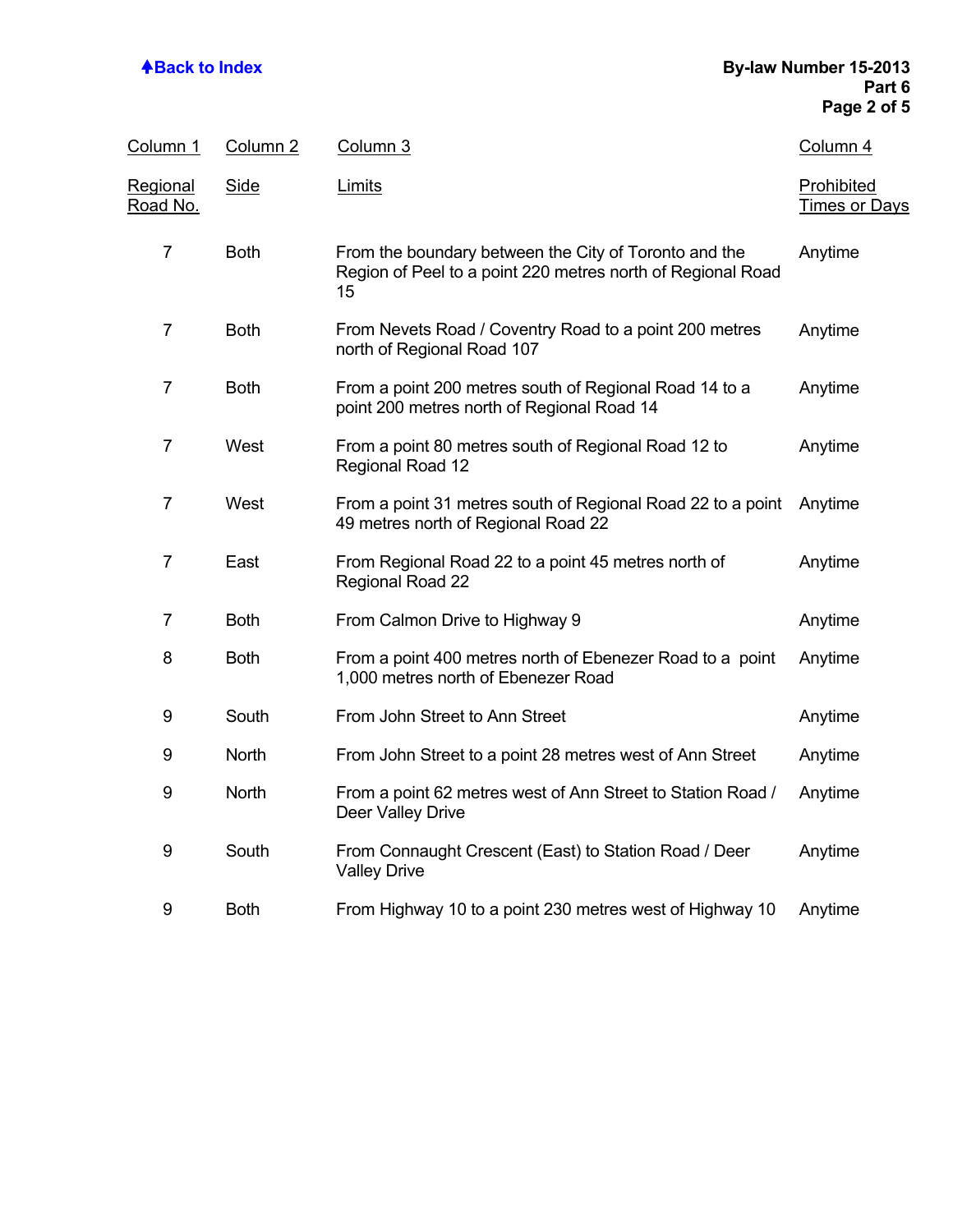| Column 1<br>Regional Road No. | Column 2<br>Side | Column 3<br>Limits | Column 4<br>Prohibited Times or Days |
|---|---|---|---|
| 7 | Both | From the boundary between the City of Toronto and the Region of Peel to a point 220 metres north of Regional Road 15 | Anytime |
| 7 | Both | From Nevets Road / Coventry Road to a point 200 metres north of Regional Road 107 | Anytime |
| 7 | Both | From a point 200 metres south of Regional Road 14 to a point 200 metres north of Regional Road 14 | Anytime |
| 7 | West | From a point 80 metres south of Regional Road 12 to Regional Road 12 | Anytime |
| 7 | West | From a point 31 metres south of Regional Road 22 to a point 49 metres north of Regional Road 22 | Anytime |
| 7 | East | From Regional Road 22 to a point 45 metres north of Regional Road 22 | Anytime |
| 7 | Both | From Calmon Drive to Highway 9 | Anytime |
| 8 | Both | From a point 400 metres north of Ebenezer Road to a point 1,000 metres north of Ebenezer Road | Anytime |
| 9 | South | From John Street to Ann Street | Anytime |
| 9 | North | From John Street to a point 28 metres west of Ann Street | Anytime |
| 9 | North | From a point 62 metres west of Ann Street to Station Road / Deer Valley Drive | Anytime |
| 9 | South | From Connaught Crescent (East) to Station Road / Deer Valley Drive | Anytime |
| 9 | Both | From Highway 10 to a point 230 metres west of Highway 10 | Anytime |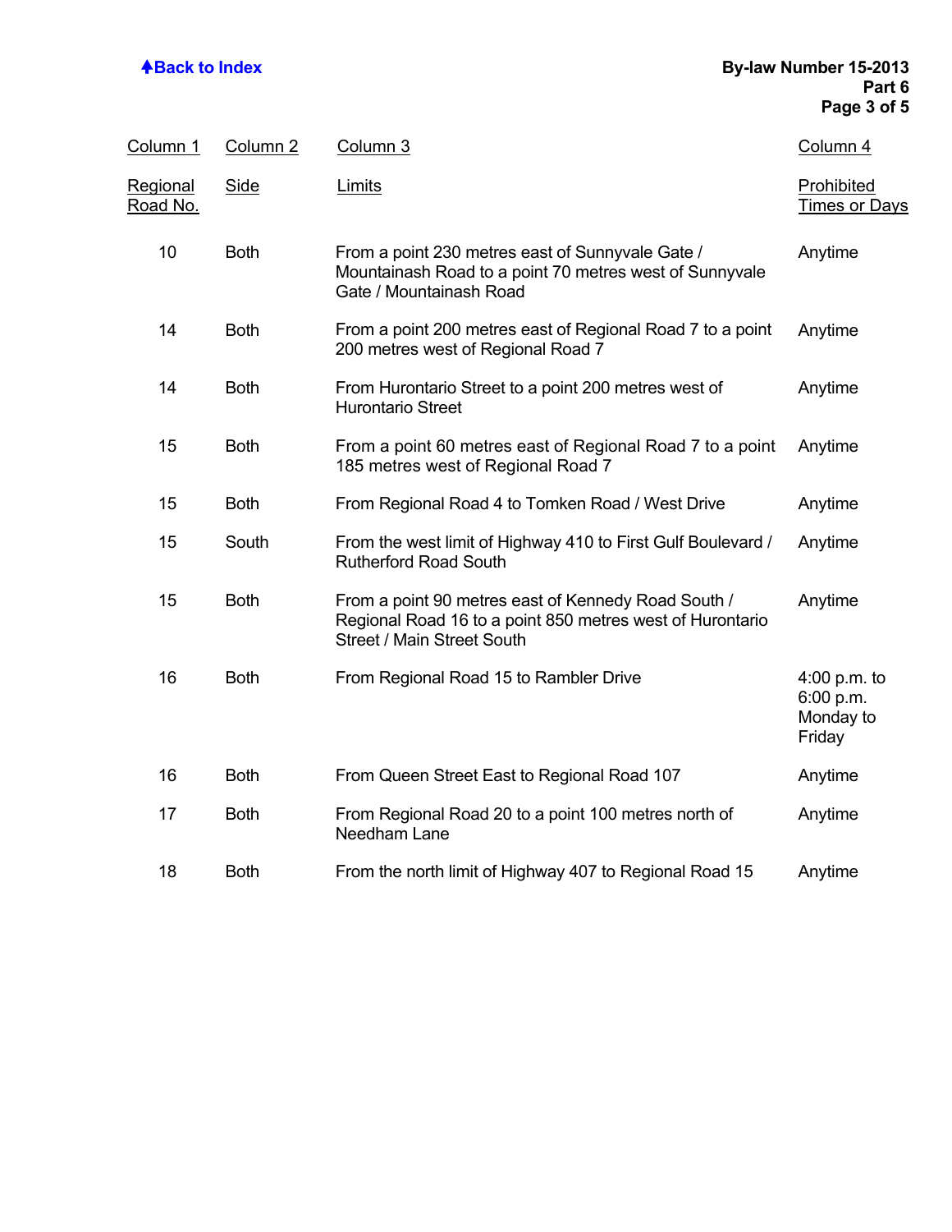| Column 1 | Column 2 | Column 3 | Column 4 |
|---|---|---|---|
| Regional Road No. | Side | Limits | Prohibited Times or Days |
| 10 | Both | From a point 230 metres east of Sunnyvale Gate / Mountainash Road to a point 70 metres west of Sunnyvale Gate / Mountainash Road | Anytime |
| 14 | Both | From a point 200 metres east of Regional Road 7 to a point 200 metres west of Regional Road 7 | Anytime |
| 14 | Both | From Hurontario Street to a point 200 metres west of Hurontario Street | Anytime |
| 15 | Both | From a point 60 metres east of Regional Road 7 to a point 185 metres west of Regional Road 7 | Anytime |
| 15 | Both | From Regional Road 4 to Tomken Road / West Drive | Anytime |
| 15 | South | From the west limit of Highway 410 to First Gulf Boulevard / Rutherford Road South | Anytime |
| 15 | Both | From a point 90 metres east of Kennedy Road South / Regional Road 16 to a point 850 metres west of Hurontario Street / Main Street South | Anytime |
| 16 | Both | From Regional Road 15 to Rambler Drive | 4:00 p.m. to 6:00 p.m. Monday to Friday |
| 16 | Both | From Queen Street East to Regional Road 107 | Anytime |
| 17 | Both | From Regional Road 20 to a point 100 metres north of Needham Lane | Anytime |
| 18 | Both | From the north limit of Highway 407 to Regional Road 15 | Anytime |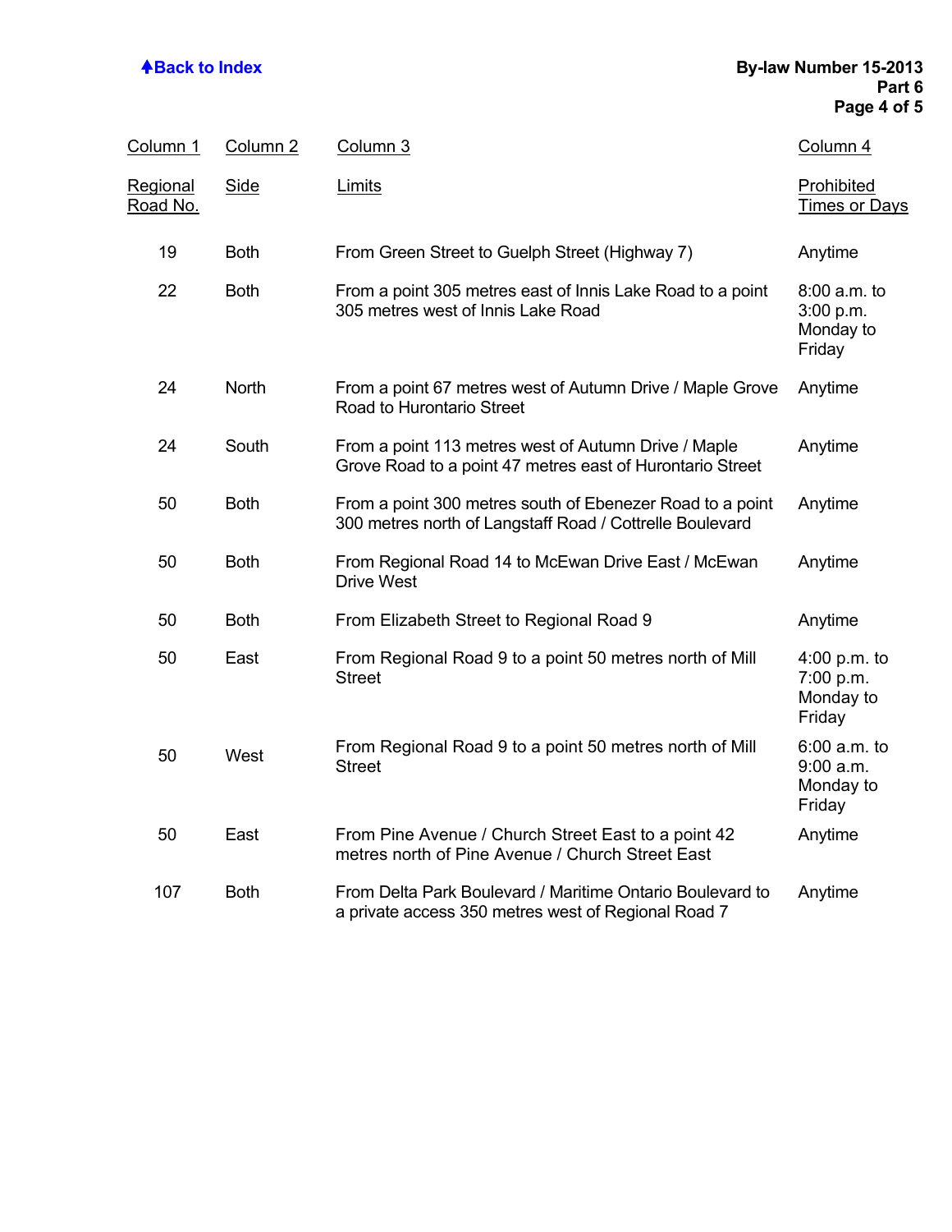| Column 1<br>Regional Road No. | Column 2<br>Side | Column 3<br>Limits | Column 4<br>Prohibited Times or Days |
|---|---|---|---|
| 19 | Both | From Green Street to Guelph Street (Highway 7) | Anytime |
| 22 | Both | From a point 305 metres east of Innis Lake Road to a point 305 metres west of Innis Lake Road | 8:00 a.m. to 3:00 p.m. Monday to Friday |
| 24 | North | From a point 67 metres west of Autumn Drive / Maple Grove Road to Hurontario Street | Anytime |
| 24 | South | From a point 113 metres west of Autumn Drive / Maple Grove Road to a point 47 metres east of Hurontario Street | Anytime |
| 50 | Both | From a point 300 metres south of Ebenezer Road to a point 300 metres north of Langstaff Road / Cottrelle Boulevard | Anytime |
| 50 | Both | From Regional Road 14 to McEwan Drive East / McEwan Drive West | Anytime |
| 50 | Both | From Elizabeth Street to Regional Road 9 | Anytime |
| 50 | East | From Regional Road 9 to a point 50 metres north of Mill Street | 4:00 p.m. to 7:00 p.m. Monday to Friday |
| 50 | West | From Regional Road 9 to a point 50 metres north of Mill Street | 6:00 a.m. to 9:00 a.m. Monday to Friday |
| 50 | East | From Pine Avenue / Church Street East to a point 42 metres north of Pine Avenue / Church Street East | Anytime |
| 107 | Both | From Delta Park Boulevard / Maritime Ontario Boulevard to a private access 350 metres west of Regional Road 7 | Anytime |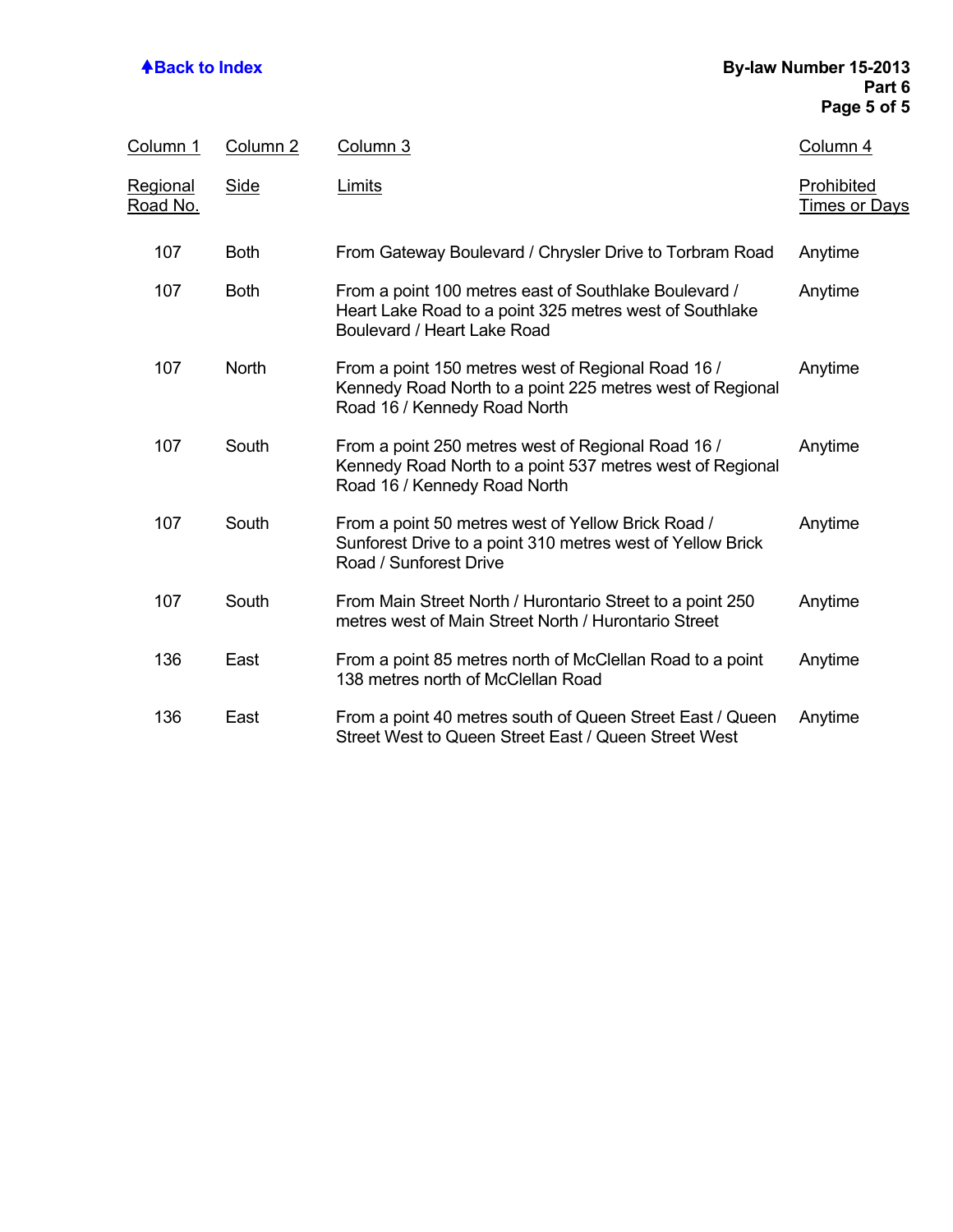| Column 1<br>Regional Road No. | Column 2<br>Side | Column 3<br>Limits | Column 4<br>Prohibited Times or Days |
|---|---|---|---|
| 107 | Both | From Gateway Boulevard / Chrysler Drive to Torbram Road | Anytime |
| 107 | Both | From a point 100 metres east of Southlake Boulevard / Heart Lake Road to a point 325 metres west of Southlake Boulevard / Heart Lake Road | Anytime |
| 107 | North | From a point 150 metres west of Regional Road 16 / Kennedy Road North to a point 225 metres west of Regional Road 16 / Kennedy Road North | Anytime |
| 107 | South | From a point 250 metres west of Regional Road 16 / Kennedy Road North to a point 537 metres west of Regional Road 16 / Kennedy Road North | Anytime |
| 107 | South | From a point 50 metres west of Yellow Brick Road / Sunforest Drive to a point 310 metres west of Yellow Brick Road / Sunforest Drive | Anytime |
| 107 | South | From Main Street North / Hurontario Street to a point 250 metres west of Main Street North / Hurontario Street | Anytime |
| 136 | East | From a point 85 metres north of McClellan Road to a point 138 metres north of McClellan Road | Anytime |
| 136 | East | From a point 40 metres south of Queen Street East / Queen Street West to Queen Street East / Queen Street West | Anytime |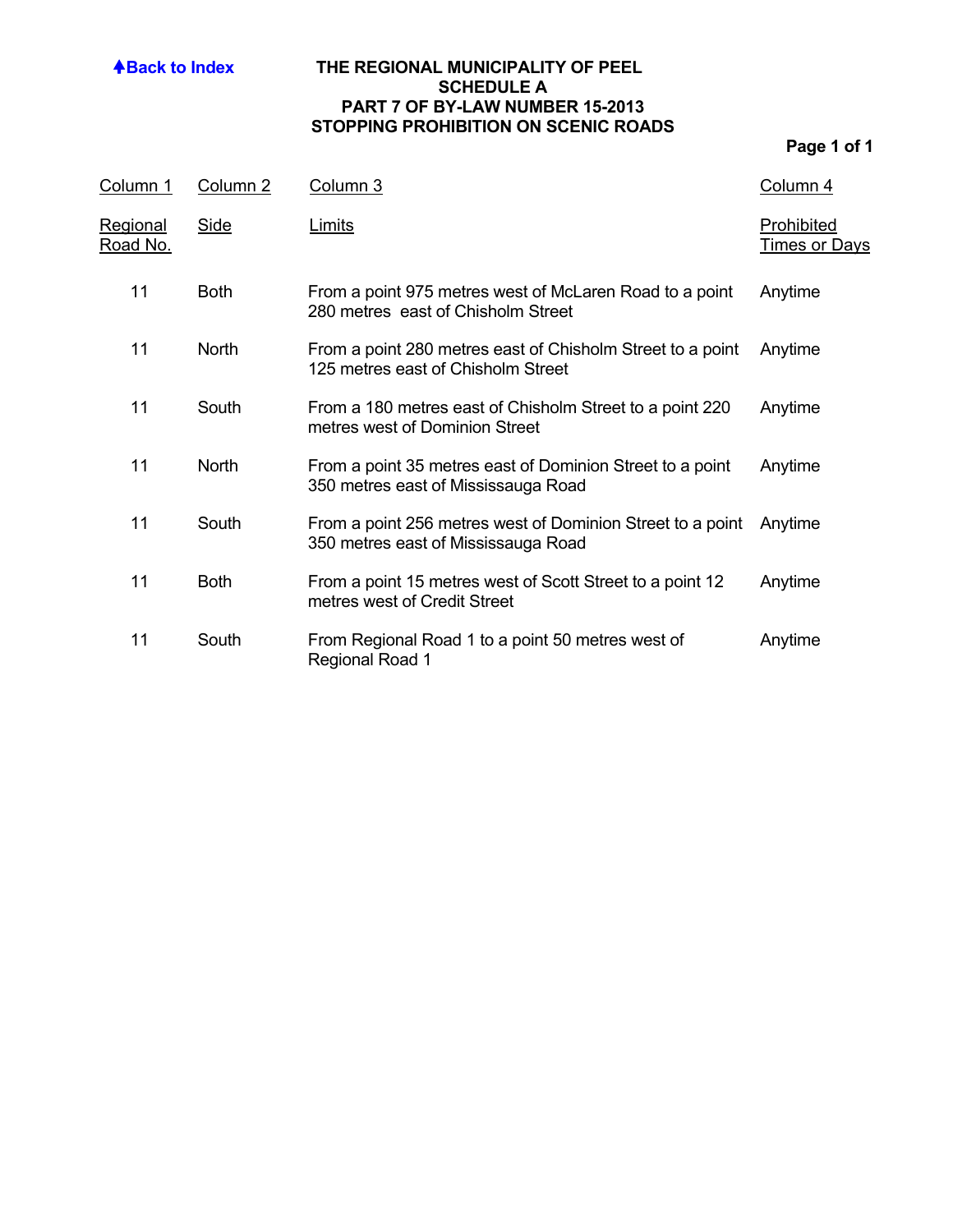Back to Index

# THE REGIONAL MUNICIPALITY OF PEEL
## SCHEDULE A
## PART 7 OF BY-LAW NUMBER 15-2013
## STOPPING PROHIBITION ON SCENIC ROADS

| Column 1<br>Regional Road No. | Column 2<br>Side | Column 3<br>Limits | Column 4<br>Prohibited Times or Days |
|---|---|---|---|
| 11 | Both | From a point 975 metres west of McLaren Road to a point 280 metres east of Chisholm Street | Anytime |
| 11 | North | From a point 280 metres east of Chisholm Street to a point 125 metres east of Chisholm Street | Anytime |
| 11 | South | From a 180 metres east of Chisholm Street to a point 220 metres west of Dominion Street | Anytime |
| 11 | North | From a point 35 metres east of Dominion Street to a point 350 metres east of Mississauga Road | Anytime |
| 11 | South | From a point 256 metres west of Dominion Street to a point 350 metres east of Mississauga Road | Anytime |
| 11 | Both | From a point 15 metres west of Scott Street to a point 12 metres west of Credit Street | Anytime |
| 11 | South | From Regional Road 1 to a point 50 metres west of Regional Road 1 | Anytime |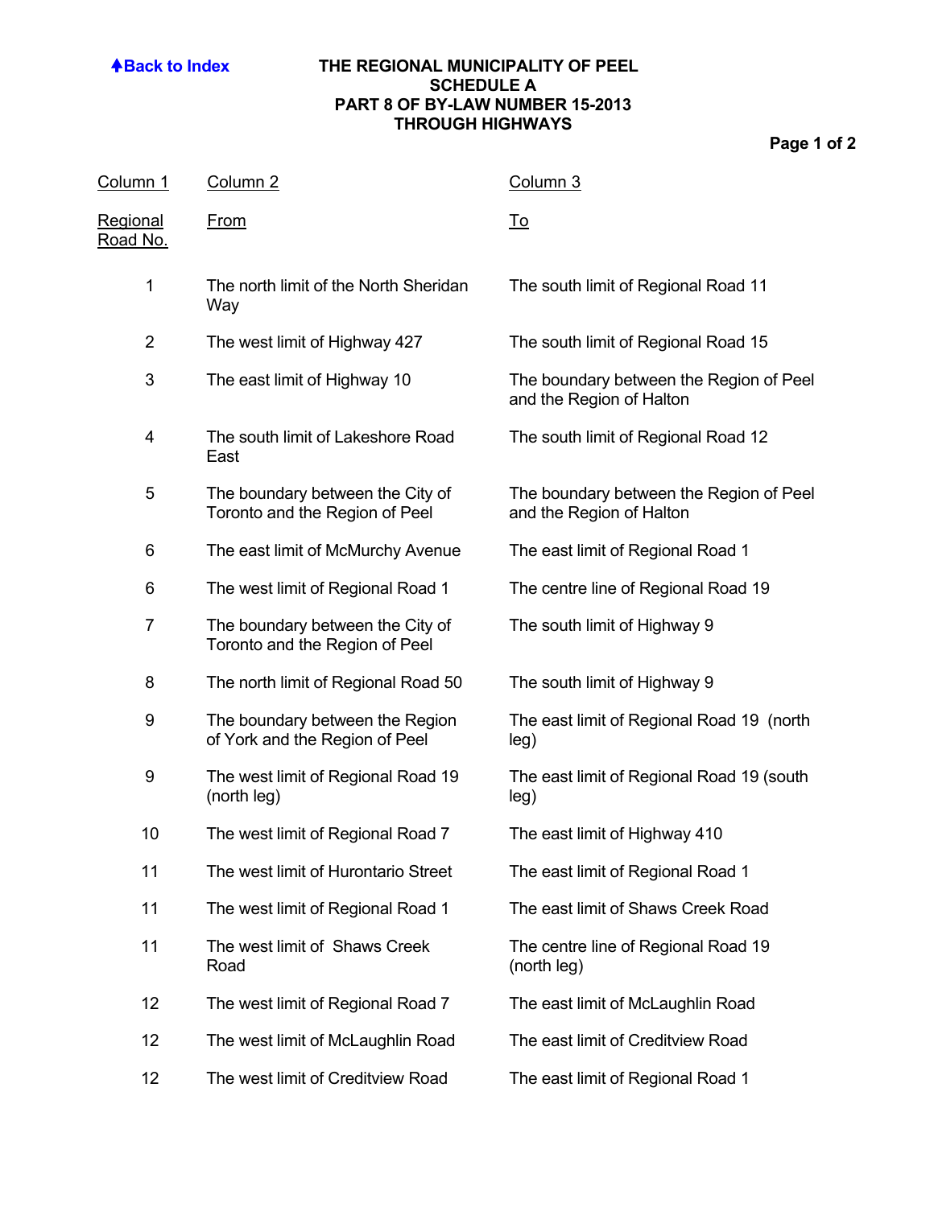# THE REGIONAL MUNICIPALITY OF PEEL
## SCHEDULE A
## PART 8 OF BY-LAW NUMBER 15-2013
## THROUGH HIGHWAYS

| Column 1<br>Regional Road No. | Column 2<br>From | Column 3<br>To |
|---|---|---|
| 1 | The north limit of the North Sheridan Way | The south limit of Regional Road 11 |
| 2 | The west limit of Highway 427 | The south limit of Regional Road 15 |
| 3 | The east limit of Highway 10 | The boundary between the Region of Peel and the Region of Halton |
| 4 | The south limit of Lakeshore Road East | The south limit of Regional Road 12 |
| 5 | The boundary between the City of Toronto and the Region of Peel | The boundary between the Region of Peel and the Region of Halton |
| 6 | The east limit of McMurchy Avenue | The east limit of Regional Road 1 |
| 6 | The west limit of Regional Road 1 | The centre line of Regional Road 19 |
| 7 | The boundary between the City of Toronto and the Region of Peel | The south limit of Highway 9 |
| 8 | The north limit of Regional Road 50 | The south limit of Highway 9 |
| 9 | The boundary between the Region of York and the Region of Peel | The east limit of Regional Road 19 (north leg) |
| 9 | The west limit of Regional Road 19 (north leg) | The east limit of Regional Road 19 (south leg) |
| 10 | The west limit of Regional Road 7 | The east limit of Highway 410 |
| 11 | The west limit of Hurontario Street | The east limit of Regional Road 1 |
| 11 | The west limit of Regional Road 1 | The east limit of Shaws Creek Road |
| 11 | The west limit of Shaws Creek Road | The centre line of Regional Road 19 (north leg) |
| 12 | The west limit of Regional Road 7 | The east limit of McLaughlin Road |
| 12 | The west limit of McLaughlin Road | The east limit of Creditview Road |
| 12 | The west limit of Creditview Road | The east limit of Regional Road 1 |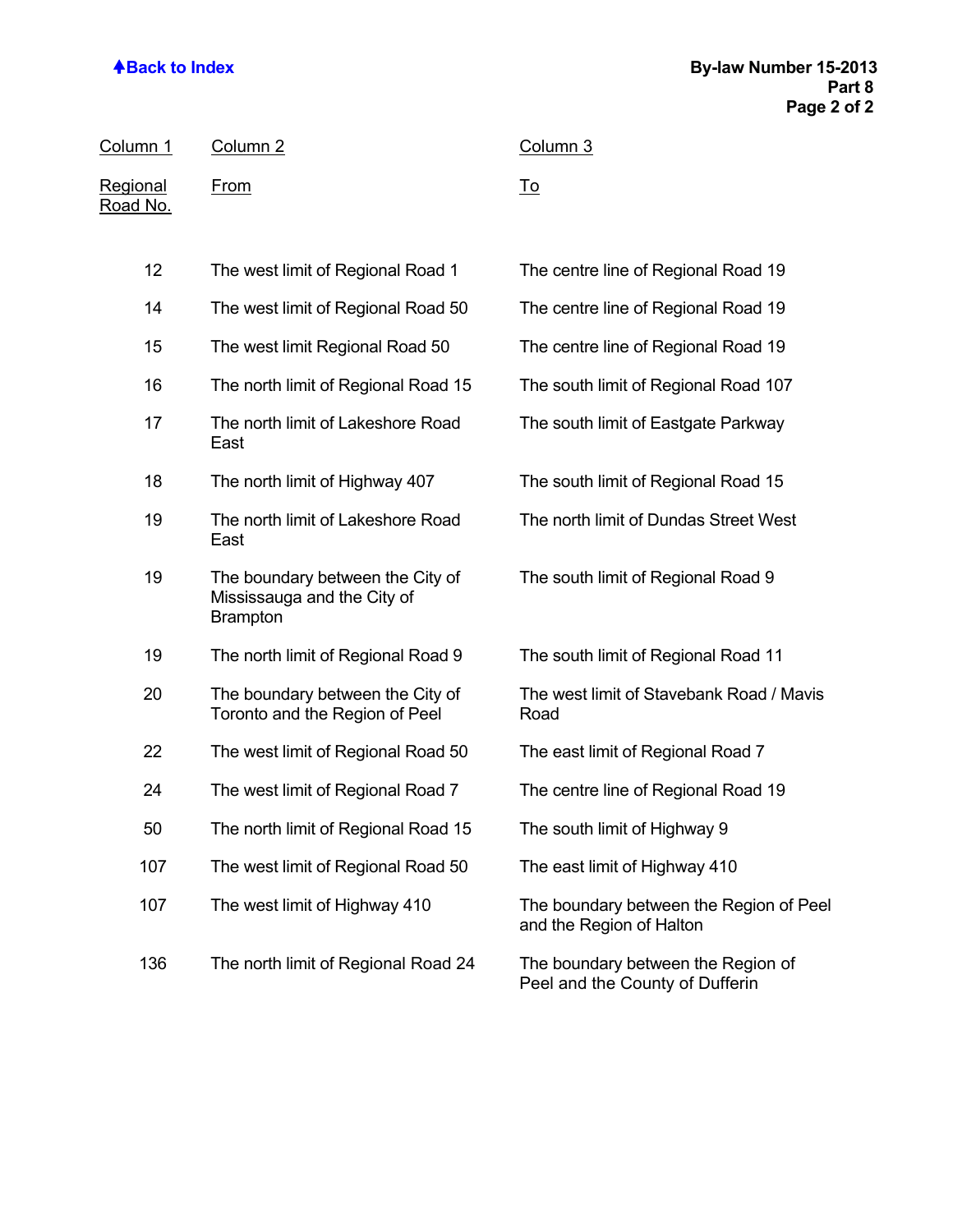| Column 1<br>Regional Road No. | Column 2<br>From | Column 3<br>To |
|---|---|---|
| 12 | The west limit of Regional Road 1 | The centre line of Regional Road 19 |
| 14 | The west limit of Regional Road 50 | The centre line of Regional Road 19 |
| 15 | The west limit Regional Road 50 | The centre line of Regional Road 19 |
| 16 | The north limit of Regional Road 15 | The south limit of Regional Road 107 |
| 17 | The north limit of Lakeshore Road East | The south limit of Eastgate Parkway |
| 18 | The north limit of Highway 407 | The south limit of Regional Road 15 |
| 19 | The north limit of Lakeshore Road East | The north limit of Dundas Street West |
| 19 | The boundary between the City of Mississauga and the City of Brampton | The south limit of Regional Road 9 |
| 19 | The north limit of Regional Road 9 | The south limit of Regional Road 11 |
| 20 | The boundary between the City of Toronto and the Region of Peel | The west limit of Stavebank Road / Mavis Road |
| 22 | The west limit of Regional Road 50 | The east limit of Regional Road 7 |
| 24 | The west limit of Regional Road 7 | The centre line of Regional Road 19 |
| 50 | The north limit of Regional Road 15 | The south limit of Highway 9 |
| 107 | The west limit of Regional Road 50 | The east limit of Highway 410 |
| 107 | The west limit of Highway 410 | The boundary between the Region of Peel and the Region of Halton |
| 136 | The north limit of Regional Road 24 | The boundary between the Region of Peel and the County of Dufferin |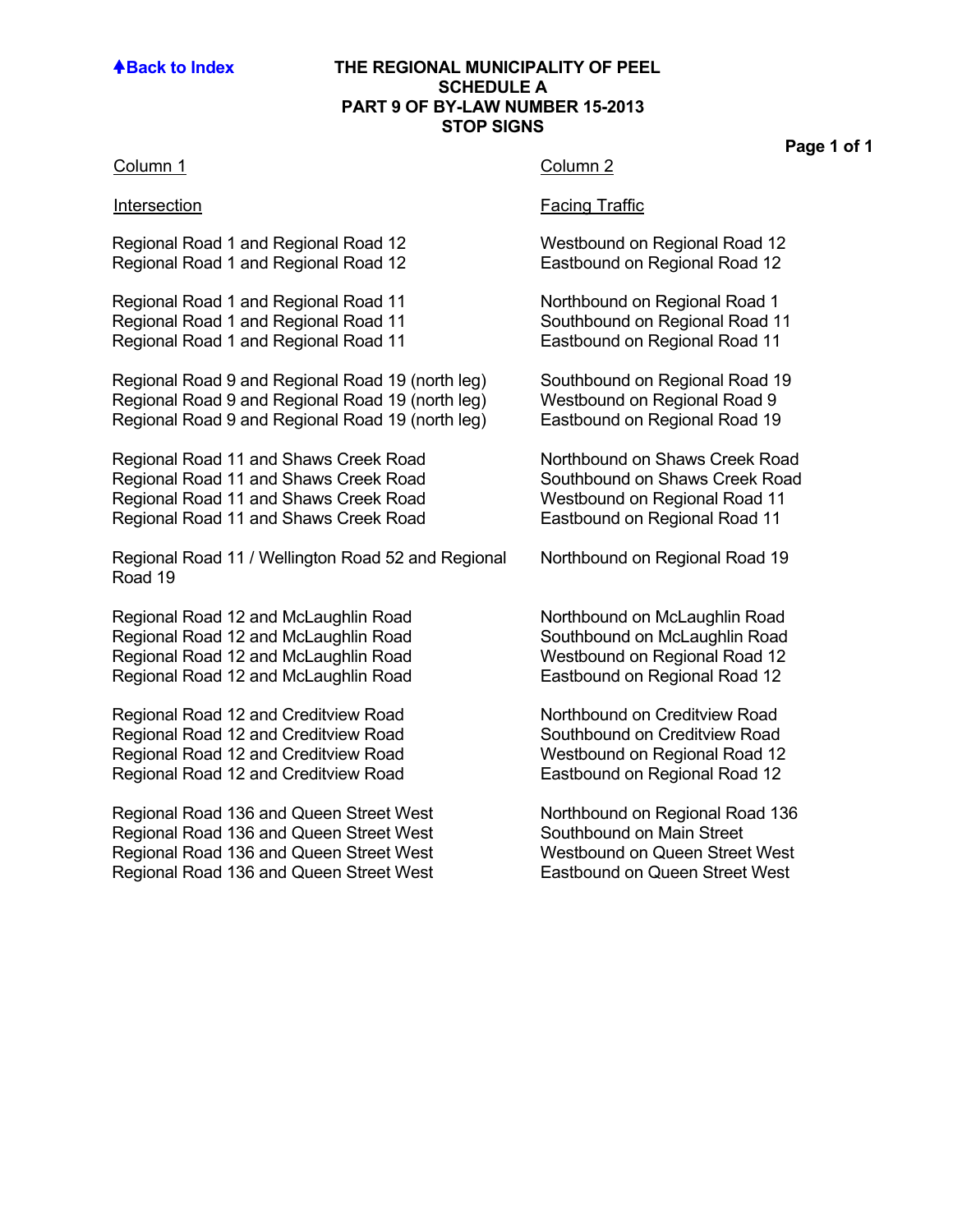**Back to Index**

# THE REGIONAL MUNICIPALITY OF PEEL
## SCHEDULE A
## PART 9 OF BY-LAW NUMBER 15-2013
## STOP SIGNS

**Page 1 of 1**

| Column 1<br>Intersection | Column 2<br>Facing Traffic |
|---|---|
| Regional Road 1 and Regional Road 12 | Westbound on Regional Road 12 |
| Regional Road 1 and Regional Road 12 | Eastbound on Regional Road 12 |
| Regional Road 1 and Regional Road 11 | Northbound on Regional Road 1 |
| Regional Road 1 and Regional Road 11 | Southbound on Regional Road 11 |
| Regional Road 1 and Regional Road 11 | Eastbound on Regional Road 11 |
| Regional Road 9 and Regional Road 19 (north leg) | Southbound on Regional Road 19 |
| Regional Road 9 and Regional Road 19 (north leg) | Westbound on Regional Road 9 |
| Regional Road 9 and Regional Road 19 (north leg) | Eastbound on Regional Road 19 |
| Regional Road 11 and Shaws Creek Road | Northbound on Shaws Creek Road |
| Regional Road 11 and Shaws Creek Road | Southbound on Shaws Creek Road |
| Regional Road 11 and Shaws Creek Road | Westbound on Regional Road 11 |
| Regional Road 11 and Shaws Creek Road | Eastbound on Regional Road 11 |
| Regional Road 11 / Wellington Road 52 and Regional Road 19 | Northbound on Regional Road 19 |
| Regional Road 12 and McLaughlin Road | Northbound on McLaughlin Road |
| Regional Road 12 and McLaughlin Road | Southbound on McLaughlin Road |
| Regional Road 12 and McLaughlin Road | Westbound on Regional Road 12 |
| Regional Road 12 and McLaughlin Road | Eastbound on Regional Road 12 |
| Regional Road 12 and Creditview Road | Northbound on Creditview Road |
| Regional Road 12 and Creditview Road | Southbound on Creditview Road |
| Regional Road 12 and Creditview Road | Westbound on Regional Road 12 |
| Regional Road 12 and Creditview Road | Eastbound on Regional Road 12 |
| Regional Road 136 and Queen Street West | Northbound on Regional Road 136 |
| Regional Road 136 and Queen Street West | Southbound on Main Street |
| Regional Road 136 and Queen Street West | Westbound on Queen Street West |
| Regional Road 136 and Queen Street West | Eastbound on Queen Street West |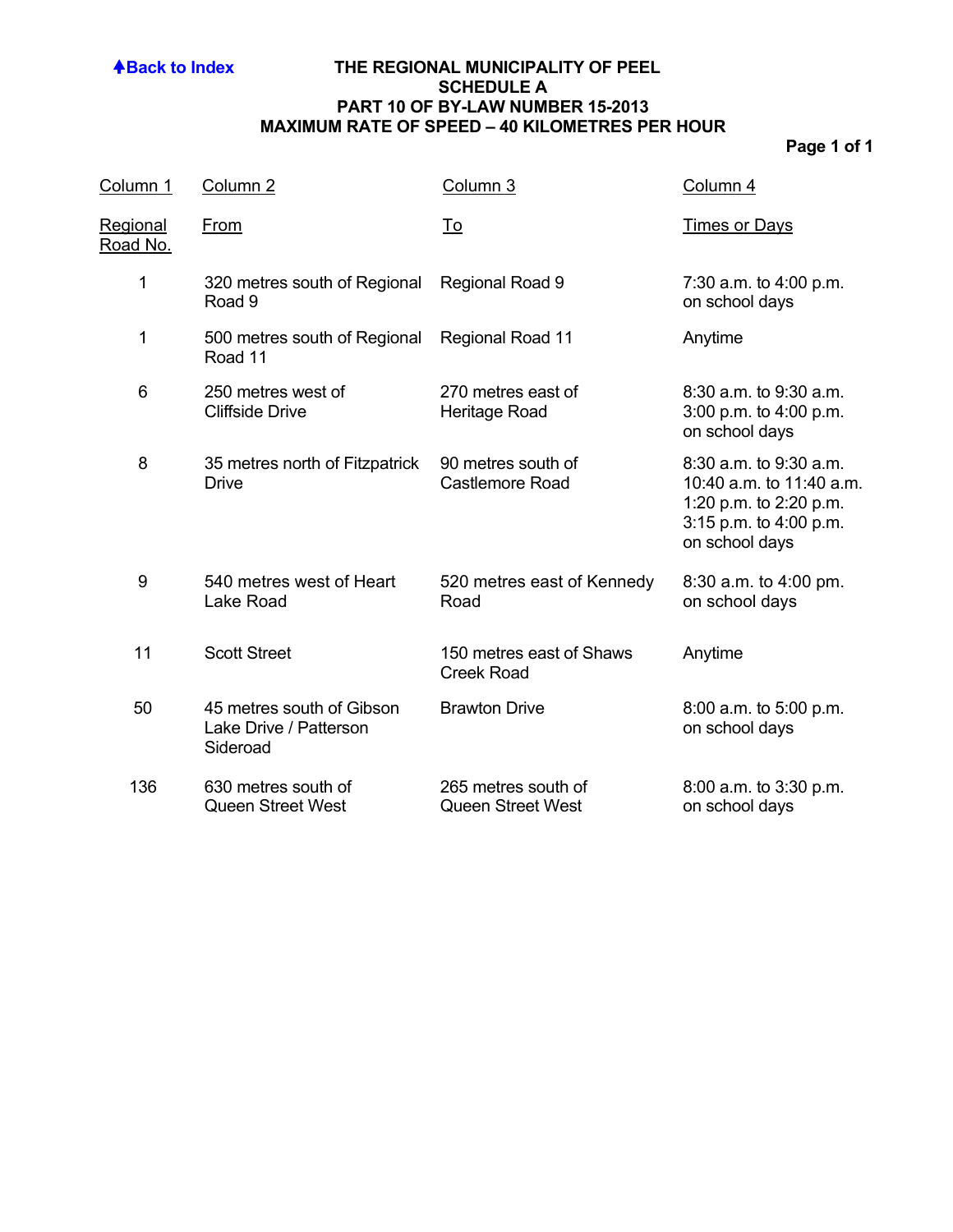**Back to Index**

# THE REGIONAL MUNICIPALITY OF PEEL
## SCHEDULE A
## PART 10 OF BY-LAW NUMBER 15-2013
## MAXIMUM RATE OF SPEED – 40 KILOMETRES PER HOUR

| Column 1<br>Regional Road No. | Column 2<br>From | Column 3<br>To | Column 4<br>Times or Days |
|---|---|---|---|
| 1 | 320 metres south of Regional Road 9 | Regional Road 9 | 7:30 a.m. to 4:00 p.m. on school days |
| 1 | 500 metres south of Regional Road 11 | Regional Road 11 | Anytime |
| 6 | 250 metres west of Cliffside Drive | 270 metres east of Heritage Road | 8:30 a.m. to 9:30 a.m.<br>3:00 p.m. to 4:00 p.m.<br>on school days |
| 8 | 35 metres north of Fitzpatrick Drive | 90 metres south of Castlemore Road | 8:30 a.m. to 9:30 a.m.<br>10:40 a.m. to 11:40 a.m.<br>1:20 p.m. to 2:20 p.m.<br>3:15 p.m. to 4:00 p.m.<br>on school days |
| 9 | 540 metres west of Heart Lake Road | 520 metres east of Kennedy Road | 8:30 a.m. to 4:00 pm. on school days |
| 11 | Scott Street | 150 metres east of Shaws Creek Road | Anytime |
| 50 | 45 metres south of Gibson Lake Drive / Patterson Sideroad | Brawton Drive | 8:00 a.m. to 5:00 p.m. on school days |
| 136 | 630 metres south of Queen Street West | 265 metres south of Queen Street West | 8:00 a.m. to 3:30 p.m. on school days |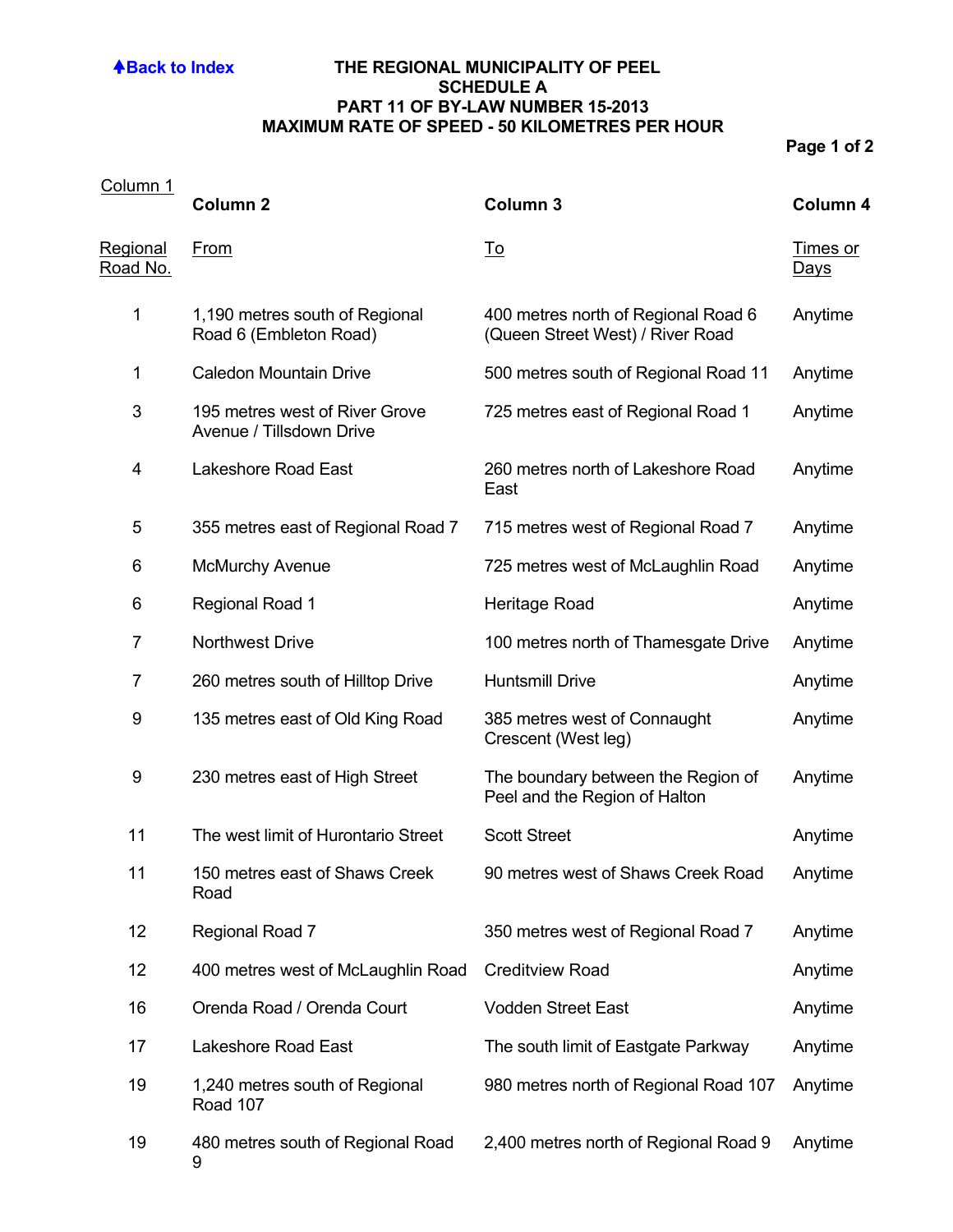Back to Index

# THE REGIONAL MUNICIPALITY OF PEEL
## SCHEDULE A
## PART 11 OF BY-LAW NUMBER 15-2013
## MAXIMUM RATE OF SPEED - 50 KILOMETRES PER HOUR

| Column 1<br>Regional Road No. | Column 2<br>From | Column 3<br>To | Column 4<br>Times or Days |
|---|---|---|---|
| 1 | 1,190 metres south of Regional Road 6 (Embleton Road) | 400 metres north of Regional Road 6 (Queen Street West) / River Road | Anytime |
| 1 | Caledon Mountain Drive | 500 metres south of Regional Road 11 | Anytime |
| 3 | 195 metres west of River Grove Avenue / Tillsdown Drive | 725 metres east of Regional Road 1 | Anytime |
| 4 | Lakeshore Road East | 260 metres north of Lakeshore Road East | Anytime |
| 5 | 355 metres east of Regional Road 7 | 715 metres west of Regional Road 7 | Anytime |
| 6 | McMurchy Avenue | 725 metres west of McLaughlin Road | Anytime |
| 6 | Regional Road 1 | Heritage Road | Anytime |
| 7 | Northwest Drive | 100 metres north of Thamesgate Drive | Anytime |
| 7 | 260 metres south of Hilltop Drive | Huntsmill Drive | Anytime |
| 9 | 135 metres east of Old King Road | 385 metres west of Connaught Crescent (West leg) | Anytime |
| 9 | 230 metres east of High Street | The boundary between the Region of Peel and the Region of Halton | Anytime |
| 11 | The west limit of Hurontario Street | Scott Street | Anytime |
| 11 | 150 metres east of Shaws Creek Road | 90 metres west of Shaws Creek Road | Anytime |
| 12 | Regional Road 7 | 350 metres west of Regional Road 7 | Anytime |
| 12 | 400 metres west of McLaughlin Road | Creditview Road | Anytime |
| 16 | Orenda Road / Orenda Court | Vodden Street East | Anytime |
| 17 | Lakeshore Road East | The south limit of Eastgate Parkway | Anytime |
| 19 | 1,240 metres south of Regional Road 107 | 980 metres north of Regional Road 107 | Anytime |
| 19 | 480 metres south of Regional Road 9 | 2,400 metres north of Regional Road 9 | Anytime |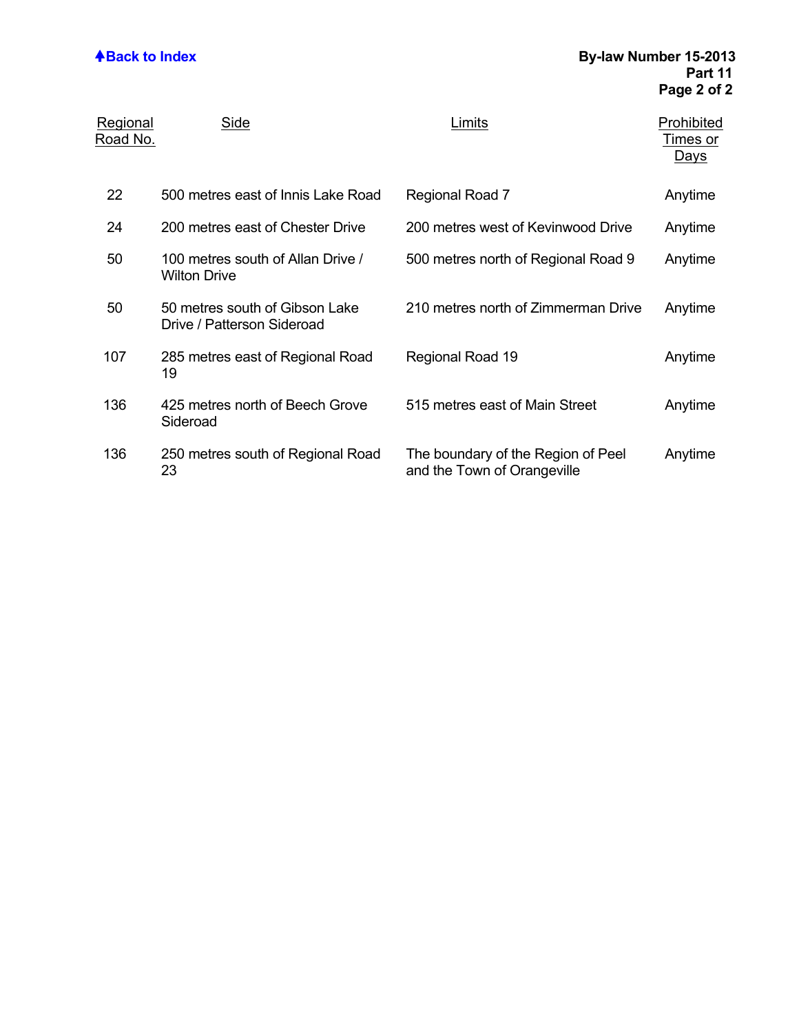**Back to Index**

**By-law Number 15-2013**
**Part 11**

| Regional Road No. | Side | Limits | Prohibited Times or Days |
|---|---|---|---|
| 22 | 500 metres east of Innis Lake Road | Regional Road 7 | Anytime |
| 24 | 200 metres east of Chester Drive | 200 metres west of Kevinwood Drive | Anytime |
| 50 | 100 metres south of Allan Drive / Wilton Drive | 500 metres north of Regional Road 9 | Anytime |
| 50 | 50 metres south of Gibson Lake Drive / Patterson Sideroad | 210 metres north of Zimmerman Drive | Anytime |
| 107 | 285 metres east of Regional Road 19 | Regional Road 19 | Anytime |
| 136 | 425 metres north of Beech Grove Sideroad | 515 metres east of Main Street | Anytime |
| 136 | 250 metres south of Regional Road 23 | The boundary of the Region of Peel and the Town of Orangeville | Anytime |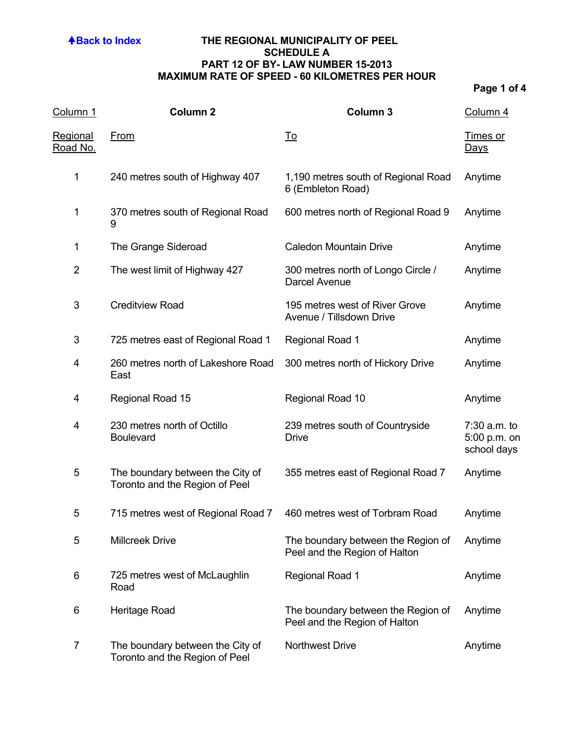↑Back to Index

# THE REGIONAL MUNICIPALITY OF PEEL
## SCHEDULE A
## PART 12 OF BY- LAW NUMBER 15-2013
## MAXIMUM RATE OF SPEED - 60 KILOMETRES PER HOUR

| Column 1 | Column 2 | Column 3 | Column 4 |
|---|---|---|---|
| Regional Road No. | From | To | Times or Days |
| 1 | 240 metres south of Highway 407 | 1,190 metres south of Regional Road 6 (Embleton Road) | Anytime |
| 1 | 370 metres south of Regional Road 9 | 600 metres north of Regional Road 9 | Anytime |
| 1 | The Grange Sideroad | Caledon Mountain Drive | Anytime |
| 2 | The west limit of Highway 427 | 300 metres north of Longo Circle / Darcel Avenue | Anytime |
| 3 | Creditview Road | 195 metres west of River Grove Avenue / Tillsdown Drive | Anytime |
| 3 | 725 metres east of Regional Road 1 | Regional Road 1 | Anytime |
| 4 | 260 metres north of Lakeshore Road East | 300 metres north of Hickory Drive | Anytime |
| 4 | Regional Road 15 | Regional Road 10 | Anytime |
| 4 | 230 metres north of Octillo Boulevard | 239 metres south of Countryside Drive | 7:30 a.m. to 5:00 p.m. on school days |
| 5 | The boundary between the City of Toronto and the Region of Peel | 355 metres east of Regional Road 7 | Anytime |
| 5 | 715 metres west of Regional Road 7 | 460 metres west of Torbram Road | Anytime |
| 5 | Millcreek Drive | The boundary between the Region of Peel and the Region of Halton | Anytime |
| 6 | 725 metres west of McLaughlin Road | Regional Road 1 | Anytime |
| 6 | Heritage Road | The boundary between the Region of Peel and the Region of Halton | Anytime |
| 7 | The boundary between the City of Toronto and the Region of Peel | Northwest Drive | Anytime |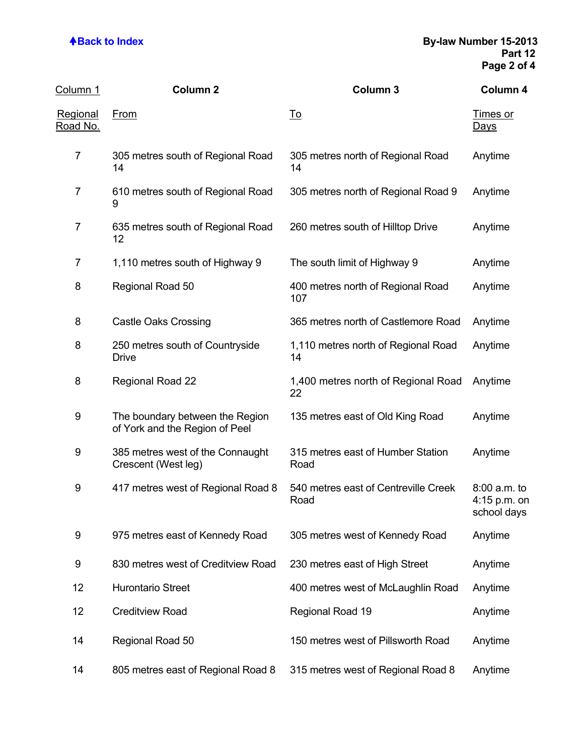| Column 1 | Column 2 | Column 3 | Column 4 |
|---|---|---|---|
| Regional Road No. | From | To | Times or Days |
| 7 | 305 metres south of Regional Road 14 | 305 metres north of Regional Road 14 | Anytime |
| 7 | 610 metres south of Regional Road 9 | 305 metres north of Regional Road 9 | Anytime |
| 7 | 635 metres south of Regional Road 12 | 260 metres south of Hilltop Drive | Anytime |
| 7 | 1,110 metres south of Highway 9 | The south limit of Highway 9 | Anytime |
| 8 | Regional Road 50 | 400 metres north of Regional Road 107 | Anytime |
| 8 | Castle Oaks Crossing | 365 metres north of Castlemore Road | Anytime |
| 8 | 250 metres south of Countryside Drive | 1,110 metres north of Regional Road 14 | Anytime |
| 8 | Regional Road 22 | 1,400 metres north of Regional Road 22 | Anytime |
| 9 | The boundary between the Region of York and the Region of Peel | 135 metres east of Old King Road | Anytime |
| 9 | 385 metres west of the Connaught Crescent (West leg) | 315 metres east of Humber Station Road | Anytime |
| 9 | 417 metres west of Regional Road 8 | 540 metres east of Centreville Creek Road | 8:00 a.m. to 4:15 p.m. on school days |
| 9 | 975 metres east of Kennedy Road | 305 metres west of Kennedy Road | Anytime |
| 9 | 830 metres west of Creditview Road | 230 metres east of High Street | Anytime |
| 12 | Hurontario Street | 400 metres west of McLaughlin Road | Anytime |
| 12 | Creditview Road | Regional Road 19 | Anytime |
| 14 | Regional Road 50 | 150 metres west of Pillsworth Road | Anytime |
| 14 | 805 metres east of Regional Road 8 | 315 metres west of Regional Road 8 | Anytime |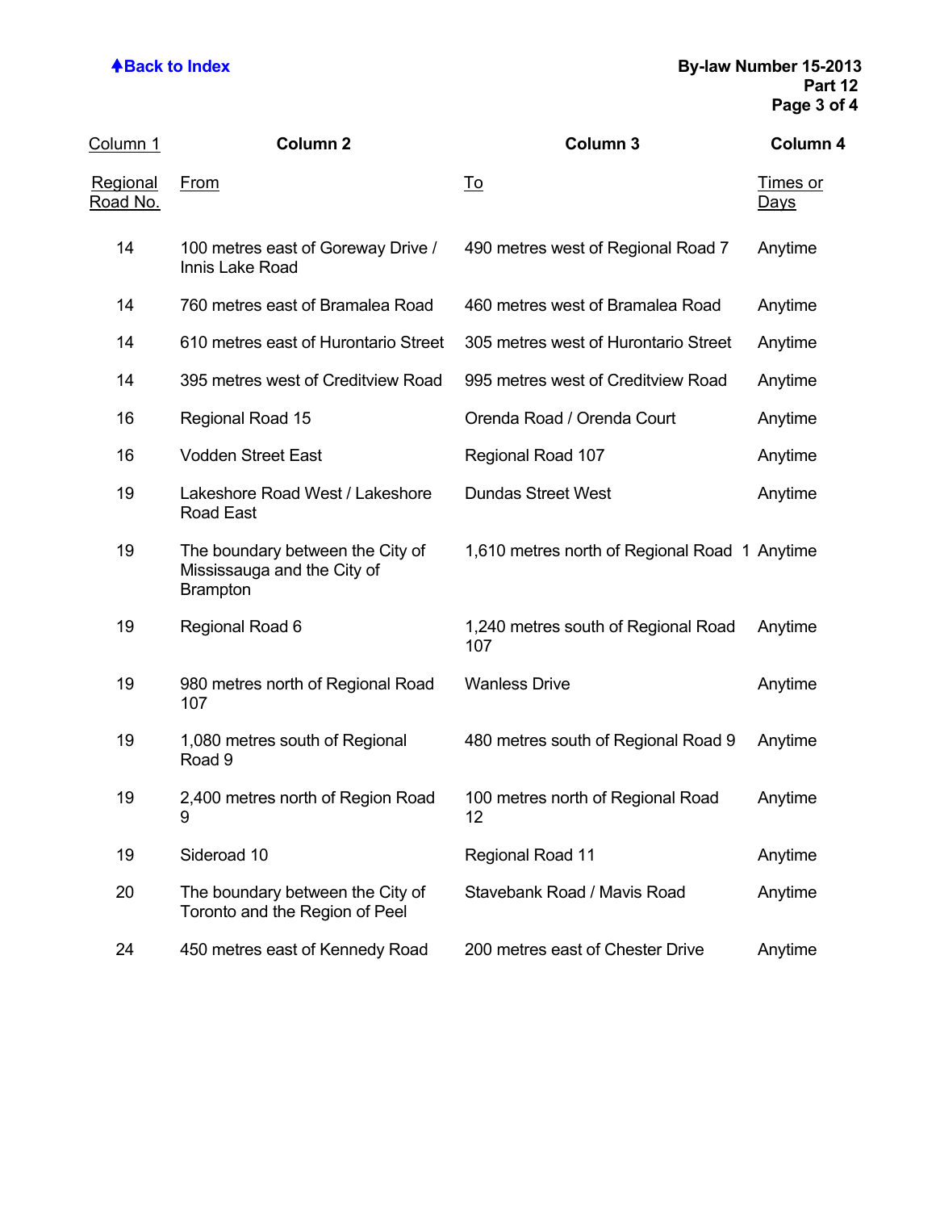| Column 1 | Column 2 | Column 3 | Column 4 |
|---|---|---|---|
| Regional Road No. | From | To | Times or Days |
| 14 | 100 metres east of Goreway Drive / Innis Lake Road | 490 metres west of Regional Road 7 | Anytime |
| 14 | 760 metres east of Bramalea Road | 460 metres west of Bramalea Road | Anytime |
| 14 | 610 metres east of Hurontario Street | 305 metres west of Hurontario Street | Anytime |
| 14 | 395 metres west of Creditview Road | 995 metres west of Creditview Road | Anytime |
| 16 | Regional Road 15 | Orenda Road / Orenda Court | Anytime |
| 16 | Vodden Street East | Regional Road 107 | Anytime |
| 19 | Lakeshore Road West / Lakeshore Road East | Dundas Street West | Anytime |
| 19 | The boundary between the City of Mississauga and the City of Brampton | 1,610 metres north of Regional Road 1 | Anytime |
| 19 | Regional Road 6 | 1,240 metres south of Regional Road 107 | Anytime |
| 19 | 980 metres north of Regional Road 107 | Wanless Drive | Anytime |
| 19 | 1,080 metres south of Regional Road 9 | 480 metres south of Regional Road 9 | Anytime |
| 19 | 2,400 metres north of Region Road 9 | 100 metres north of Regional Road 12 | Anytime |
| 19 | Sideroad 10 | Regional Road 11 | Anytime |
| 20 | The boundary between the City of Toronto and the Region of Peel | Stavebank Road / Mavis Road | Anytime |
| 24 | 450 metres east of Kennedy Road | 200 metres east of Chester Drive | Anytime |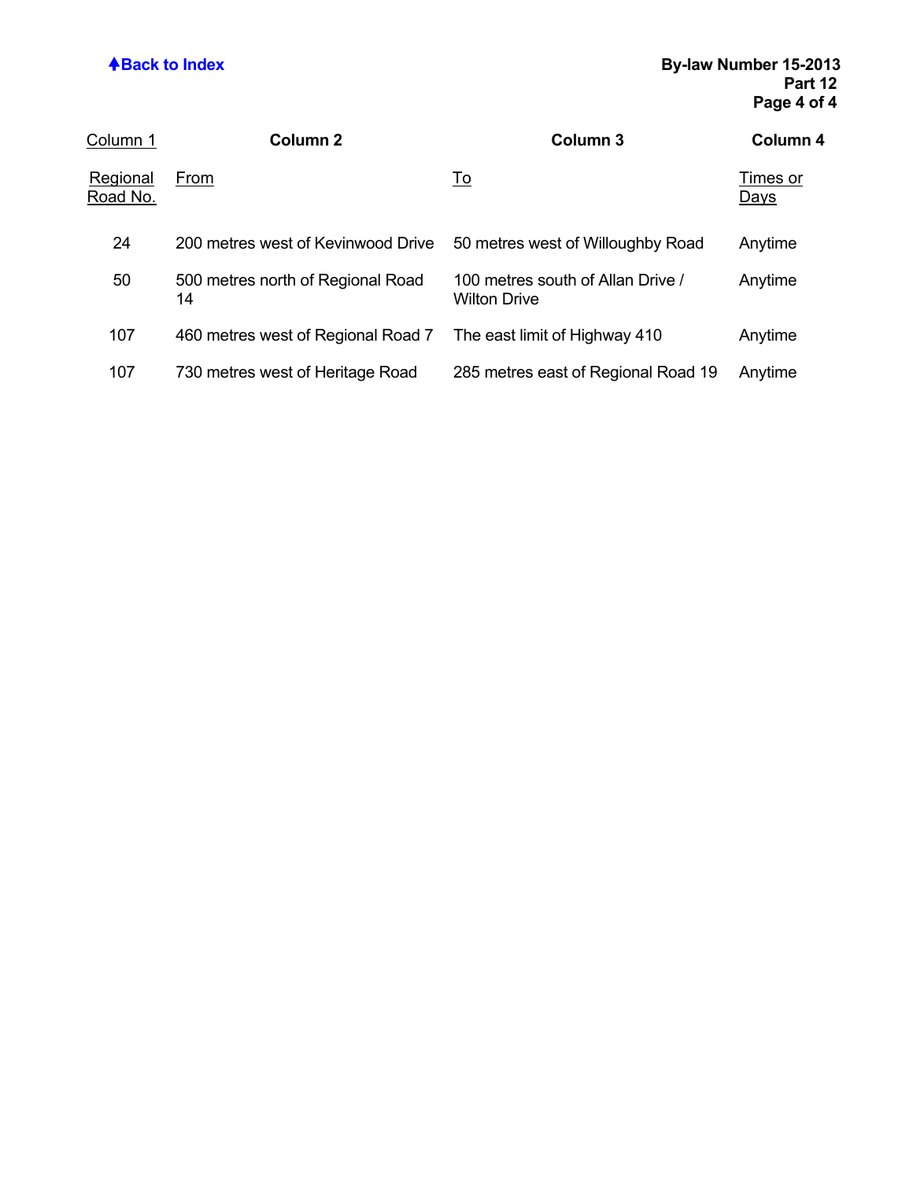| Column 1 | Column 2 | Column 3 | Column 4 |
|---|---|---|---|
| Regional Road No. | From | To | Times or Days |
| 24 | 200 metres west of Kevinwood Drive | 50 metres west of Willoughby Road | Anytime |
| 50 | 500 metres north of Regional Road 14 | 100 metres south of Allan Drive / Wilton Drive | Anytime |
| 107 | 460 metres west of Regional Road 7 | The east limit of Highway 410 | Anytime |
| 107 | 730 metres west of Heritage Road | 285 metres east of Regional Road 19 | Anytime |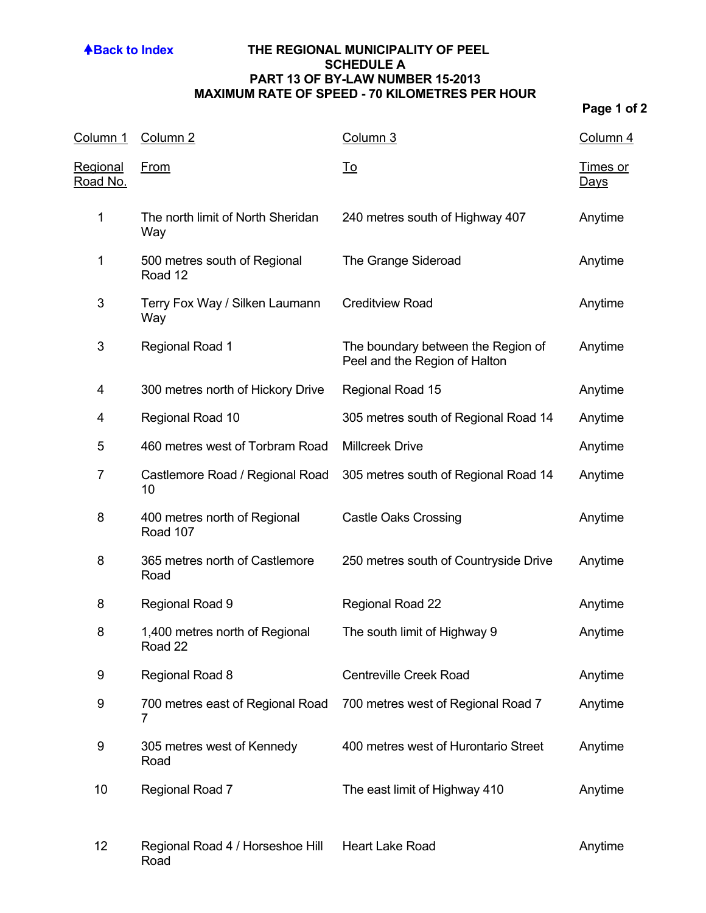[Back to Index]

# THE REGIONAL MUNICIPALITY OF PEEL
## SCHEDULE A
## PART 13 OF BY-LAW NUMBER 15-2013
## MAXIMUM RATE OF SPEED - 70 KILOMETRES PER HOUR

| Column 1<br>Regional Road No. | Column 2<br>From | Column 3<br>To | Column 4<br>Times or Days |
|---|---|---|---|
| 1 | The north limit of North Sheridan Way | 240 metres south of Highway 407 | Anytime |
| 1 | 500 metres south of Regional Road 12 | The Grange Sideroad | Anytime |
| 3 | Terry Fox Way / Silken Laumann Way | Creditview Road | Anytime |
| 3 | Regional Road 1 | The boundary between the Region of Peel and the Region of Halton | Anytime |
| 4 | 300 metres north of Hickory Drive | Regional Road 15 | Anytime |
| 4 | Regional Road 10 | 305 metres south of Regional Road 14 | Anytime |
| 5 | 460 metres west of Torbram Road | Millcreek Drive | Anytime |
| 7 | Castlemore Road / Regional Road 10 | 305 metres south of Regional Road 14 | Anytime |
| 8 | 400 metres north of Regional Road 107 | Castle Oaks Crossing | Anytime |
| 8 | 365 metres north of Castlemore Road | 250 metres south of Countryside Drive | Anytime |
| 8 | Regional Road 9 | Regional Road 22 | Anytime |
| 8 | 1,400 metres north of Regional Road 22 | The south limit of Highway 9 | Anytime |
| 9 | Regional Road 8 | Centreville Creek Road | Anytime |
| 9 | 700 metres east of Regional Road 7 | 700 metres west of Regional Road 7 | Anytime |
| 9 | 305 metres west of Kennedy Road | 400 metres west of Hurontario Street | Anytime |
| 10 | Regional Road 7 | The east limit of Highway 410 | Anytime |
| 12 | Regional Road 4 / Horseshoe Hill Road | Heart Lake Road | Anytime |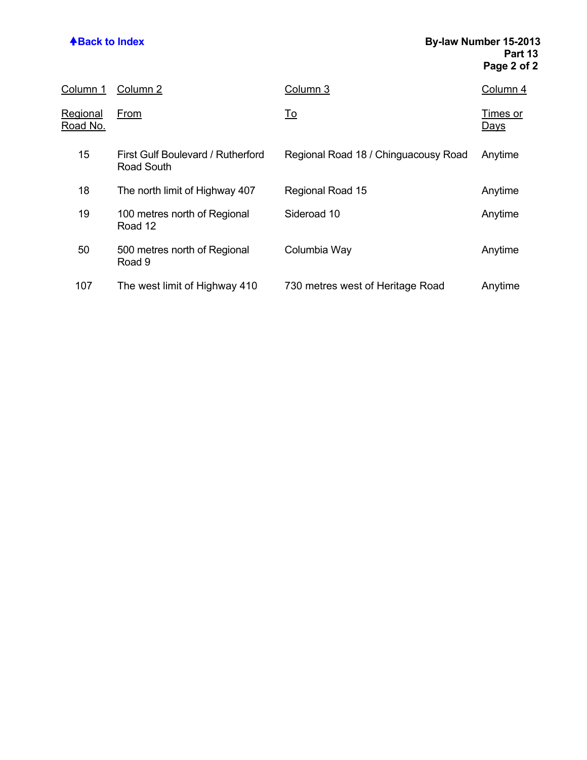| Column 1<br>Regional Road No. | Column 2<br>From | Column 3<br>To | Column 4<br>Times or Days |
|---|---|---|---|
| 15 | First Gulf Boulevard / Rutherford Road South | Regional Road 18 / Chinguacousy Road | Anytime |
| 18 | The north limit of Highway 407 | Regional Road 15 | Anytime |
| 19 | 100 metres north of Regional Road 12 | Sideroad 10 | Anytime |
| 50 | 500 metres north of Regional Road 9 | Columbia Way | Anytime |
| 107 | The west limit of Highway 410 | 730 metres west of Heritage Road | Anytime |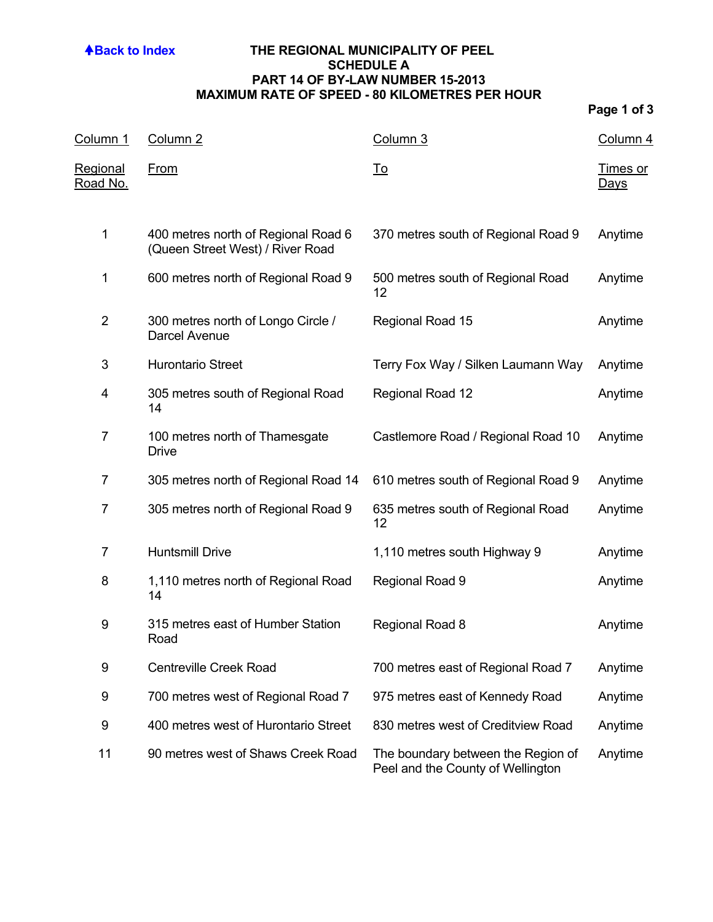**Back to Index**

# THE REGIONAL MUNICIPALITY OF PEEL
## SCHEDULE A
## PART 14 OF BY-LAW NUMBER 15-2013
## MAXIMUM RATE OF SPEED - 80 KILOMETRES PER HOUR

| Column 1<br>Regional Road No. | Column 2<br>From | Column 3<br>To | Column 4<br>Times or Days |
|---|---|---|---|
| 1 | 400 metres north of Regional Road 6 (Queen Street West) / River Road | 370 metres south of Regional Road 9 | Anytime |
| 1 | 600 metres north of Regional Road 9 | 500 metres south of Regional Road 12 | Anytime |
| 2 | 300 metres north of Longo Circle / Darcel Avenue | Regional Road 15 | Anytime |
| 3 | Hurontario Street | Terry Fox Way / Silken Laumann Way | Anytime |
| 4 | 305 metres south of Regional Road 14 | Regional Road 12 | Anytime |
| 7 | 100 metres north of Thamesgate Drive | Castlemore Road / Regional Road 10 | Anytime |
| 7 | 305 metres north of Regional Road 14 | 610 metres south of Regional Road 9 | Anytime |
| 7 | 305 metres north of Regional Road 9 | 635 metres south of Regional Road 12 | Anytime |
| 7 | Huntsmill Drive | 1,110 metres south Highway 9 | Anytime |
| 8 | 1,110 metres north of Regional Road 14 | Regional Road 9 | Anytime |
| 9 | 315 metres east of Humber Station Road | Regional Road 8 | Anytime |
| 9 | Centreville Creek Road | 700 metres east of Regional Road 7 | Anytime |
| 9 | 700 metres west of Regional Road 7 | 975 metres east of Kennedy Road | Anytime |
| 9 | 400 metres west of Hurontario Street | 830 metres west of Creditview Road | Anytime |
| 11 | 90 metres west of Shaws Creek Road | The boundary between the Region of Peel and the County of Wellington | Anytime |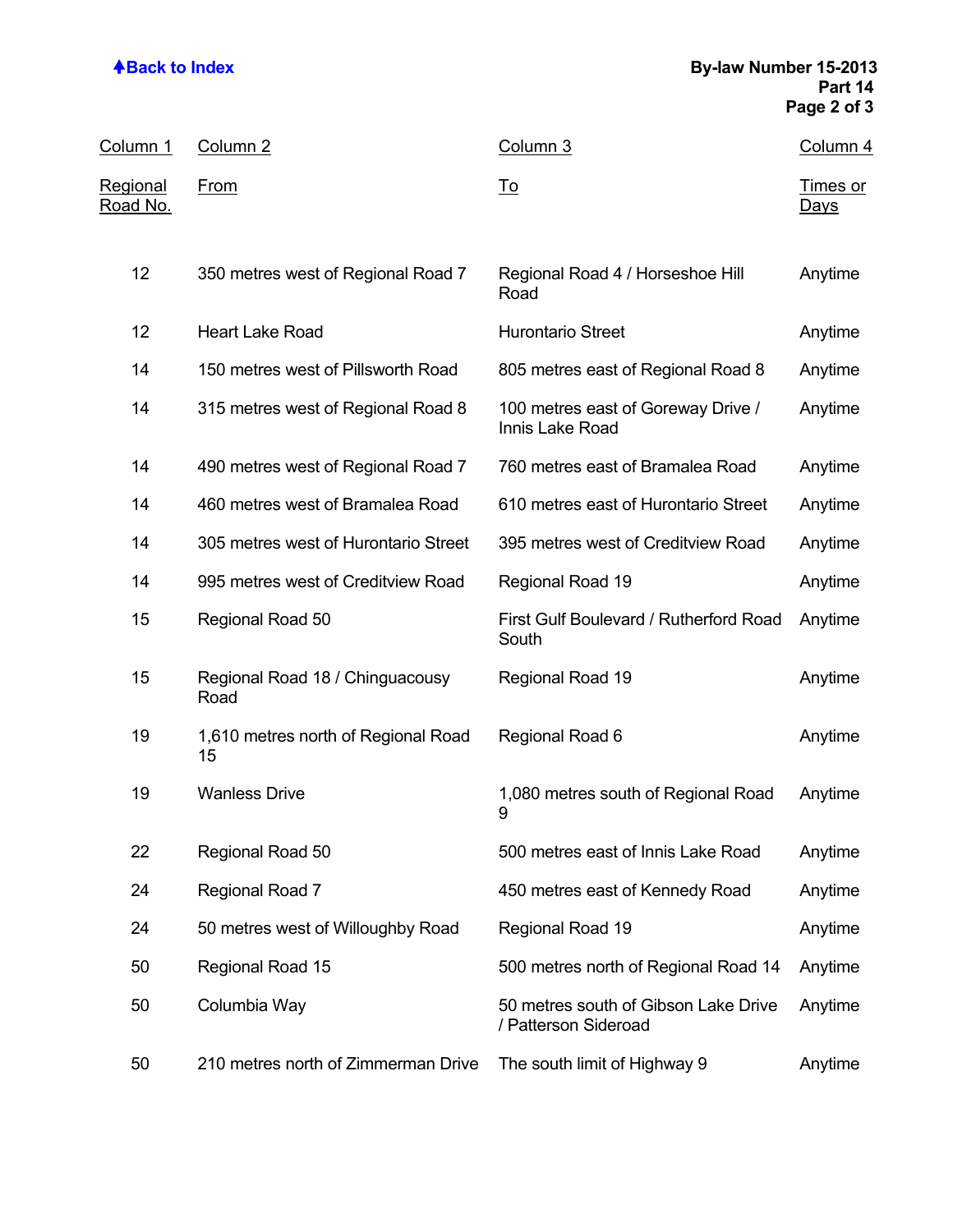| Column 1<br>Regional Road No. | Column 2<br>From | Column 3<br>To | Column 4<br>Times or Days |
|---|---|---|---|
| 12 | 350 metres west of Regional Road 7 | Regional Road 4 / Horseshoe Hill Road | Anytime |
| 12 | Heart Lake Road | Hurontario Street | Anytime |
| 14 | 150 metres west of Pillsworth Road | 805 metres east of Regional Road 8 | Anytime |
| 14 | 315 metres west of Regional Road 8 | 100 metres east of Goreway Drive / Innis Lake Road | Anytime |
| 14 | 490 metres west of Regional Road 7 | 760 metres east of Bramalea Road | Anytime |
| 14 | 460 metres west of Bramalea Road | 610 metres east of Hurontario Street | Anytime |
| 14 | 305 metres west of Hurontario Street | 395 metres west of Creditview Road | Anytime |
| 14 | 995 metres west of Creditview Road | Regional Road 19 | Anytime |
| 15 | Regional Road 50 | First Gulf Boulevard / Rutherford Road South | Anytime |
| 15 | Regional Road 18 / Chinguacousy Road | Regional Road 19 | Anytime |
| 19 | 1,610 metres north of Regional Road 15 | Regional Road 6 | Anytime |
| 19 | Wanless Drive | 1,080 metres south of Regional Road 9 | Anytime |
| 22 | Regional Road 50 | 500 metres east of Innis Lake Road | Anytime |
| 24 | Regional Road 7 | 450 metres east of Kennedy Road | Anytime |
| 24 | 50 metres west of Willoughby Road | Regional Road 19 | Anytime |
| 50 | Regional Road 15 | 500 metres north of Regional Road 14 | Anytime |
| 50 | Columbia Way | 50 metres south of Gibson Lake Drive / Patterson Sideroad | Anytime |
| 50 | 210 metres north of Zimmerman Drive | The south limit of Highway 9 | Anytime |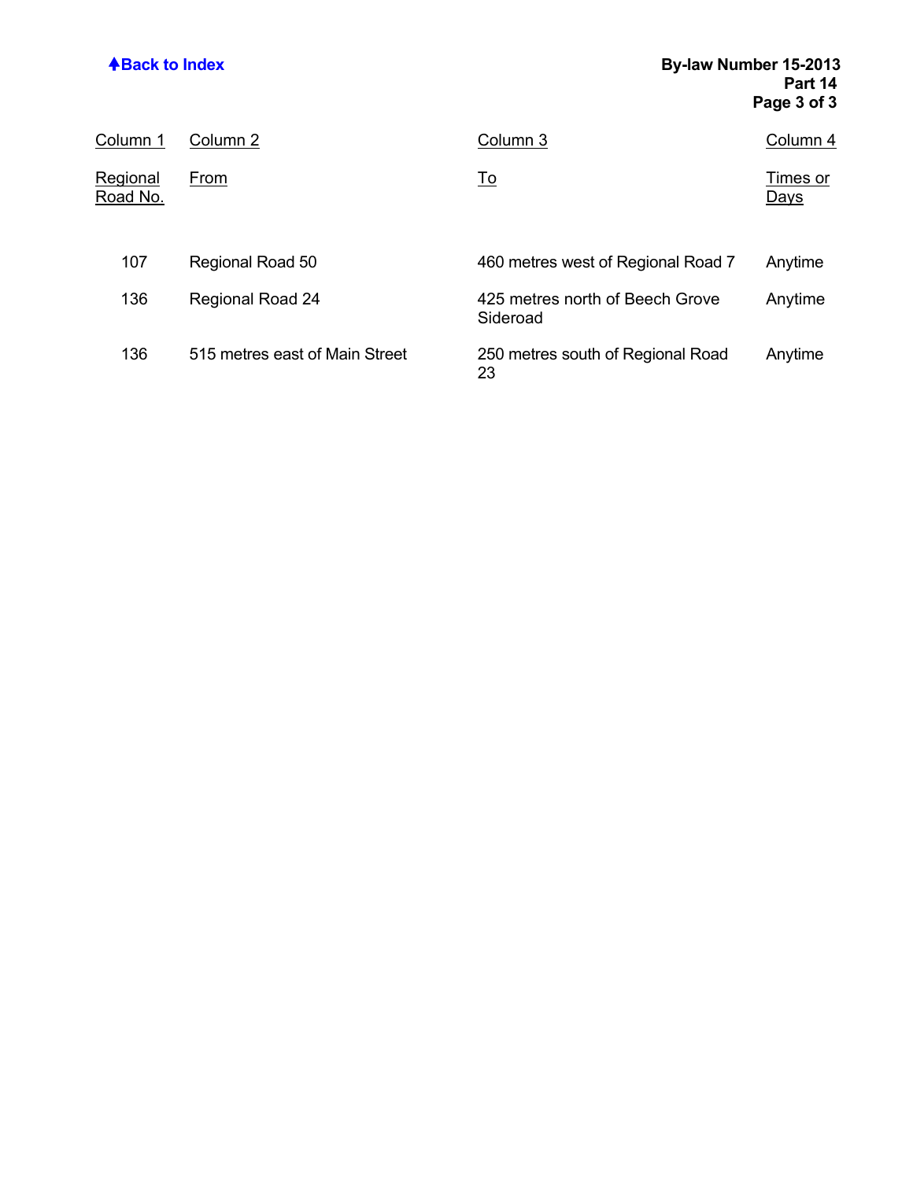[Back to Index](#)

| Column 1<br>Regional Road No. | Column 2<br>From | Column 3<br>To | Column 4<br>Times or Days |
|---|---|---|---|
| 107 | Regional Road 50 | 460 metres west of Regional Road 7 | Anytime |
| 136 | Regional Road 24 | 425 metres north of Beech Grove Sideroad | Anytime |
| 136 | 515 metres east of Main Street | 250 metres south of Regional Road 23 | Anytime |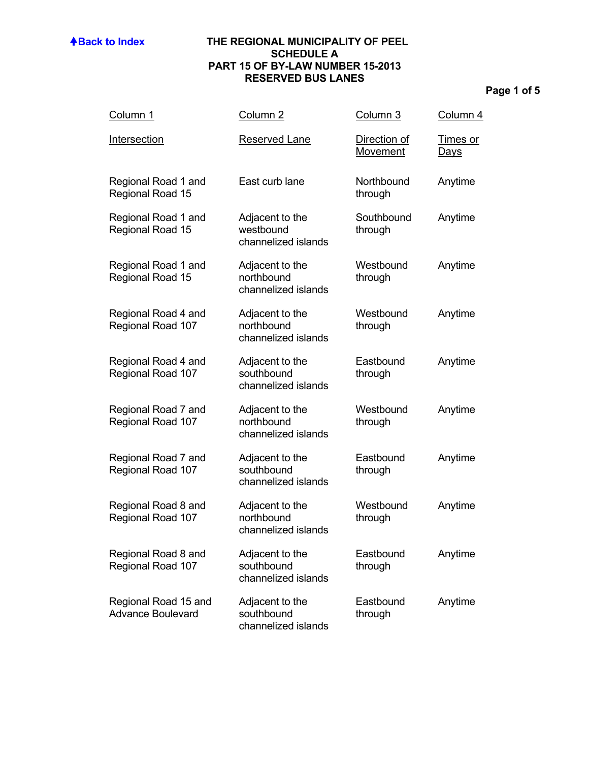[Back to Index](#)

# THE REGIONAL MUNICIPALITY OF PEEL
## SCHEDULE A
## PART 15 OF BY-LAW NUMBER 15-2013
## RESERVED BUS LANES

| Column 1<br>Intersection | Column 2<br>Reserved Lane | Column 3<br>Direction of Movement | Column 4<br>Times or Days |
|---|---|---|---|
| Regional Road 1 and Regional Road 15 | East curb lane | Northbound through | Anytime |
| Regional Road 1 and Regional Road 15 | Adjacent to the westbound channelized islands | Southbound through | Anytime |
| Regional Road 1 and Regional Road 15 | Adjacent to the northbound channelized islands | Westbound through | Anytime |
| Regional Road 4 and Regional Road 107 | Adjacent to the northbound channelized islands | Westbound through | Anytime |
| Regional Road 4 and Regional Road 107 | Adjacent to the southbound channelized islands | Eastbound through | Anytime |
| Regional Road 7 and Regional Road 107 | Adjacent to the northbound channelized islands | Westbound through | Anytime |
| Regional Road 7 and Regional Road 107 | Adjacent to the southbound channelized islands | Eastbound through | Anytime |
| Regional Road 8 and Regional Road 107 | Adjacent to the northbound channelized islands | Westbound through | Anytime |
| Regional Road 8 and Regional Road 107 | Adjacent to the southbound channelized islands | Eastbound through | Anytime |
| Regional Road 15 and Advance Boulevard | Adjacent to the southbound channelized islands | Eastbound through | Anytime |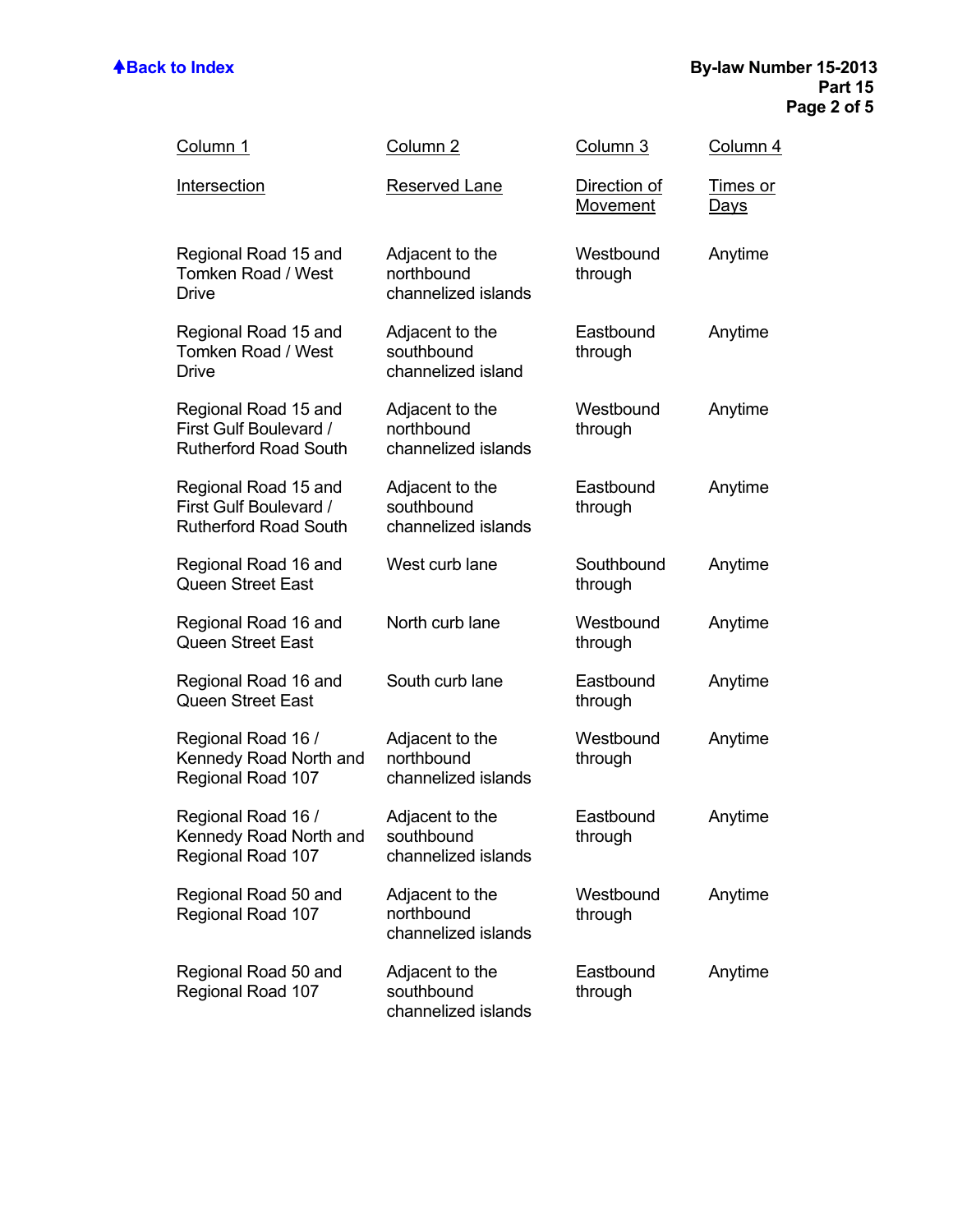| Column 1 | Column 2 | Column 3 | Column 4 |
| --- | --- | --- | --- |
| Intersection | Reserved Lane | Direction of Movement | Times or Days |
| Regional Road 15 and Tomken Road / West Drive | Adjacent to the northbound channelized islands | Westbound through | Anytime |
| Regional Road 15 and Tomken Road / West Drive | Adjacent to the southbound channelized island | Eastbound through | Anytime |
| Regional Road 15 and First Gulf Boulevard / Rutherford Road South | Adjacent to the northbound channelized islands | Westbound through | Anytime |
| Regional Road 15 and First Gulf Boulevard / Rutherford Road South | Adjacent to the southbound channelized islands | Eastbound through | Anytime |
| Regional Road 16 and Queen Street East | West curb lane | Southbound through | Anytime |
| Regional Road 16 and Queen Street East | North curb lane | Westbound through | Anytime |
| Regional Road 16 and Queen Street East | South curb lane | Eastbound through | Anytime |
| Regional Road 16 / Kennedy Road North and Regional Road 107 | Adjacent to the northbound channelized islands | Westbound through | Anytime |
| Regional Road 16 / Kennedy Road North and Regional Road 107 | Adjacent to the southbound channelized islands | Eastbound through | Anytime |
| Regional Road 50 and Regional Road 107 | Adjacent to the northbound channelized islands | Westbound through | Anytime |
| Regional Road 50 and Regional Road 107 | Adjacent to the southbound channelized islands | Eastbound through | Anytime |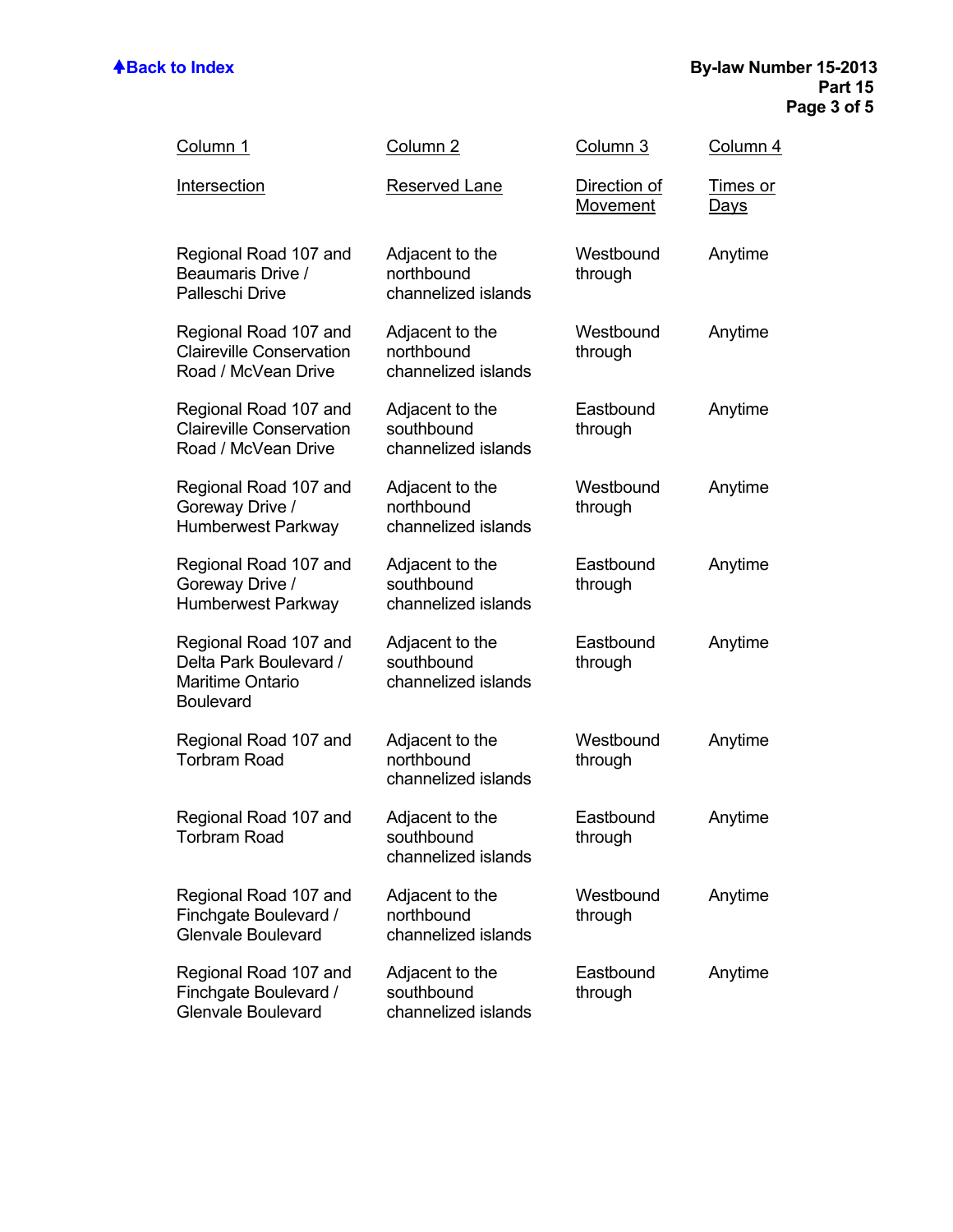| Column 1<br>Intersection | Column 2<br>Reserved Lane | Column 3<br>Direction of Movement | Column 4<br>Times or Days |
|---|---|---|---|
| Regional Road 107 and Beaumaris Drive / Palleschi Drive | Adjacent to the northbound channelized islands | Westbound through | Anytime |
| Regional Road 107 and Claireville Conservation Road / McVean Drive | Adjacent to the northbound channelized islands | Westbound through | Anytime |
| Regional Road 107 and Claireville Conservation Road / McVean Drive | Adjacent to the southbound channelized islands | Eastbound through | Anytime |
| Regional Road 107 and Goreway Drive / Humberwest Parkway | Adjacent to the northbound channelized islands | Westbound through | Anytime |
| Regional Road 107 and Goreway Drive / Humberwest Parkway | Adjacent to the southbound channelized islands | Eastbound through | Anytime |
| Regional Road 107 and Delta Park Boulevard / Maritime Ontario Boulevard | Adjacent to the southbound channelized islands | Eastbound through | Anytime |
| Regional Road 107 and Torbram Road | Adjacent to the northbound channelized islands | Westbound through | Anytime |
| Regional Road 107 and Torbram Road | Adjacent to the southbound channelized islands | Eastbound through | Anytime |
| Regional Road 107 and Finchgate Boulevard / Glenvale Boulevard | Adjacent to the northbound channelized islands | Westbound through | Anytime |
| Regional Road 107 and Finchgate Boulevard / Glenvale Boulevard | Adjacent to the southbound channelized islands | Eastbound through | Anytime |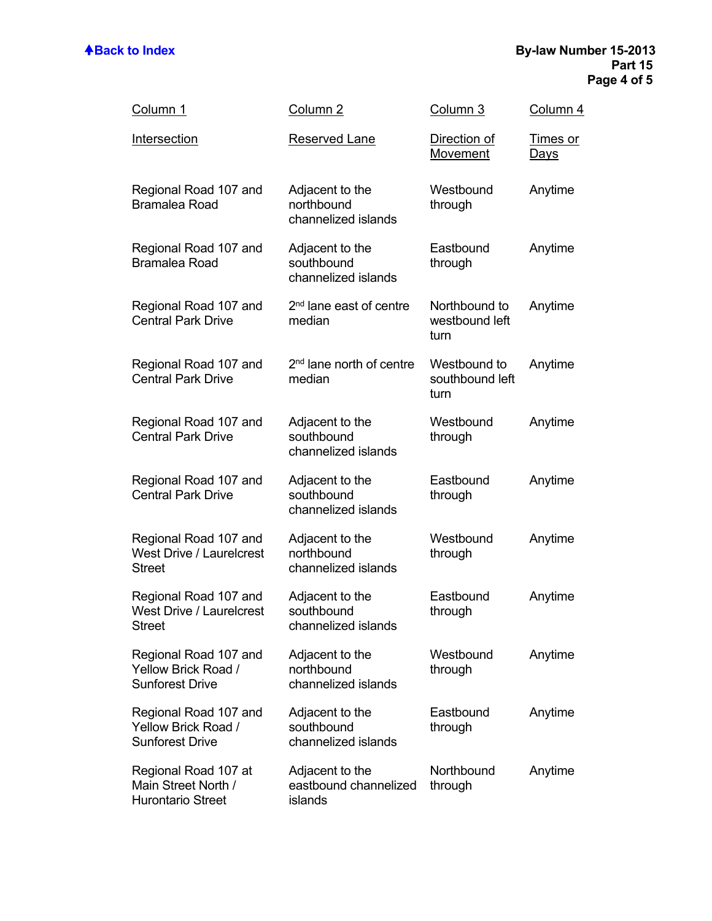| Column 1 | Column 2 | Column 3 | Column 4 |
|---|---|---|---|
| Intersection | Reserved Lane | Direction of Movement | Times or Days |
| Regional Road 107 and Bramalea Road | Adjacent to the northbound channelized islands | Westbound through | Anytime |
| Regional Road 107 and Bramalea Road | Adjacent to the southbound channelized islands | Eastbound through | Anytime |
| Regional Road 107 and Central Park Drive | 2nd lane east of centre median | Northbound to westbound left turn | Anytime |
| Regional Road 107 and Central Park Drive | 2nd lane north of centre median | Westbound to southbound left turn | Anytime |
| Regional Road 107 and Central Park Drive | Adjacent to the southbound channelized islands | Westbound through | Anytime |
| Regional Road 107 and Central Park Drive | Adjacent to the southbound channelized islands | Eastbound through | Anytime |
| Regional Road 107 and West Drive / Laurelcrest Street | Adjacent to the northbound channelized islands | Westbound through | Anytime |
| Regional Road 107 and West Drive / Laurelcrest Street | Adjacent to the southbound channelized islands | Eastbound through | Anytime |
| Regional Road 107 and Yellow Brick Road / Sunforest Drive | Adjacent to the northbound channelized islands | Westbound through | Anytime |
| Regional Road 107 and Yellow Brick Road / Sunforest Drive | Adjacent to the southbound channelized islands | Eastbound through | Anytime |
| Regional Road 107 at Main Street North / Hurontario Street | Adjacent to the eastbound channelized islands | Northbound through | Anytime |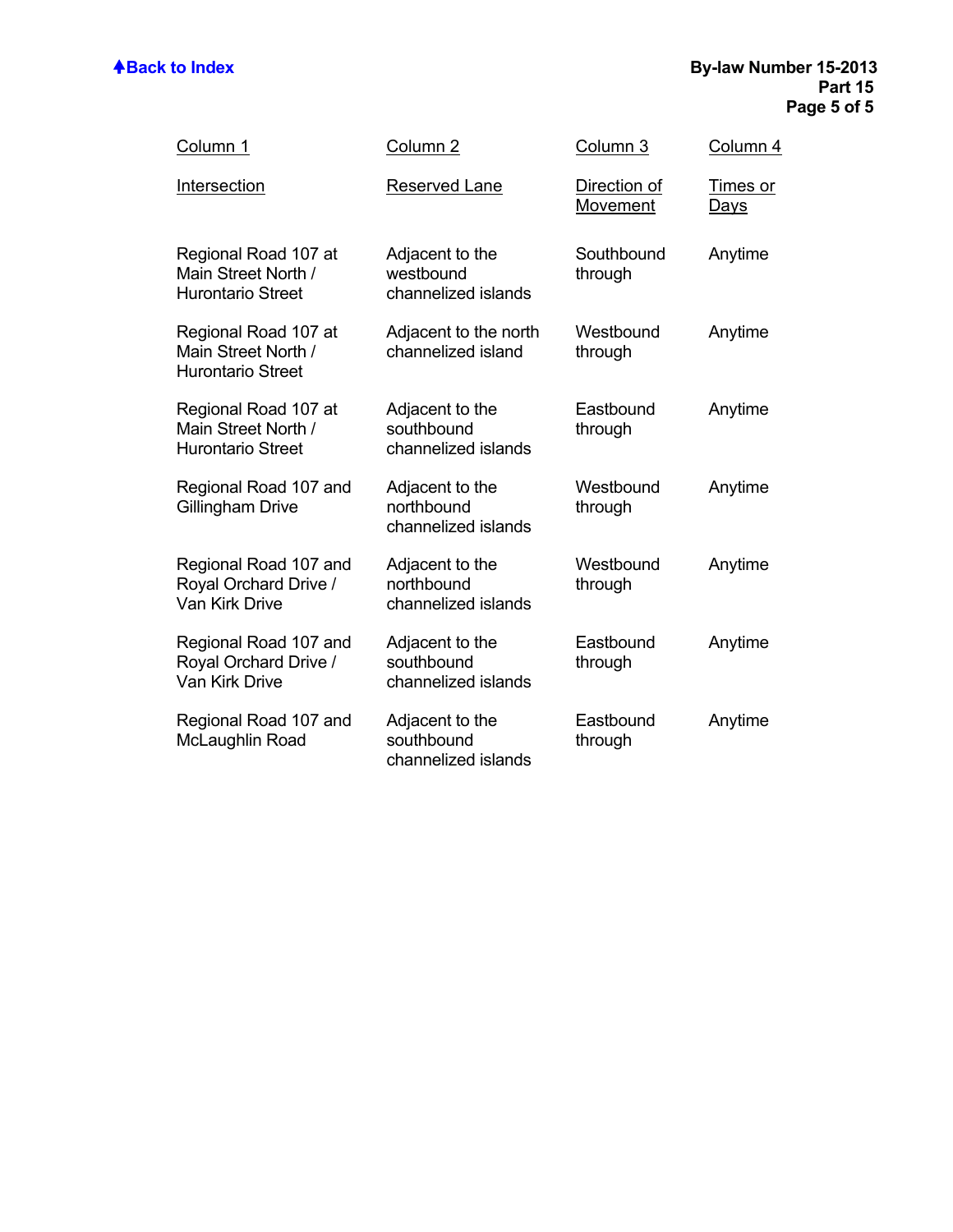| Column 1 | Column 2 | Column 3 | Column 4 |
|---|---|---|---|
| Intersection | Reserved Lane | Direction of Movement | Times or Days |
| Regional Road 107 at Main Street North / Hurontario Street | Adjacent to the westbound channelized islands | Southbound through | Anytime |
| Regional Road 107 at Main Street North / Hurontario Street | Adjacent to the north channelized island | Westbound through | Anytime |
| Regional Road 107 at Main Street North / Hurontario Street | Adjacent to the southbound channelized islands | Eastbound through | Anytime |
| Regional Road 107 and Gillingham Drive | Adjacent to the northbound channelized islands | Westbound through | Anytime |
| Regional Road 107 and Royal Orchard Drive / Van Kirk Drive | Adjacent to the northbound channelized islands | Westbound through | Anytime |
| Regional Road 107 and Royal Orchard Drive / Van Kirk Drive | Adjacent to the southbound channelized islands | Eastbound through | Anytime |
| Regional Road 107 and McLaughlin Road | Adjacent to the southbound channelized islands | Eastbound through | Anytime |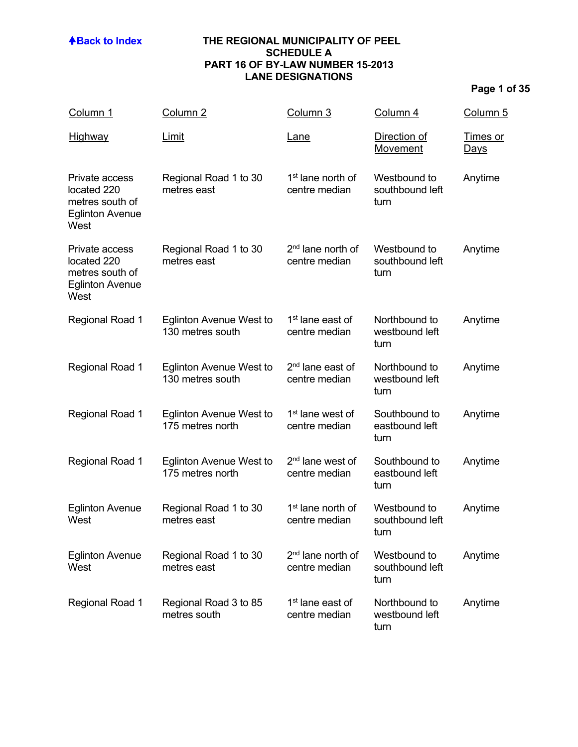[Back to Index](#)

# THE REGIONAL MUNICIPALITY OF PEEL
## SCHEDULE A
## PART 16 OF BY-LAW NUMBER 15-2013
## LANE DESIGNATIONS

| Column 1<br>Highway | Column 2<br>Limit | Column 3<br>Lane | Column 4<br>Direction of Movement | Column 5<br>Times or Days |
|---|---|---|---|---|
| Private access located 220 metres south of Eglinton Avenue West | Regional Road 1 to 30 metres east | 1st lane north of centre median | Westbound to southbound left turn | Anytime |
| Private access located 220 metres south of Eglinton Avenue West | Regional Road 1 to 30 metres east | 2nd lane north of centre median | Westbound to southbound left turn | Anytime |
| Regional Road 1 | Eglinton Avenue West to 130 metres south | 1st lane east of centre median | Northbound to westbound left turn | Anytime |
| Regional Road 1 | Eglinton Avenue West to 130 metres south | 2nd lane east of centre median | Northbound to westbound left turn | Anytime |
| Regional Road 1 | Eglinton Avenue West to 175 metres north | 1st lane west of centre median | Southbound to eastbound left turn | Anytime |
| Regional Road 1 | Eglinton Avenue West to 175 metres north | 2nd lane west of centre median | Southbound to eastbound left turn | Anytime |
| Eglinton Avenue West | Regional Road 1 to 30 metres east | 1st lane north of centre median | Westbound to southbound left turn | Anytime |
| Eglinton Avenue West | Regional Road 1 to 30 metres east | 2nd lane north of centre median | Westbound to southbound left turn | Anytime |
| Regional Road 1 | Regional Road 3 to 85 metres south | 1st lane east of centre median | Northbound to westbound left turn | Anytime |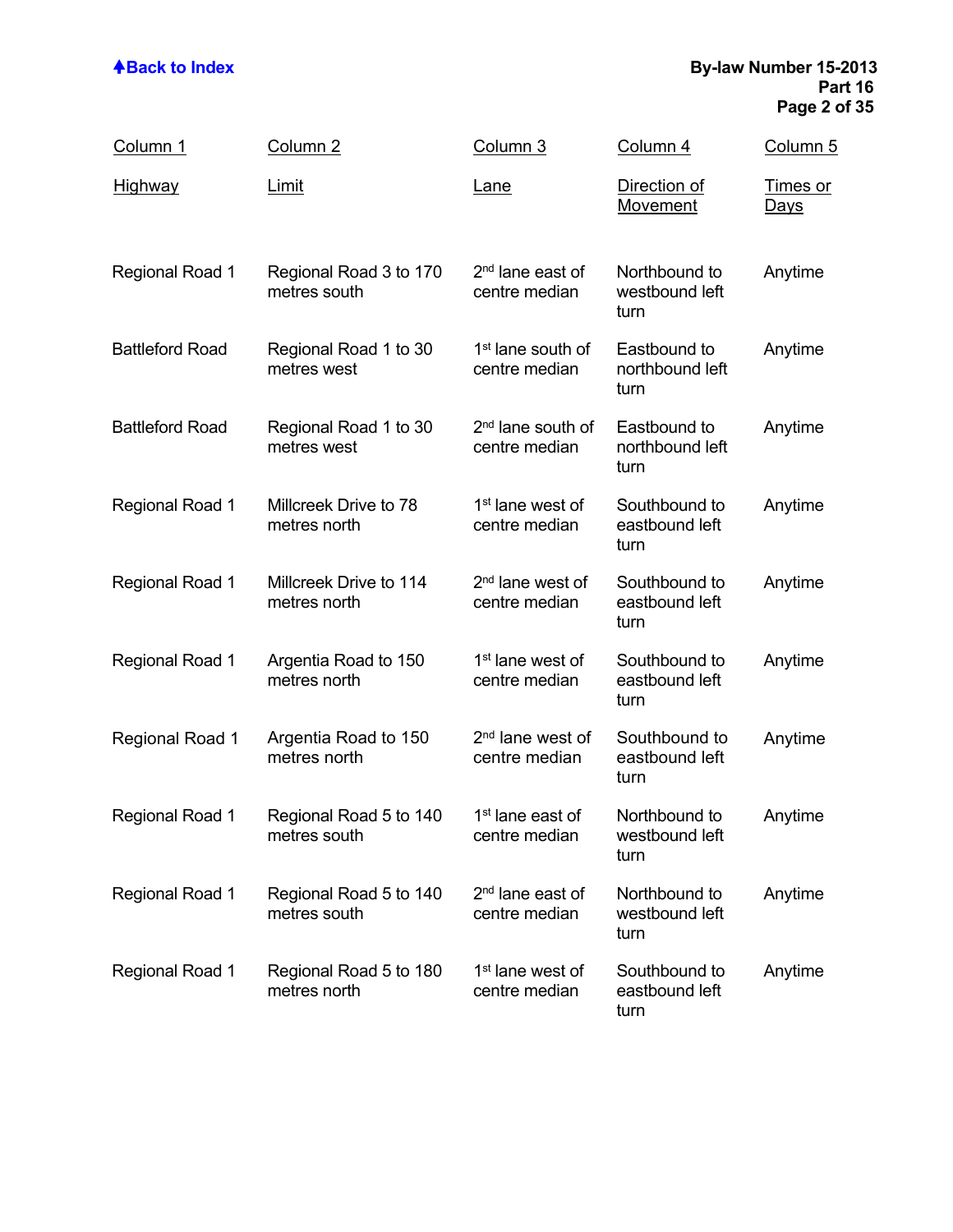| Column 1 Highway | Column 2 Limit | Column 3 Lane | Column 4 Direction of Movement | Column 5 Times or Days |
|---|---|---|---|---|
| Regional Road 1 | Regional Road 3 to 170 metres south | 2nd lane east of centre median | Northbound to westbound left turn | Anytime |
| Battleford Road | Regional Road 1 to 30 metres west | 1st lane south of centre median | Eastbound to northbound left turn | Anytime |
| Battleford Road | Regional Road 1 to 30 metres west | 2nd lane south of centre median | Eastbound to northbound left turn | Anytime |
| Regional Road 1 | Millcreek Drive to 78 metres north | 1st lane west of centre median | Southbound to eastbound left turn | Anytime |
| Regional Road 1 | Millcreek Drive to 114 metres north | 2nd lane west of centre median | Southbound to eastbound left turn | Anytime |
| Regional Road 1 | Argentia Road to 150 metres north | 1st lane west of centre median | Southbound to eastbound left turn | Anytime |
| Regional Road 1 | Argentia Road to 150 metres north | 2nd lane west of centre median | Southbound to eastbound left turn | Anytime |
| Regional Road 1 | Regional Road 5 to 140 metres south | 1st lane east of centre median | Northbound to westbound left turn | Anytime |
| Regional Road 1 | Regional Road 5 to 140 metres south | 2nd lane east of centre median | Northbound to westbound left turn | Anytime |
| Regional Road 1 | Regional Road 5 to 180 metres north | 1st lane west of centre median | Southbound to eastbound left turn | Anytime |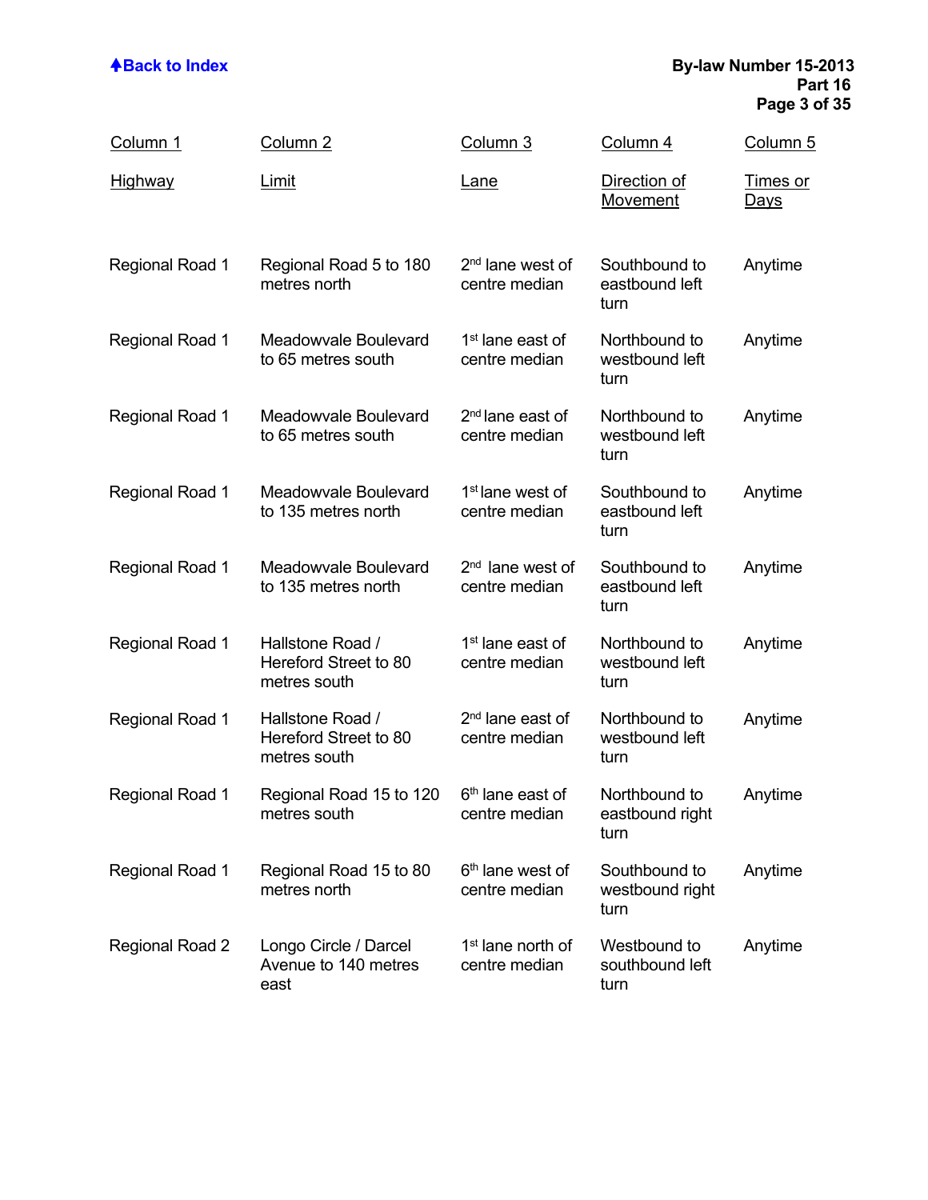| Column 1 Highway | Column 2 Limit | Column 3 Lane | Column 4 Direction of Movement | Column 5 Times or Days |
|---|---|---|---|---|
| Regional Road 1 | Regional Road 5 to 180 metres north | 2nd lane west of centre median | Southbound to eastbound left turn | Anytime |
| Regional Road 1 | Meadowvale Boulevard to 65 metres south | 1st lane east of centre median | Northbound to westbound left turn | Anytime |
| Regional Road 1 | Meadowvale Boulevard to 65 metres south | 2nd lane east of centre median | Northbound to westbound left turn | Anytime |
| Regional Road 1 | Meadowvale Boulevard to 135 metres north | 1st lane west of centre median | Southbound to eastbound left turn | Anytime |
| Regional Road 1 | Meadowvale Boulevard to 135 metres north | 2nd lane west of centre median | Southbound to eastbound left turn | Anytime |
| Regional Road 1 | Hallstone Road / Hereford Street to 80 metres south | 1st lane east of centre median | Northbound to westbound left turn | Anytime |
| Regional Road 1 | Hallstone Road / Hereford Street to 80 metres south | 2nd lane east of centre median | Northbound to westbound left turn | Anytime |
| Regional Road 1 | Regional Road 15 to 120 metres south | 6th lane east of centre median | Northbound to eastbound right turn | Anytime |
| Regional Road 1 | Regional Road 15 to 80 metres north | 6th lane west of centre median | Southbound to westbound right turn | Anytime |
| Regional Road 2 | Longo Circle / Darcel Avenue to 140 metres east | 1st lane north of centre median | Westbound to southbound left turn | Anytime |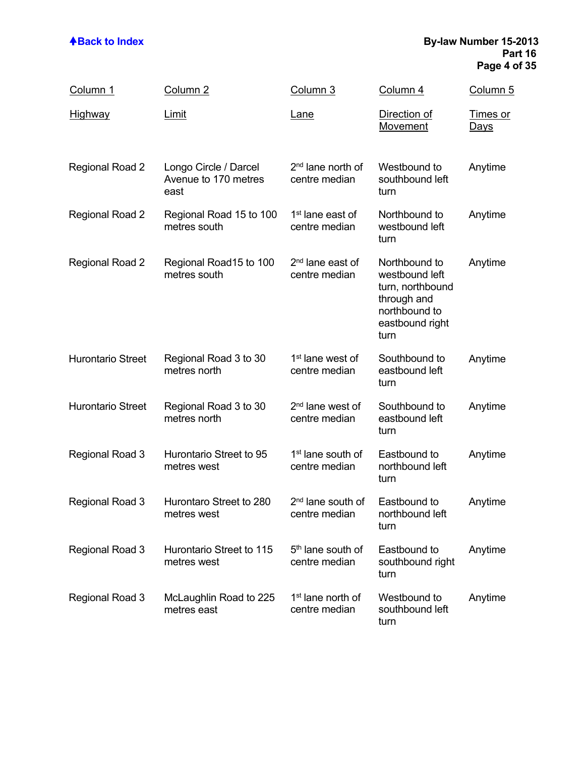| Column 1<br>Highway | Column 2<br>Limit | Column 3<br>Lane | Column 4<br>Direction of Movement | Column 5<br>Times or Days |
|---|---|---|---|---|
| Regional Road 2 | Longo Circle / Darcel Avenue to 170 metres east | 2nd lane north of centre median | Westbound to southbound left turn | Anytime |
| Regional Road 2 | Regional Road 15 to 100 metres south | 1st lane east of centre median | Northbound to westbound left turn | Anytime |
| Regional Road 2 | Regional Road15 to 100 metres south | 2nd lane east of centre median | Northbound to westbound left turn, northbound through and northbound to eastbound right turn | Anytime |
| Hurontario Street | Regional Road 3 to 30 metres north | 1st lane west of centre median | Southbound to eastbound left turn | Anytime |
| Hurontario Street | Regional Road 3 to 30 metres north | 2nd lane west of centre median | Southbound to eastbound left turn | Anytime |
| Regional Road 3 | Hurontario Street to 95 metres west | 1st lane south of centre median | Eastbound to northbound left turn | Anytime |
| Regional Road 3 | Hurontaro Street to 280 metres west | 2nd lane south of centre median | Eastbound to northbound left turn | Anytime |
| Regional Road 3 | Hurontario Street to 115 metres west | 5th lane south of centre median | Eastbound to southbound right turn | Anytime |
| Regional Road 3 | McLaughlin Road to 225 metres east | 1st lane north of centre median | Westbound to southbound left turn | Anytime |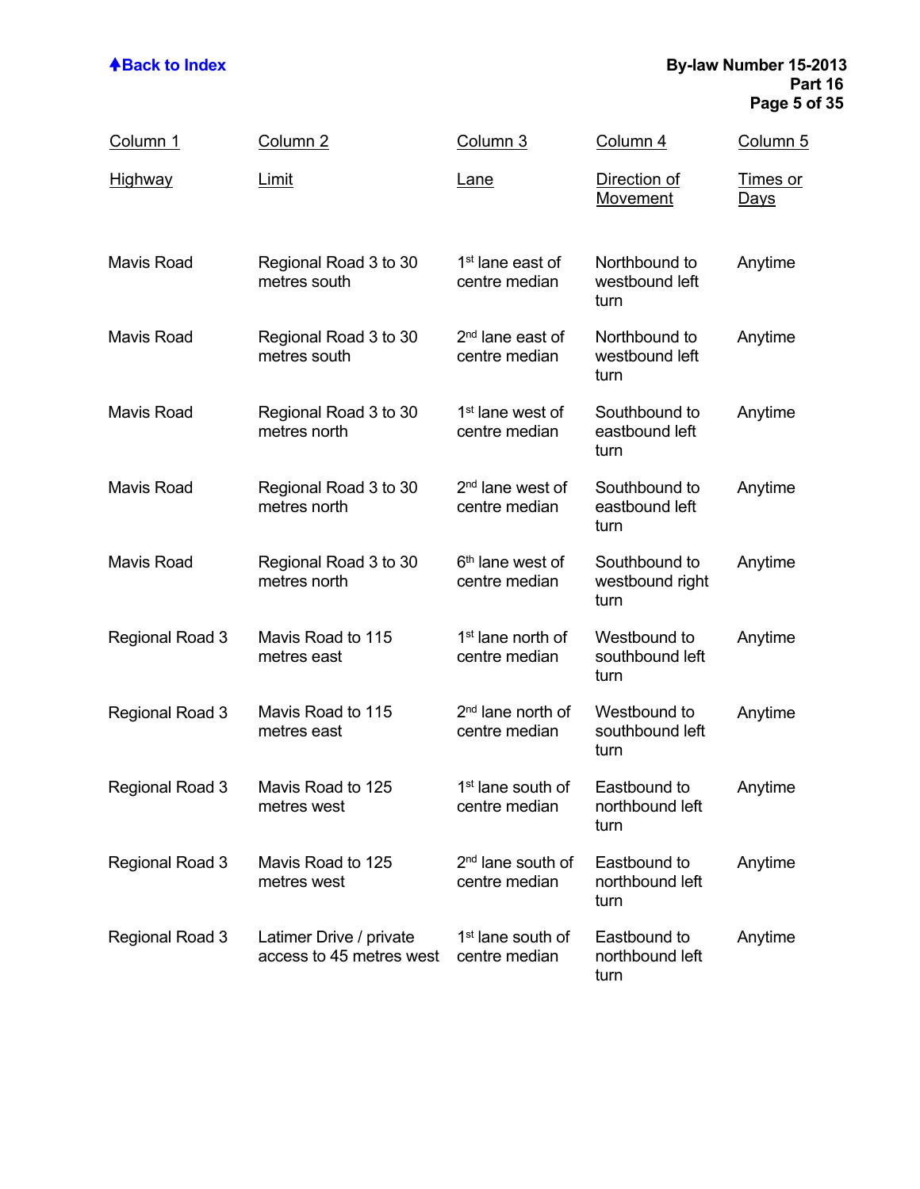| Column 1 | Column 2 | Column 3 | Column 4 | Column 5 |
|---|---|---|---|---|
| Highway | Limit | Lane | Direction of Movement | Times or Days |
| Mavis Road | Regional Road 3 to 30 metres south | 1st lane east of centre median | Northbound to westbound left turn | Anytime |
| Mavis Road | Regional Road 3 to 30 metres south | 2nd lane east of centre median | Northbound to westbound left turn | Anytime |
| Mavis Road | Regional Road 3 to 30 metres north | 1st lane west of centre median | Southbound to eastbound left turn | Anytime |
| Mavis Road | Regional Road 3 to 30 metres north | 2nd lane west of centre median | Southbound to eastbound left turn | Anytime |
| Mavis Road | Regional Road 3 to 30 metres north | 6th lane west of centre median | Southbound to westbound right turn | Anytime |
| Regional Road 3 | Mavis Road to 115 metres east | 1st lane north of centre median | Westbound to southbound left turn | Anytime |
| Regional Road 3 | Mavis Road to 115 metres east | 2nd lane north of centre median | Westbound to southbound left turn | Anytime |
| Regional Road 3 | Mavis Road to 125 metres west | 1st lane south of centre median | Eastbound to northbound left turn | Anytime |
| Regional Road 3 | Mavis Road to 125 metres west | 2nd lane south of centre median | Eastbound to northbound left turn | Anytime |
| Regional Road 3 | Latimer Drive / private access to 45 metres west | 1st lane south of centre median | Eastbound to northbound left turn | Anytime |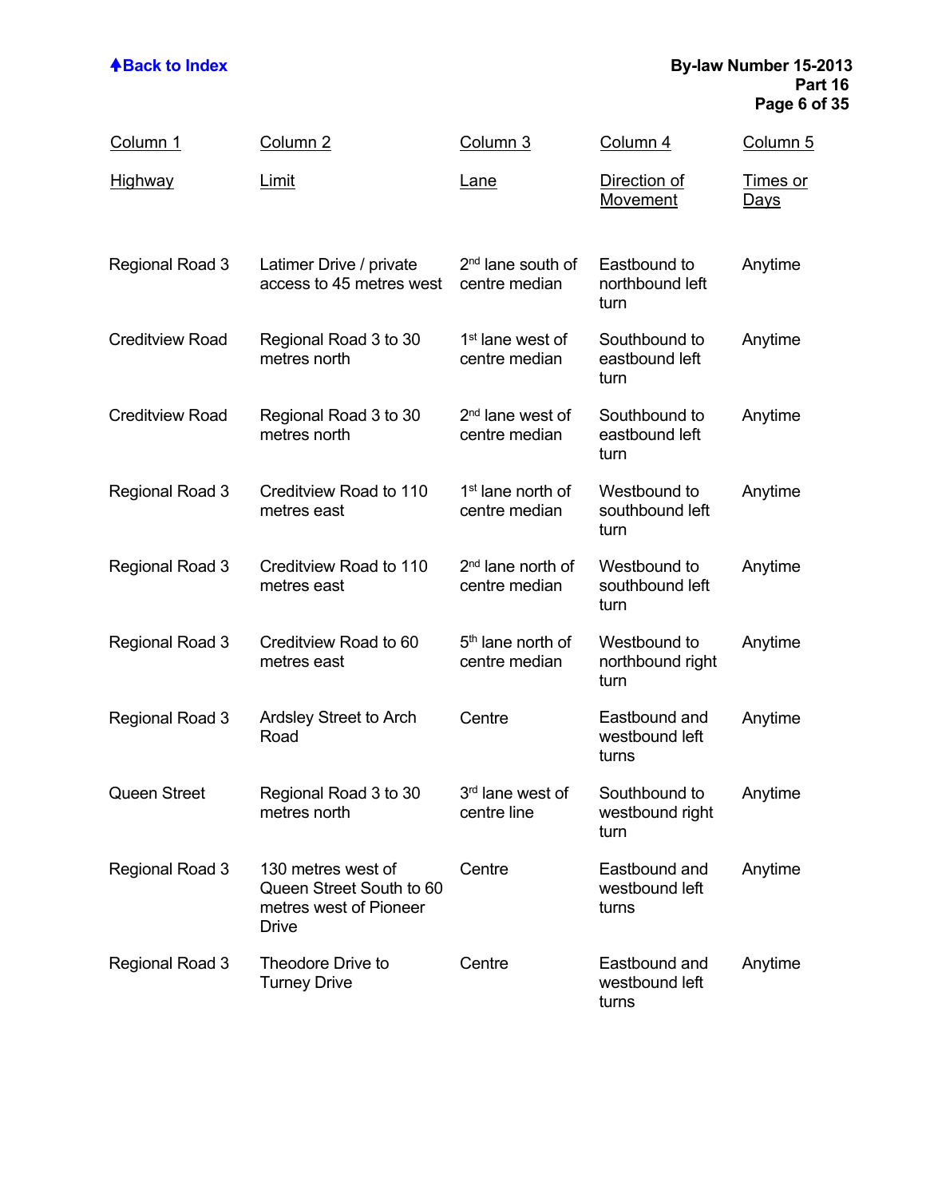| Column 1<br>Highway | Column 2<br>Limit | Column 3<br>Lane | Column 4<br>Direction of Movement | Column 5<br>Times or Days |
|---|---|---|---|---|
| Regional Road 3 | Latimer Drive / private access to 45 metres west | 2nd lane south of centre median | Eastbound to northbound left turn | Anytime |
| Creditview Road | Regional Road 3 to 30 metres north | 1st lane west of centre median | Southbound to eastbound left turn | Anytime |
| Creditview Road | Regional Road 3 to 30 metres north | 2nd lane west of centre median | Southbound to eastbound left turn | Anytime |
| Regional Road 3 | Creditview Road to 110 metres east | 1st lane north of centre median | Westbound to southbound left turn | Anytime |
| Regional Road 3 | Creditview Road to 110 metres east | 2nd lane north of centre median | Westbound to southbound left turn | Anytime |
| Regional Road 3 | Creditview Road to 60 metres east | 5th lane north of centre median | Westbound to northbound right turn | Anytime |
| Regional Road 3 | Ardsley Street to Arch Road | Centre | Eastbound and westbound left turns | Anytime |
| Queen Street | Regional Road 3 to 30 metres north | 3rd lane west of centre line | Southbound to westbound right turn | Anytime |
| Regional Road 3 | 130 metres west of Queen Street South to 60 metres west of Pioneer Drive | Centre | Eastbound and westbound left turns | Anytime |
| Regional Road 3 | Theodore Drive to Turney Drive | Centre | Eastbound and westbound left turns | Anytime |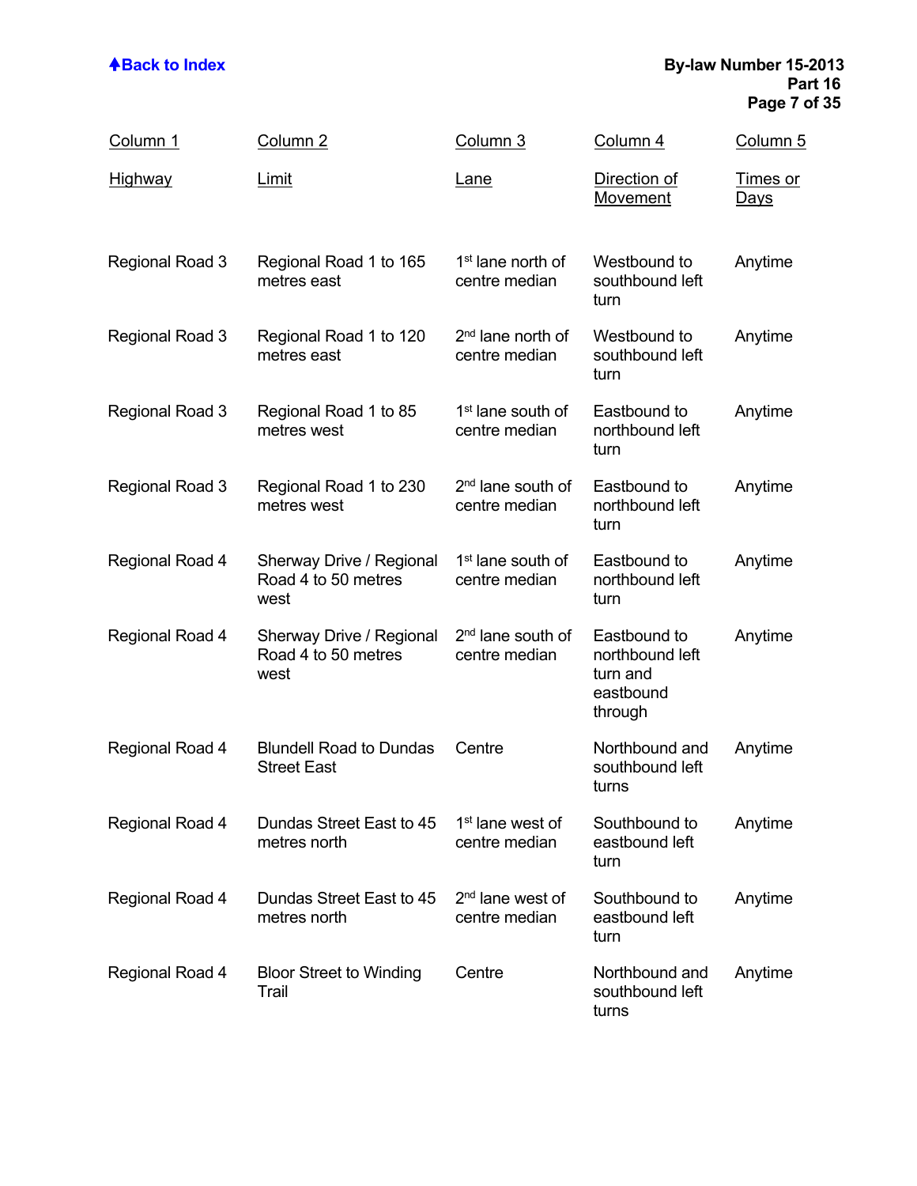| Column 1<br>Highway | Column 2<br>Limit | Column 3<br>Lane | Column 4<br>Direction of Movement | Column 5<br>Times or Days |
|---|---|---|---|---|
| Regional Road 3 | Regional Road 1 to 165 metres east | 1st lane north of centre median | Westbound to southbound left turn | Anytime |
| Regional Road 3 | Regional Road 1 to 120 metres east | 2nd lane north of centre median | Westbound to southbound left turn | Anytime |
| Regional Road 3 | Regional Road 1 to 85 metres west | 1st lane south of centre median | Eastbound to northbound left turn | Anytime |
| Regional Road 3 | Regional Road 1 to 230 metres west | 2nd lane south of centre median | Eastbound to northbound left turn | Anytime |
| Regional Road 4 | Sherway Drive / Regional Road 4 to 50 metres west | 1st lane south of centre median | Eastbound to northbound left turn | Anytime |
| Regional Road 4 | Sherway Drive / Regional Road 4 to 50 metres west | 2nd lane south of centre median | Eastbound to northbound left turn and eastbound through | Anytime |
| Regional Road 4 | Blundell Road to Dundas Street East | Centre | Northbound and southbound left turns | Anytime |
| Regional Road 4 | Dundas Street East to 45 metres north | 1st lane west of centre median | Southbound to eastbound left turn | Anytime |
| Regional Road 4 | Dundas Street East to 45 metres north | 2nd lane west of centre median | Southbound to eastbound left turn | Anytime |
| Regional Road 4 | Bloor Street to Winding Trail | Centre | Northbound and southbound left turns | Anytime |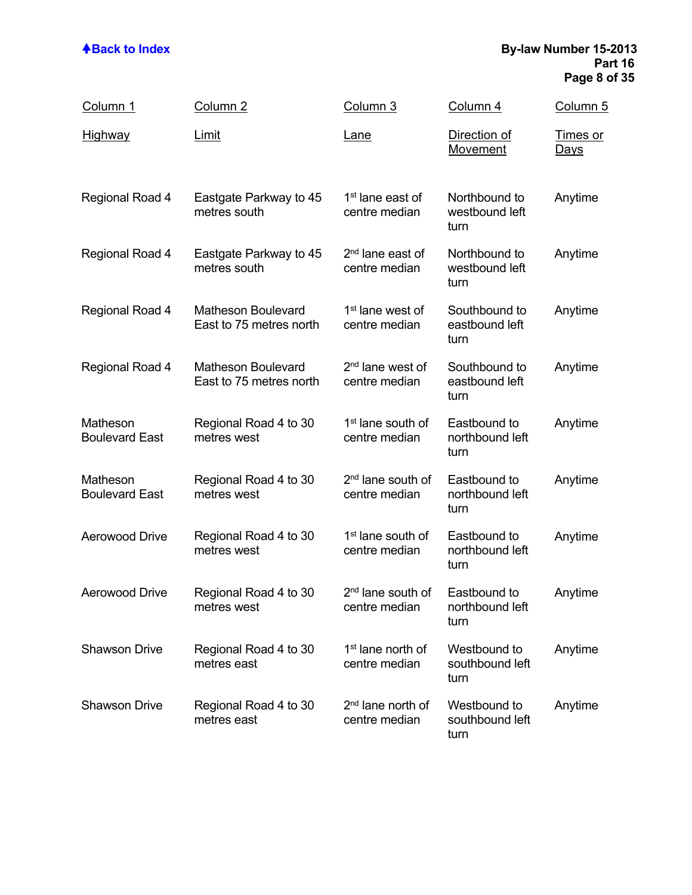| Column 1 | Column 2 | Column 3 | Column 4 | Column 5 |
|---|---|---|---|---|
| Highway | Limit | Lane | Direction of Movement | Times or Days |
| Regional Road 4 | Eastgate Parkway to 45 metres south | 1st lane east of centre median | Northbound to westbound left turn | Anytime |
| Regional Road 4 | Eastgate Parkway to 45 metres south | 2nd lane east of centre median | Northbound to westbound left turn | Anytime |
| Regional Road 4 | Matheson Boulevard East to 75 metres north | 1st lane west of centre median | Southbound to eastbound left turn | Anytime |
| Regional Road 4 | Matheson Boulevard East to 75 metres north | 2nd lane west of centre median | Southbound to eastbound left turn | Anytime |
| Matheson Boulevard East | Regional Road 4 to 30 metres west | 1st lane south of centre median | Eastbound to northbound left turn | Anytime |
| Matheson Boulevard East | Regional Road 4 to 30 metres west | 2nd lane south of centre median | Eastbound to northbound left turn | Anytime |
| Aerowood Drive | Regional Road 4 to 30 metres west | 1st lane south of centre median | Eastbound to northbound left turn | Anytime |
| Aerowood Drive | Regional Road 4 to 30 metres west | 2nd lane south of centre median | Eastbound to northbound left turn | Anytime |
| Shawson Drive | Regional Road 4 to 30 metres east | 1st lane north of centre median | Westbound to southbound left turn | Anytime |
| Shawson Drive | Regional Road 4 to 30 metres east | 2nd lane north of centre median | Westbound to southbound left turn | Anytime |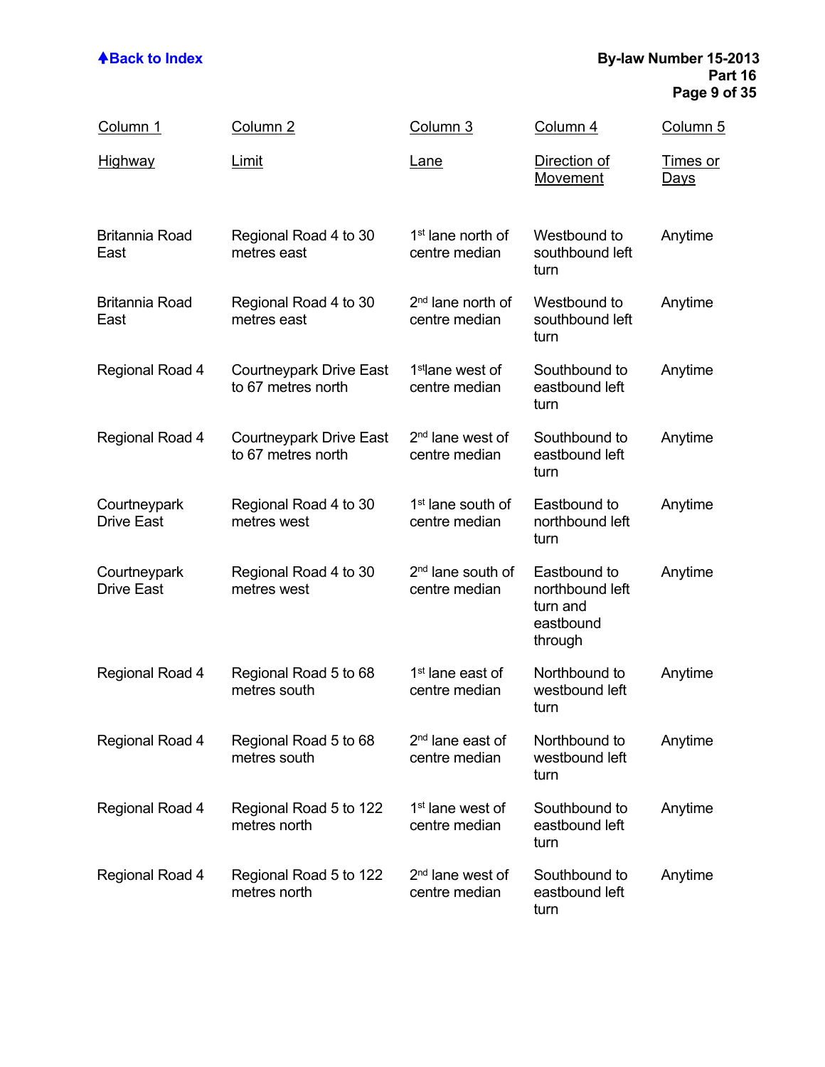| Column 1 | Column 2 | Column 3 | Column 4 | Column 5 |
|---|---|---|---|---|
| Highway | Limit | Lane | Direction of Movement | Times or Days |
| Britannia Road East | Regional Road 4 to 30 metres east | 1st lane north of centre median | Westbound to southbound left turn | Anytime |
| Britannia Road East | Regional Road 4 to 30 metres east | 2nd lane north of centre median | Westbound to southbound left turn | Anytime |
| Regional Road 4 | Courtneypark Drive East to 67 metres north | 1st lane west of centre median | Southbound to eastbound left turn | Anytime |
| Regional Road 4 | Courtneypark Drive East to 67 metres north | 2nd lane west of centre median | Southbound to eastbound left turn | Anytime |
| Courtneypark Drive East | Regional Road 4 to 30 metres west | 1st lane south of centre median | Eastbound to northbound left turn | Anytime |
| Courtneypark Drive East | Regional Road 4 to 30 metres west | 2nd lane south of centre median | Eastbound to northbound left turn and eastbound through | Anytime |
| Regional Road 4 | Regional Road 5 to 68 metres south | 1st lane east of centre median | Northbound to westbound left turn | Anytime |
| Regional Road 4 | Regional Road 5 to 68 metres south | 2nd lane east of centre median | Northbound to westbound left turn | Anytime |
| Regional Road 4 | Regional Road 5 to 122 metres north | 1st lane west of centre median | Southbound to eastbound left turn | Anytime |
| Regional Road 4 | Regional Road 5 to 122 metres north | 2nd lane west of centre median | Southbound to eastbound left turn | Anytime |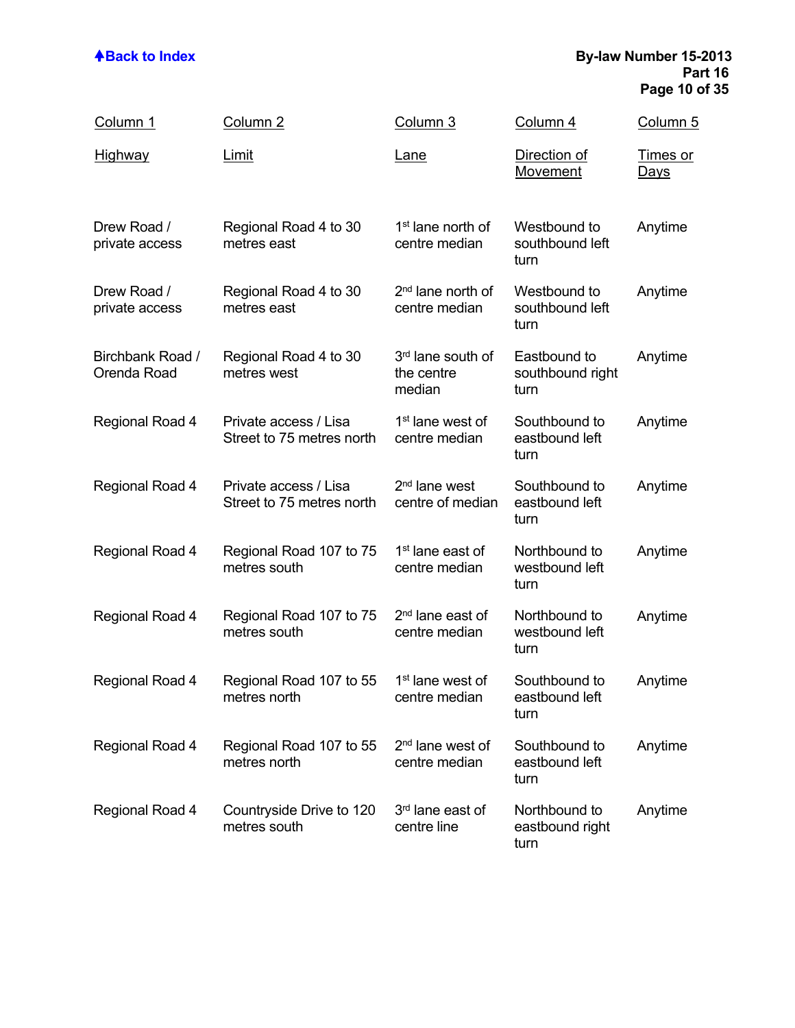| Column 1 Highway | Column 2 Limit | Column 3 Lane | Column 4 Direction of Movement | Column 5 Times or Days |
|---|---|---|---|---|
| Drew Road / private access | Regional Road 4 to 30 metres east | 1st lane north of centre median | Westbound to southbound left turn | Anytime |
| Drew Road / private access | Regional Road 4 to 30 metres east | 2nd lane north of centre median | Westbound to southbound left turn | Anytime |
| Birchbank Road / Orenda Road | Regional Road 4 to 30 metres west | 3rd lane south of the centre median | Eastbound to southbound right turn | Anytime |
| Regional Road 4 | Private access / Lisa Street to 75 metres north | 1st lane west of centre median | Southbound to eastbound left turn | Anytime |
| Regional Road 4 | Private access / Lisa Street to 75 metres north | 2nd lane west centre of median | Southbound to eastbound left turn | Anytime |
| Regional Road 4 | Regional Road 107 to 75 metres south | 1st lane east of centre median | Northbound to westbound left turn | Anytime |
| Regional Road 4 | Regional Road 107 to 75 metres south | 2nd lane east of centre median | Northbound to westbound left turn | Anytime |
| Regional Road 4 | Regional Road 107 to 55 metres north | 1st lane west of centre median | Southbound to eastbound left turn | Anytime |
| Regional Road 4 | Regional Road 107 to 55 metres north | 2nd lane west of centre median | Southbound to eastbound left turn | Anytime |
| Regional Road 4 | Countryside Drive to 120 metres south | 3rd lane east of centre line | Northbound to eastbound right turn | Anytime |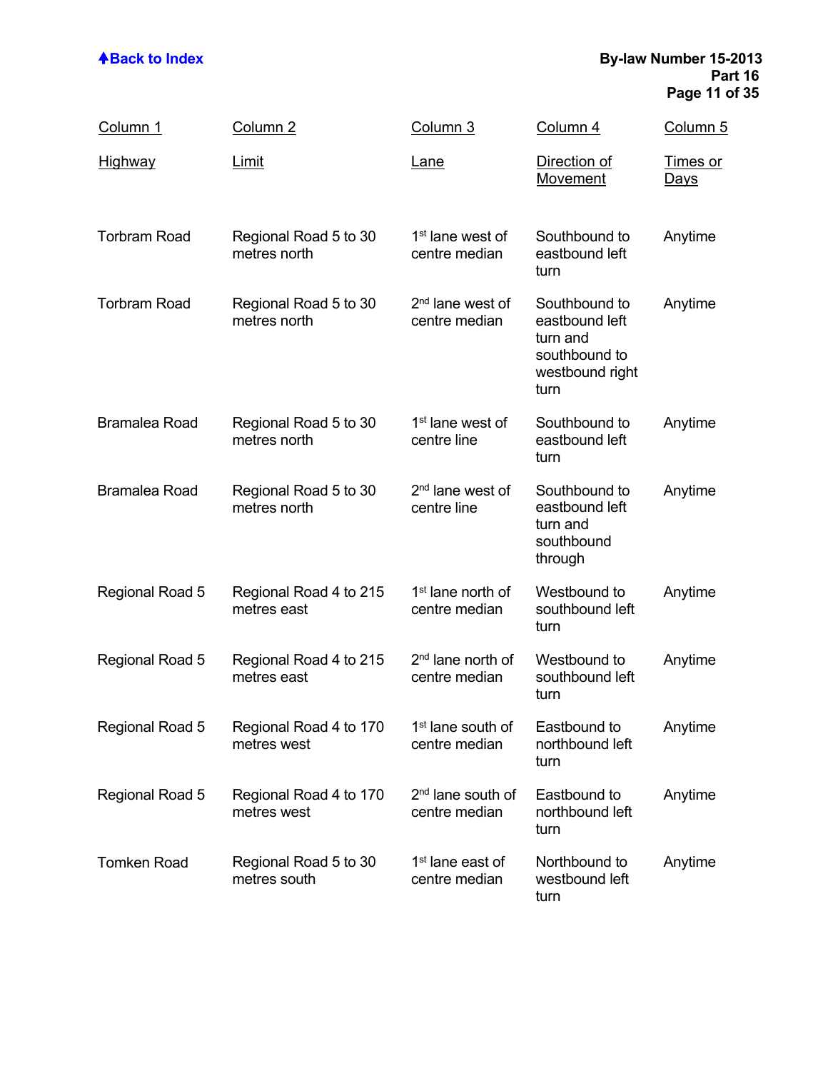| Column 1<br>Highway | Column 2<br>Limit | Column 3<br>Lane | Column 4<br>Direction of Movement | Column 5<br>Times or Days |
|---|---|---|---|---|
| Torbram Road | Regional Road 5 to 30 metres north | 1st lane west of centre median | Southbound to eastbound left turn | Anytime |
| Torbram Road | Regional Road 5 to 30 metres north | 2nd lane west of centre median | Southbound to eastbound left turn and southbound to westbound right turn | Anytime |
| Bramalea Road | Regional Road 5 to 30 metres north | 1st lane west of centre line | Southbound to eastbound left turn | Anytime |
| Bramalea Road | Regional Road 5 to 30 metres north | 2nd lane west of centre line | Southbound to eastbound left turn and southbound through | Anytime |
| Regional Road 5 | Regional Road 4 to 215 metres east | 1st lane north of centre median | Westbound to southbound left turn | Anytime |
| Regional Road 5 | Regional Road 4 to 215 metres east | 2nd lane north of centre median | Westbound to southbound left turn | Anytime |
| Regional Road 5 | Regional Road 4 to 170 metres west | 1st lane south of centre median | Eastbound to northbound left turn | Anytime |
| Regional Road 5 | Regional Road 4 to 170 metres west | 2nd lane south of centre median | Eastbound to northbound left turn | Anytime |
| Tomken Road | Regional Road 5 to 30 metres south | 1st lane east of centre median | Northbound to westbound left turn | Anytime |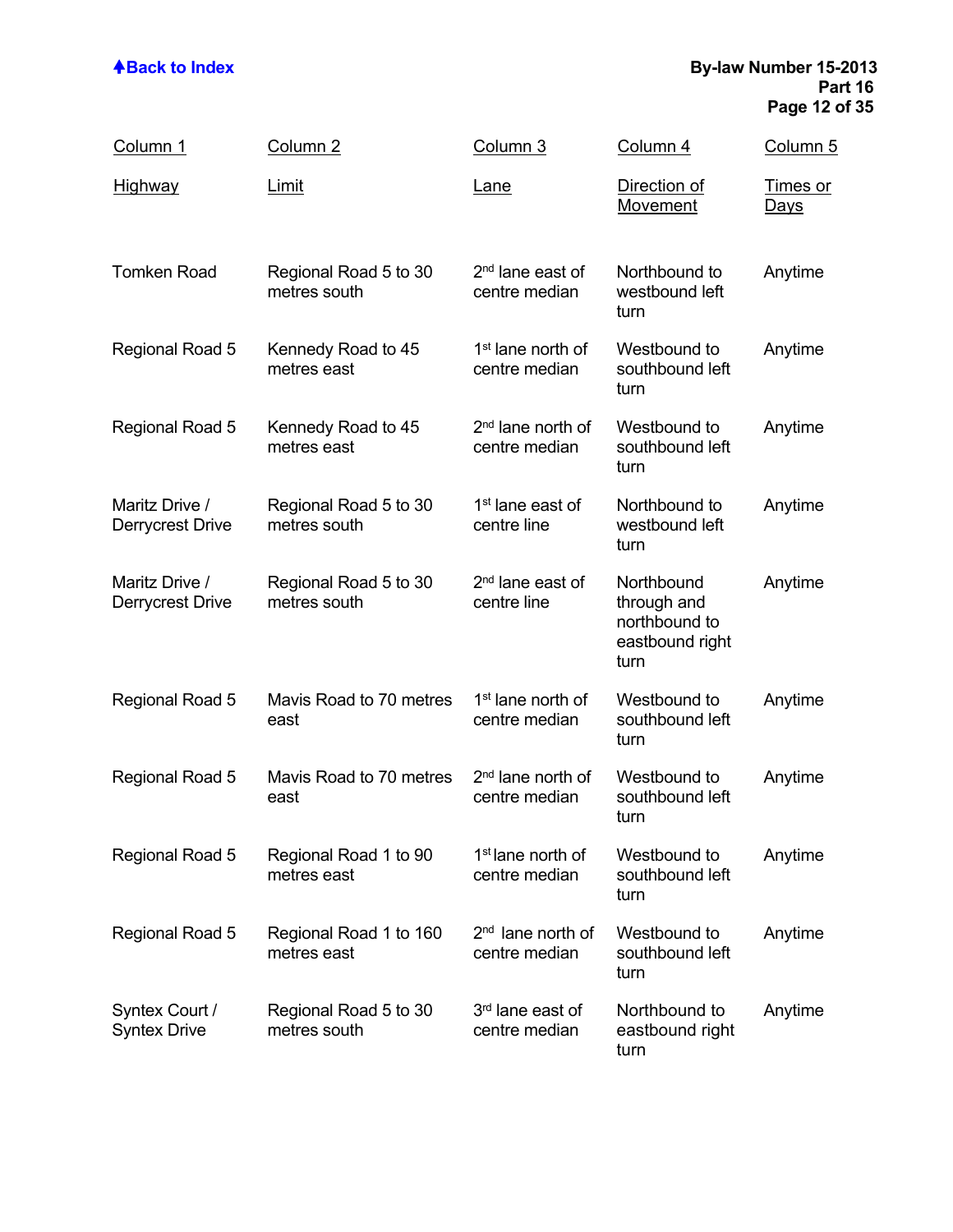| Column 1 Highway | Column 2 Limit | Column 3 Lane | Column 4 Direction of Movement | Column 5 Times or Days |
|---|---|---|---|---|
| Tomken Road | Regional Road 5 to 30 metres south | 2nd lane east of centre median | Northbound to westbound left turn | Anytime |
| Regional Road 5 | Kennedy Road to 45 metres east | 1st lane north of centre median | Westbound to southbound left turn | Anytime |
| Regional Road 5 | Kennedy Road to 45 metres east | 2nd lane north of centre median | Westbound to southbound left turn | Anytime |
| Maritz Drive / Derrycrest Drive | Regional Road 5 to 30 metres south | 1st lane east of centre line | Northbound to westbound left turn | Anytime |
| Maritz Drive / Derrycrest Drive | Regional Road 5 to 30 metres south | 2nd lane east of centre line | Northbound through and northbound to eastbound right turn | Anytime |
| Regional Road 5 | Mavis Road to 70 metres east | 1st lane north of centre median | Westbound to southbound left turn | Anytime |
| Regional Road 5 | Mavis Road to 70 metres east | 2nd lane north of centre median | Westbound to southbound left turn | Anytime |
| Regional Road 5 | Regional Road 1 to 90 metres east | 1st lane north of centre median | Westbound to southbound left turn | Anytime |
| Regional Road 5 | Regional Road 1 to 160 metres east | 2nd lane north of centre median | Westbound to southbound left turn | Anytime |
| Syntex Court / Syntex Drive | Regional Road 5 to 30 metres south | 3rd lane east of centre median | Northbound to eastbound right turn | Anytime |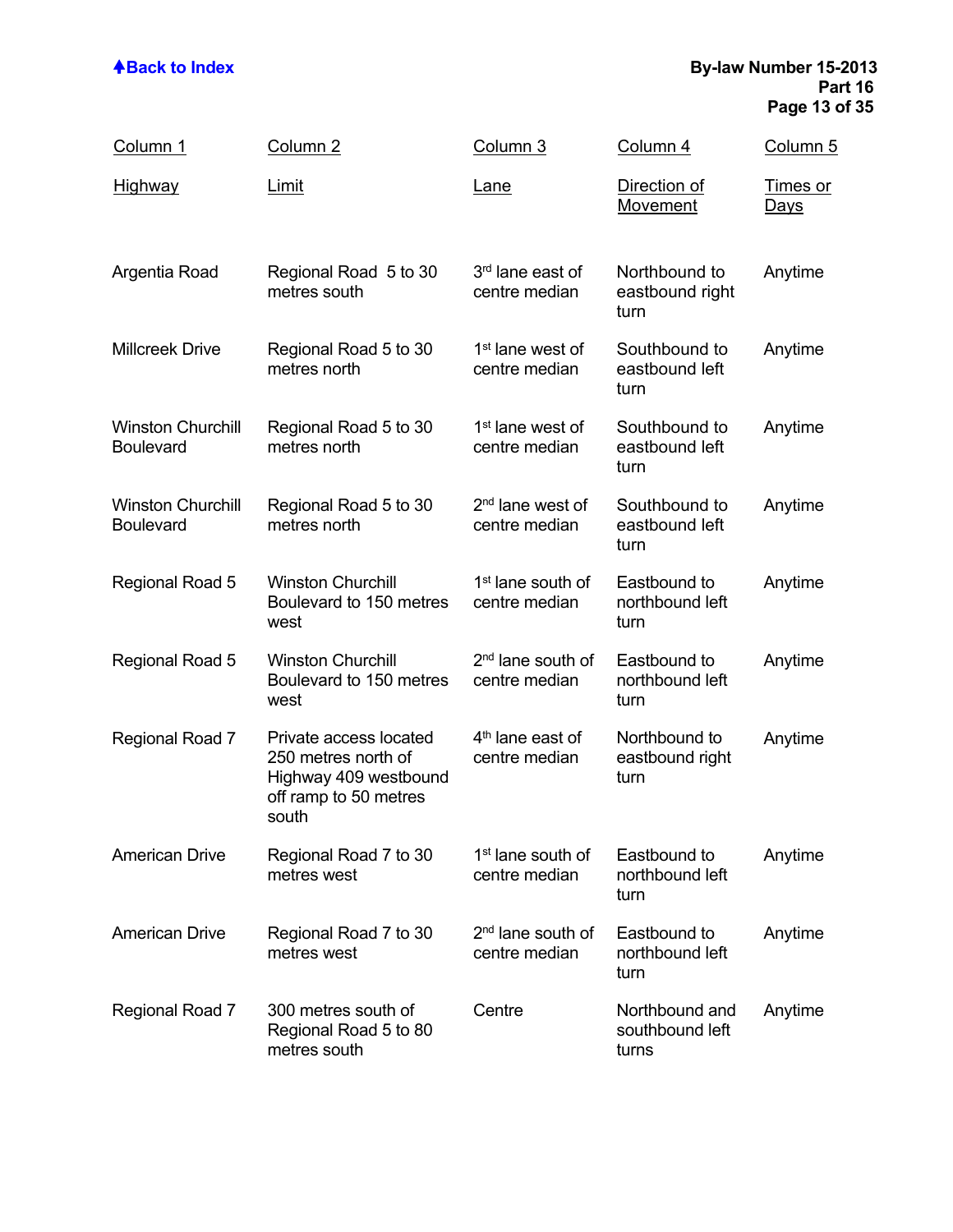| Column 1<br>Highway | Column 2<br>Limit | Column 3<br>Lane | Column 4<br>Direction of Movement | Column 5<br>Times or Days |
|---|---|---|---|---|
| Argentia Road | Regional Road 5 to 30 metres south | 3rd lane east of centre median | Northbound to eastbound right turn | Anytime |
| Millcreek Drive | Regional Road 5 to 30 metres north | 1st lane west of centre median | Southbound to eastbound left turn | Anytime |
| Winston Churchill Boulevard | Regional Road 5 to 30 metres north | 1st lane west of centre median | Southbound to eastbound left turn | Anytime |
| Winston Churchill Boulevard | Regional Road 5 to 30 metres north | 2nd lane west of centre median | Southbound to eastbound left turn | Anytime |
| Regional Road 5 | Winston Churchill Boulevard to 150 metres west | 1st lane south of centre median | Eastbound to northbound left turn | Anytime |
| Regional Road 5 | Winston Churchill Boulevard to 150 metres west | 2nd lane south of centre median | Eastbound to northbound left turn | Anytime |
| Regional Road 7 | Private access located 250 metres north of Highway 409 westbound off ramp to 50 metres south | 4th lane east of centre median | Northbound to eastbound right turn | Anytime |
| American Drive | Regional Road 7 to 30 metres west | 1st lane south of centre median | Eastbound to northbound left turn | Anytime |
| American Drive | Regional Road 7 to 30 metres west | 2nd lane south of centre median | Eastbound to northbound left turn | Anytime |
| Regional Road 7 | 300 metres south of Regional Road 5 to 80 metres south | Centre | Northbound and southbound left turns | Anytime |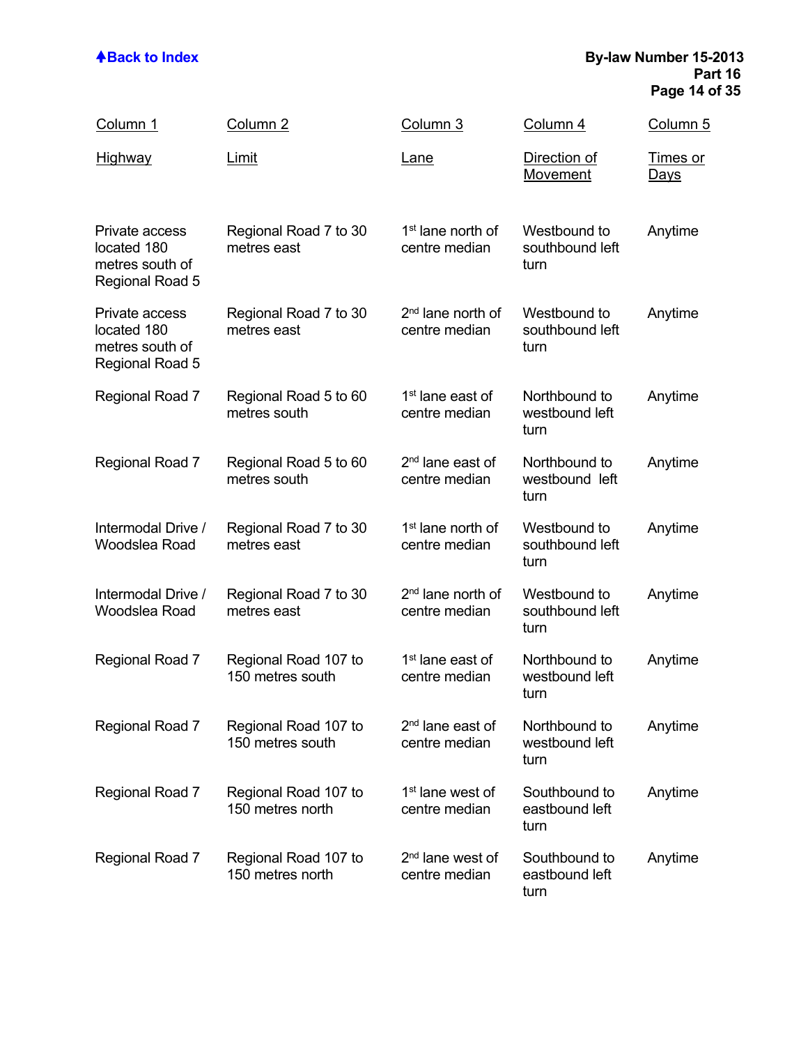| Column 1<br>Highway | Column 2<br>Limit | Column 3<br>Lane | Column 4<br>Direction of Movement | Column 5<br>Times or Days |
|---|---|---|---|---|
| Private access located 180 metres south of Regional Road 5 | Regional Road 7 to 30 metres east | 1st lane north of centre median | Westbound to southbound left turn | Anytime |
| Private access located 180 metres south of Regional Road 5 | Regional Road 7 to 30 metres east | 2nd lane north of centre median | Westbound to southbound left turn | Anytime |
| Regional Road 7 | Regional Road 5 to 60 metres south | 1st lane east of centre median | Northbound to westbound left turn | Anytime |
| Regional Road 7 | Regional Road 5 to 60 metres south | 2nd lane east of centre median | Northbound to westbound left turn | Anytime |
| Intermodal Drive / Woodslea Road | Regional Road 7 to 30 metres east | 1st lane north of centre median | Westbound to southbound left turn | Anytime |
| Intermodal Drive / Woodslea Road | Regional Road 7 to 30 metres east | 2nd lane north of centre median | Westbound to southbound left turn | Anytime |
| Regional Road 7 | Regional Road 107 to 150 metres south | 1st lane east of centre median | Northbound to westbound left turn | Anytime |
| Regional Road 7 | Regional Road 107 to 150 metres south | 2nd lane east of centre median | Northbound to westbound left turn | Anytime |
| Regional Road 7 | Regional Road 107 to 150 metres north | 1st lane west of centre median | Southbound to eastbound left turn | Anytime |
| Regional Road 7 | Regional Road 107 to 150 metres north | 2nd lane west of centre median | Southbound to eastbound left turn | Anytime |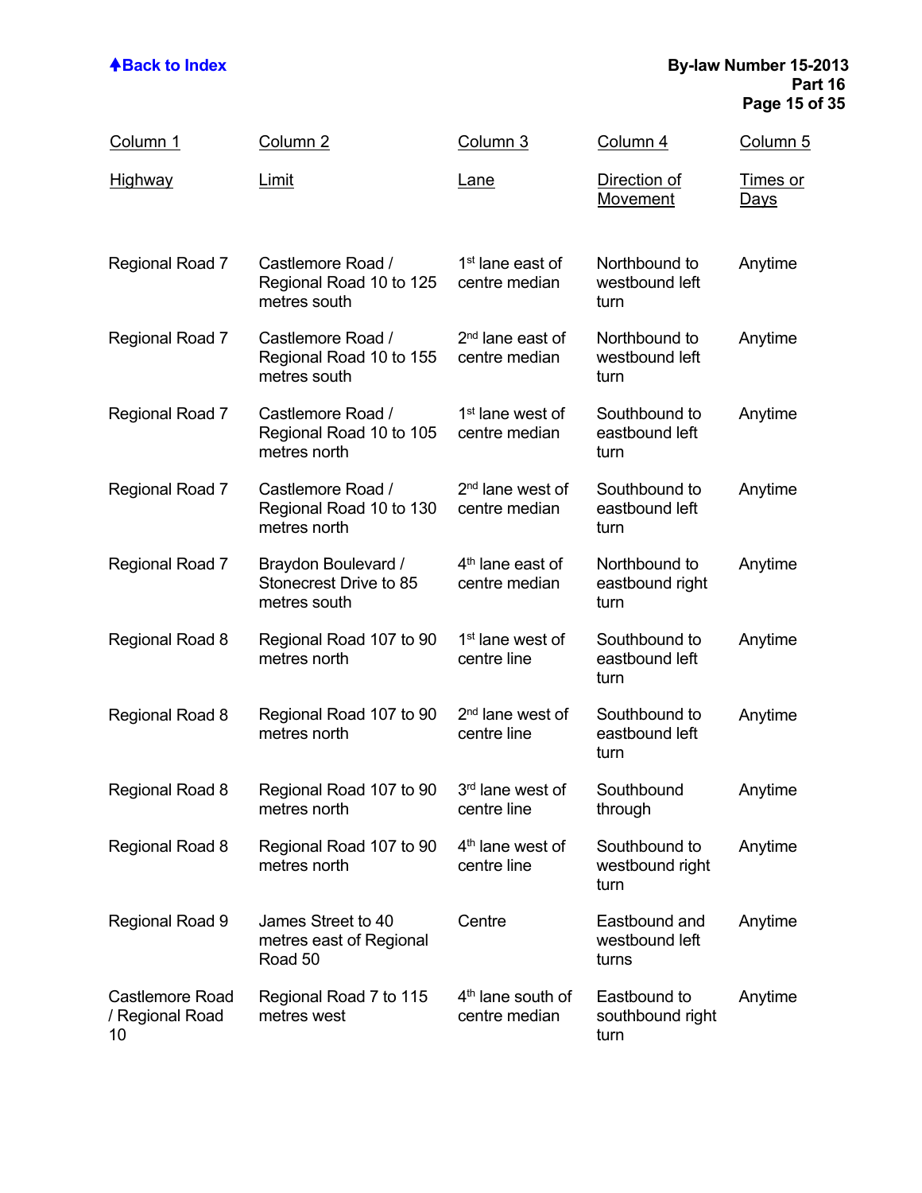| Column 1<br>Highway | Column 2<br>Limit | Column 3<br>Lane | Column 4<br>Direction of Movement | Column 5<br>Times or Days |
|---|---|---|---|---|
| Regional Road 7 | Castlemore Road / Regional Road 10 to 125 metres south | 1st lane east of centre median | Northbound to westbound left turn | Anytime |
| Regional Road 7 | Castlemore Road / Regional Road 10 to 155 metres south | 2nd lane east of centre median | Northbound to westbound left turn | Anytime |
| Regional Road 7 | Castlemore Road / Regional Road 10 to 105 metres north | 1st lane west of centre median | Southbound to eastbound left turn | Anytime |
| Regional Road 7 | Castlemore Road / Regional Road 10 to 130 metres north | 2nd lane west of centre median | Southbound to eastbound left turn | Anytime |
| Regional Road 7 | Braydon Boulevard / Stonecrest Drive to 85 metres south | 4th lane east of centre median | Northbound to eastbound right turn | Anytime |
| Regional Road 8 | Regional Road 107 to 90 metres north | 1st lane west of centre line | Southbound to eastbound left turn | Anytime |
| Regional Road 8 | Regional Road 107 to 90 metres north | 2nd lane west of centre line | Southbound to eastbound left turn | Anytime |
| Regional Road 8 | Regional Road 107 to 90 metres north | 3rd lane west of centre line | Southbound through | Anytime |
| Regional Road 8 | Regional Road 107 to 90 metres north | 4th lane west of centre line | Southbound to westbound right turn | Anytime |
| Regional Road 9 | James Street to 40 metres east of Regional Road 50 | Centre | Eastbound and westbound left turns | Anytime |
| Castlemore Road / Regional Road 10 | Regional Road 7 to 115 metres west | 4th lane south of centre median | Eastbound to southbound right turn | Anytime |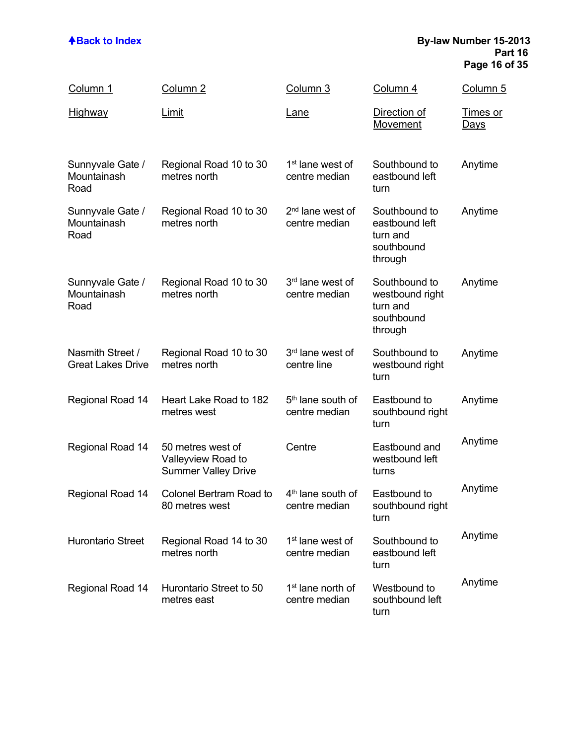| Column 1 | Column 2 | Column 3 | Column 4 | Column 5 |
|---|---|---|---|---|
| Highway | Limit | Lane | Direction of Movement | Times or Days |
| Sunnyvale Gate / Mountainash Road | Regional Road 10 to 30 metres north | 1st lane west of centre median | Southbound to eastbound left turn | Anytime |
| Sunnyvale Gate / Mountainash Road | Regional Road 10 to 30 metres north | 2nd lane west of centre median | Southbound to eastbound left turn and southbound through | Anytime |
| Sunnyvale Gate / Mountainash Road | Regional Road 10 to 30 metres north | 3rd lane west of centre median | Southbound to westbound right turn and southbound through | Anytime |
| Nasmith Street / Great Lakes Drive | Regional Road 10 to 30 metres north | 3rd lane west of centre line | Southbound to westbound right turn | Anytime |
| Regional Road 14 | Heart Lake Road to 182 metres west | 5th lane south of centre median | Eastbound to southbound right turn | Anytime |
| Regional Road 14 | 50 metres west of Valleyview Road to Summer Valley Drive | Centre | Eastbound and westbound left turns | Anytime |
| Regional Road 14 | Colonel Bertram Road to 80 metres west | 4th lane south of centre median | Eastbound to southbound right turn | Anytime |
| Hurontario Street | Regional Road 14 to 30 metres north | 1st lane west of centre median | Southbound to eastbound left turn | Anytime |
| Regional Road 14 | Hurontario Street to 50 metres east | 1st lane north of centre median | Westbound to southbound left turn | Anytime |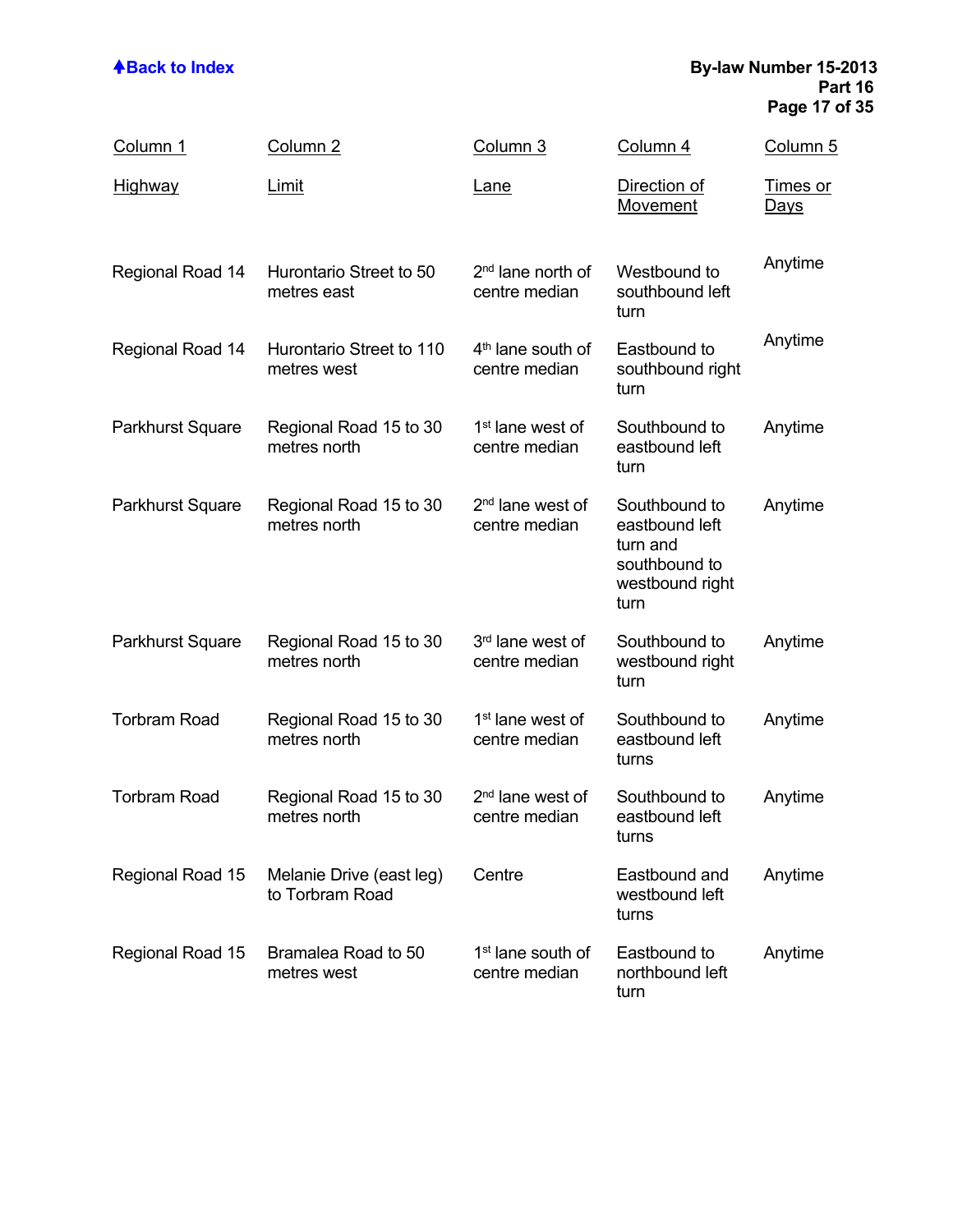| Column 1<br>Highway | Column 2<br>Limit | Column 3<br>Lane | Column 4<br>Direction of Movement | Column 5<br>Times or Days |
|---|---|---|---|---|
| Regional Road 14 | Hurontario Street to 50 metres east | 2nd lane north of centre median | Westbound to southbound left turn | Anytime |
| Regional Road 14 | Hurontario Street to 110 metres west | 4th lane south of centre median | Eastbound to southbound right turn | Anytime |
| Parkhurst Square | Regional Road 15 to 30 metres north | 1st lane west of centre median | Southbound to eastbound left turn | Anytime |
| Parkhurst Square | Regional Road 15 to 30 metres north | 2nd lane west of centre median | Southbound to eastbound left turn and southbound to westbound right turn | Anytime |
| Parkhurst Square | Regional Road 15 to 30 metres north | 3rd lane west of centre median | Southbound to westbound right turn | Anytime |
| Torbram Road | Regional Road 15 to 30 metres north | 1st lane west of centre median | Southbound to eastbound left turns | Anytime |
| Torbram Road | Regional Road 15 to 30 metres north | 2nd lane west of centre median | Southbound to eastbound left turns | Anytime |
| Regional Road 15 | Melanie Drive (east leg) to Torbram Road | Centre | Eastbound and westbound left turns | Anytime |
| Regional Road 15 | Bramalea Road to 50 metres west | 1st lane south of centre median | Eastbound to northbound left turn | Anytime |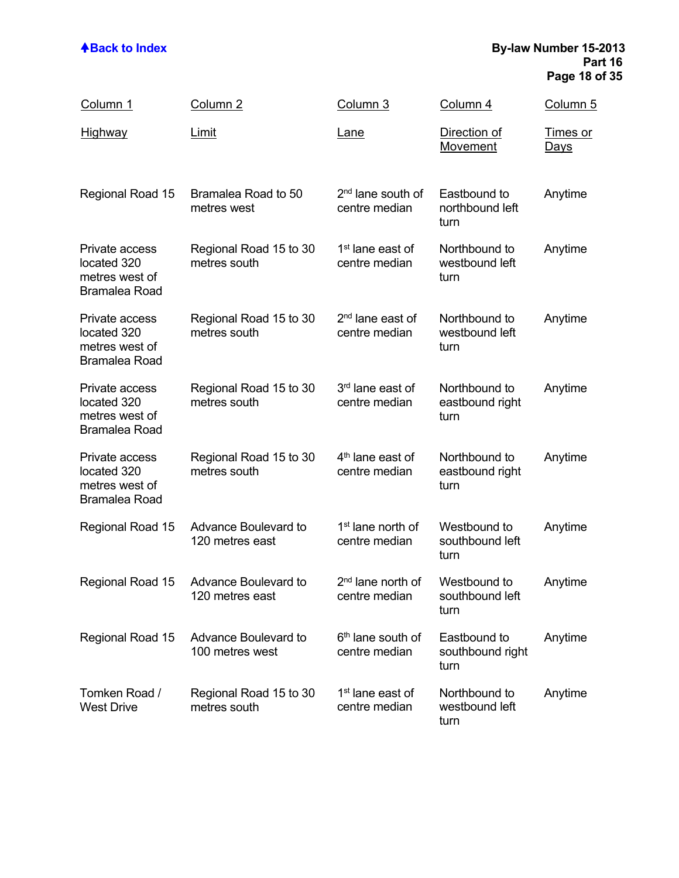| Column 1<br>Highway | Column 2<br>Limit | Column 3<br>Lane | Column 4<br>Direction of Movement | Column 5<br>Times or Days |
|---|---|---|---|---|
| Regional Road 15 | Bramalea Road to 50 metres west | 2nd lane south of centre median | Eastbound to northbound left turn | Anytime |
| Private access located 320 metres west of Bramalea Road | Regional Road 15 to 30 metres south | 1st lane east of centre median | Northbound to westbound left turn | Anytime |
| Private access located 320 metres west of Bramalea Road | Regional Road 15 to 30 metres south | 2nd lane east of centre median | Northbound to westbound left turn | Anytime |
| Private access located 320 metres west of Bramalea Road | Regional Road 15 to 30 metres south | 3rd lane east of centre median | Northbound to eastbound right turn | Anytime |
| Private access located 320 metres west of Bramalea Road | Regional Road 15 to 30 metres south | 4th lane east of centre median | Northbound to eastbound right turn | Anytime |
| Regional Road 15 | Advance Boulevard to 120 metres east | 1st lane north of centre median | Westbound to southbound left turn | Anytime |
| Regional Road 15 | Advance Boulevard to 120 metres east | 2nd lane north of centre median | Westbound to southbound left turn | Anytime |
| Regional Road 15 | Advance Boulevard to 100 metres west | 6th lane south of centre median | Eastbound to southbound right turn | Anytime |
| Tomken Road / West Drive | Regional Road 15 to 30 metres south | 1st lane east of centre median | Northbound to westbound left turn | Anytime |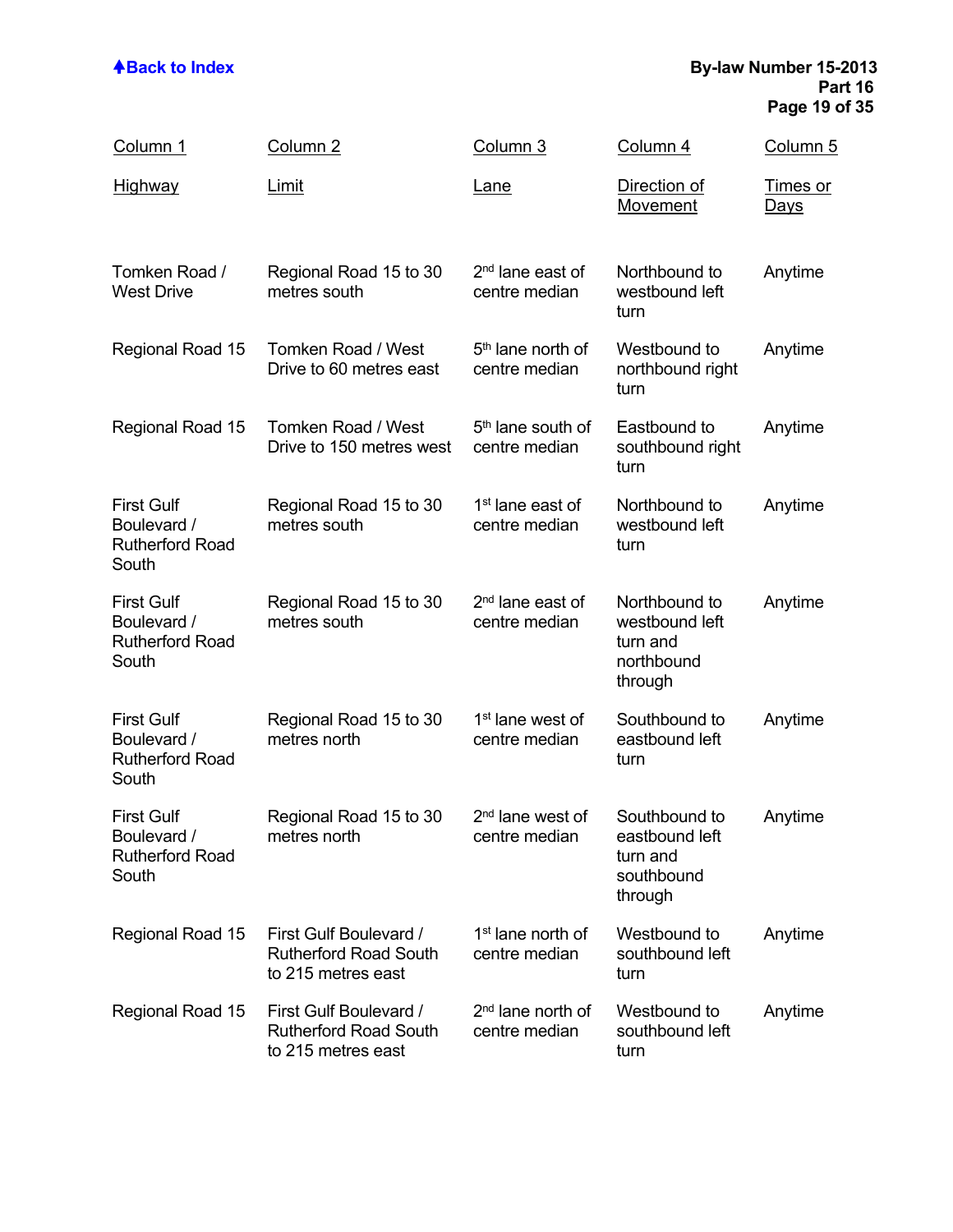| Column 1 | Column 2 | Column 3 | Column 4 | Column 5 |
|---|---|---|---|---|
| Highway | Limit | Lane | Direction of Movement | Times or Days |
| Tomken Road / West Drive | Regional Road 15 to 30 metres south | 2nd lane east of centre median | Northbound to westbound left turn | Anytime |
| Regional Road 15 | Tomken Road / West Drive to 60 metres east | 5th lane north of centre median | Westbound to northbound right turn | Anytime |
| Regional Road 15 | Tomken Road / West Drive to 150 metres west | 5th lane south of centre median | Eastbound to southbound right turn | Anytime |
| First Gulf Boulevard / Rutherford Road South | Regional Road 15 to 30 metres south | 1st lane east of centre median | Northbound to westbound left turn | Anytime |
| First Gulf Boulevard / Rutherford Road South | Regional Road 15 to 30 metres south | 2nd lane east of centre median | Northbound to westbound left turn and northbound through | Anytime |
| First Gulf Boulevard / Rutherford Road South | Regional Road 15 to 30 metres north | 1st lane west of centre median | Southbound to eastbound left turn | Anytime |
| First Gulf Boulevard / Rutherford Road South | Regional Road 15 to 30 metres north | 2nd lane west of centre median | Southbound to eastbound left turn and southbound through | Anytime |
| Regional Road 15 | First Gulf Boulevard / Rutherford Road South to 215 metres east | 1st lane north of centre median | Westbound to southbound left turn | Anytime |
| Regional Road 15 | First Gulf Boulevard / Rutherford Road South to 215 metres east | 2nd lane north of centre median | Westbound to southbound left turn | Anytime |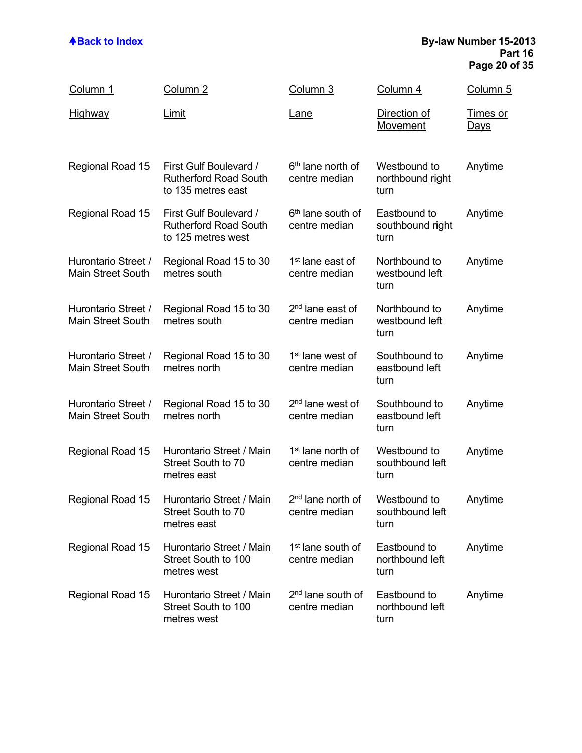| Column 1<br>Highway | Column 2<br>Limit | Column 3<br>Lane | Column 4<br>Direction of Movement | Column 5<br>Times or Days |
|---|---|---|---|---|
| Regional Road 15 | First Gulf Boulevard / Rutherford Road South to 135 metres east | 6th lane north of centre median | Westbound to northbound right turn | Anytime |
| Regional Road 15 | First Gulf Boulevard / Rutherford Road South to 125 metres west | 6th lane south of centre median | Eastbound to southbound right turn | Anytime |
| Hurontario Street / Main Street South | Regional Road 15 to 30 metres south | 1st lane east of centre median | Northbound to westbound left turn | Anytime |
| Hurontario Street / Main Street South | Regional Road 15 to 30 metres south | 2nd lane east of centre median | Northbound to westbound left turn | Anytime |
| Hurontario Street / Main Street South | Regional Road 15 to 30 metres north | 1st lane west of centre median | Southbound to eastbound left turn | Anytime |
| Hurontario Street / Main Street South | Regional Road 15 to 30 metres north | 2nd lane west of centre median | Southbound to eastbound left turn | Anytime |
| Regional Road 15 | Hurontario Street / Main Street South to 70 metres east | 1st lane north of centre median | Westbound to southbound left turn | Anytime |
| Regional Road 15 | Hurontario Street / Main Street South to 70 metres east | 2nd lane north of centre median | Westbound to southbound left turn | Anytime |
| Regional Road 15 | Hurontario Street / Main Street South to 100 metres west | 1st lane south of centre median | Eastbound to northbound left turn | Anytime |
| Regional Road 15 | Hurontario Street / Main Street South to 100 metres west | 2nd lane south of centre median | Eastbound to northbound left turn | Anytime |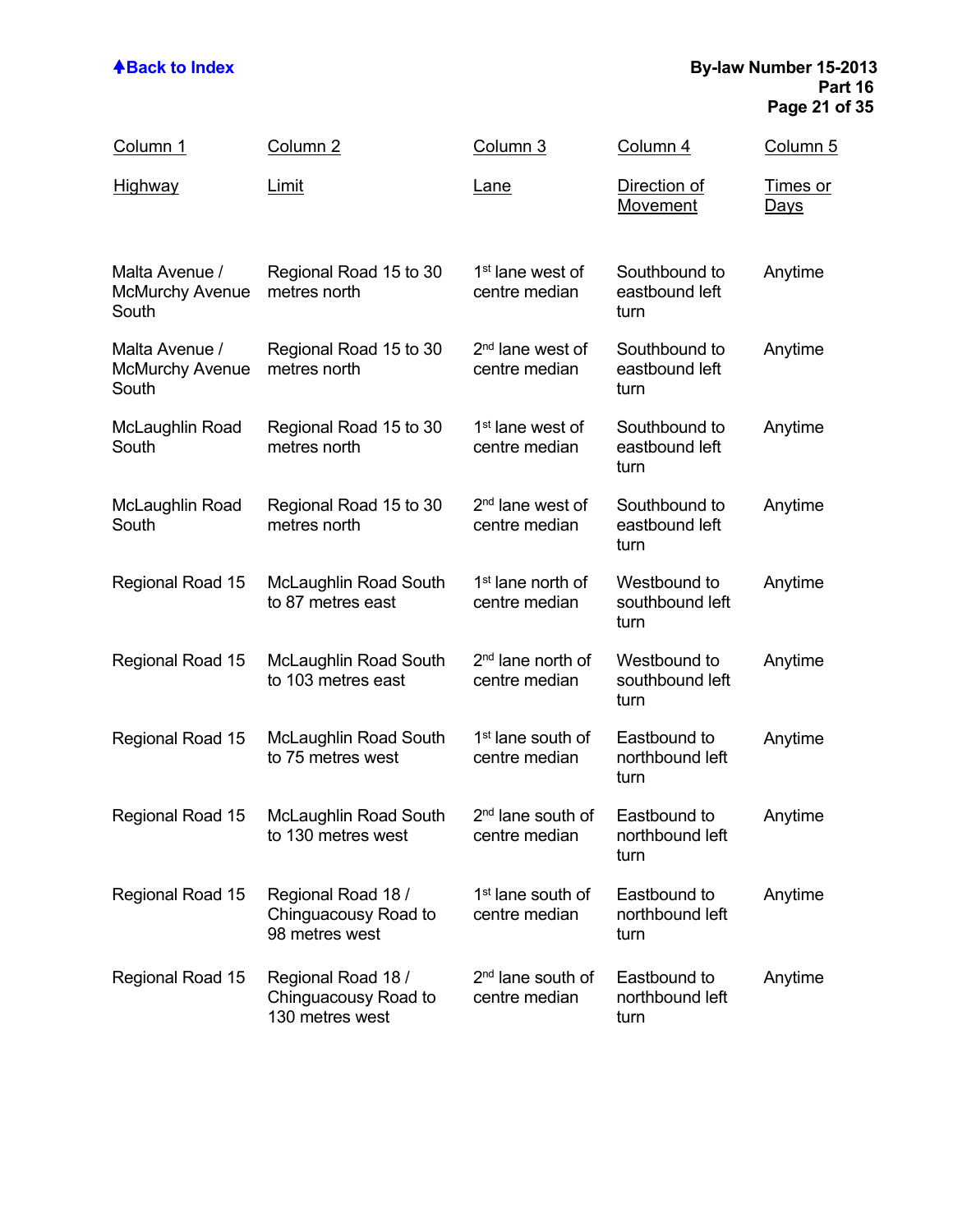| Column 1<br>Highway | Column 2<br>Limit | Column 3<br>Lane | Column 4<br>Direction of Movement | Column 5<br>Times or Days |
|---|---|---|---|---|
| Malta Avenue / McMurchy Avenue South | Regional Road 15 to 30 metres north | 1st lane west of centre median | Southbound to eastbound left turn | Anytime |
| Malta Avenue / McMurchy Avenue South | Regional Road 15 to 30 metres north | 2nd lane west of centre median | Southbound to eastbound left turn | Anytime |
| McLaughlin Road South | Regional Road 15 to 30 metres north | 1st lane west of centre median | Southbound to eastbound left turn | Anytime |
| McLaughlin Road South | Regional Road 15 to 30 metres north | 2nd lane west of centre median | Southbound to eastbound left turn | Anytime |
| Regional Road 15 | McLaughlin Road South to 87 metres east | 1st lane north of centre median | Westbound to southbound left turn | Anytime |
| Regional Road 15 | McLaughlin Road South to 103 metres east | 2nd lane north of centre median | Westbound to southbound left turn | Anytime |
| Regional Road 15 | McLaughlin Road South to 75 metres west | 1st lane south of centre median | Eastbound to northbound left turn | Anytime |
| Regional Road 15 | McLaughlin Road South to 130 metres west | 2nd lane south of centre median | Eastbound to northbound left turn | Anytime |
| Regional Road 15 | Regional Road 18 / Chinguacousy Road to 98 metres west | 1st lane south of centre median | Eastbound to northbound left turn | Anytime |
| Regional Road 15 | Regional Road 18 / Chinguacousy Road to 130 metres west | 2nd lane south of centre median | Eastbound to northbound left turn | Anytime |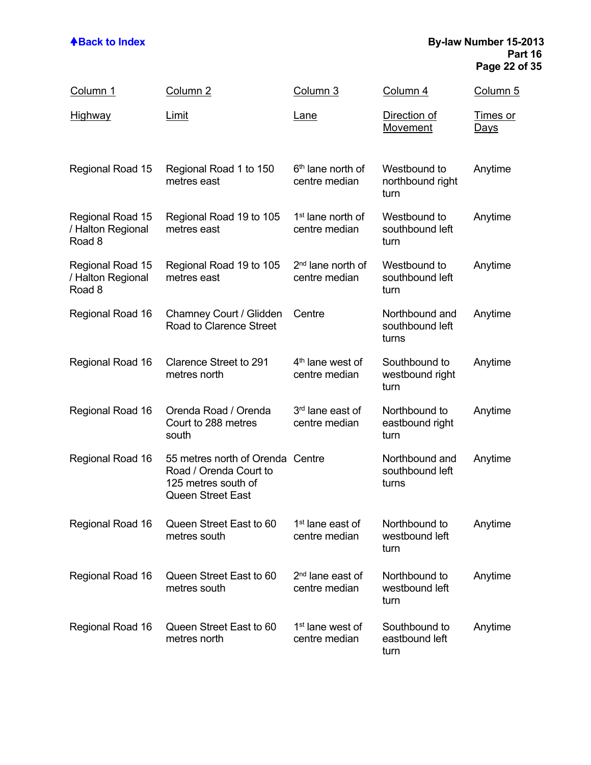| Column 1 Highway | Column 2 Limit | Column 3 Lane | Column 4 Direction of Movement | Column 5 Times or Days |
|---|---|---|---|---|
| Regional Road 15 | Regional Road 1 to 150 metres east | 6th lane north of centre median | Westbound to northbound right turn | Anytime |
| Regional Road 15 / Halton Regional Road 8 | Regional Road 19 to 105 metres east | 1st lane north of centre median | Westbound to southbound left turn | Anytime |
| Regional Road 15 / Halton Regional Road 8 | Regional Road 19 to 105 metres east | 2nd lane north of centre median | Westbound to southbound left turn | Anytime |
| Regional Road 16 | Chamney Court / Glidden Road to Clarence Street | Centre | Northbound and southbound left turns | Anytime |
| Regional Road 16 | Clarence Street to 291 metres north | 4th lane west of centre median | Southbound to westbound right turn | Anytime |
| Regional Road 16 | Orenda Road / Orenda Court to 288 metres south | 3rd lane east of centre median | Northbound to eastbound right turn | Anytime |
| Regional Road 16 | 55 metres north of Orenda Road / Orenda Court to 125 metres south of Queen Street East | Centre | Northbound and southbound left turns | Anytime |
| Regional Road 16 | Queen Street East to 60 metres south | 1st lane east of centre median | Northbound to westbound left turn | Anytime |
| Regional Road 16 | Queen Street East to 60 metres south | 2nd lane east of centre median | Northbound to westbound left turn | Anytime |
| Regional Road 16 | Queen Street East to 60 metres north | 1st lane west of centre median | Southbound to eastbound left turn | Anytime |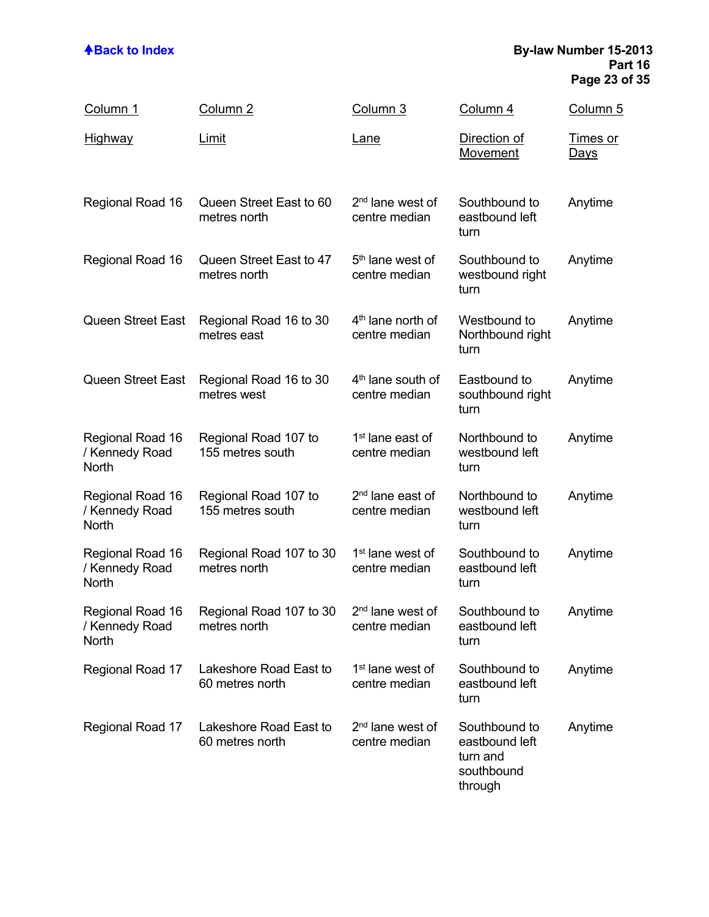[Back to Index]

| Column 1<br>Highway | Column 2<br>Limit | Column 3<br>Lane | Column 4<br>Direction of Movement | Column 5<br>Times or Days |
|---|---|---|---|---|
| Regional Road 16 | Queen Street East to 60 metres north | 2nd lane west of centre median | Southbound to eastbound left turn | Anytime |
| Regional Road 16 | Queen Street East to 47 metres north | 5th lane west of centre median | Southbound to westbound right turn | Anytime |
| Queen Street East | Regional Road 16 to 30 metres east | 4th lane north of centre median | Westbound to Northbound right turn | Anytime |
| Queen Street East | Regional Road 16 to 30 metres west | 4th lane south of centre median | Eastbound to southbound right turn | Anytime |
| Regional Road 16 / Kennedy Road North | Regional Road 107 to 155 metres south | 1st lane east of centre median | Northbound to westbound left turn | Anytime |
| Regional Road 16 / Kennedy Road North | Regional Road 107 to 155 metres south | 2nd lane east of centre median | Northbound to westbound left turn | Anytime |
| Regional Road 16 / Kennedy Road North | Regional Road 107 to 30 metres north | 1st lane west of centre median | Southbound to eastbound left turn | Anytime |
| Regional Road 16 / Kennedy Road North | Regional Road 107 to 30 metres north | 2nd lane west of centre median | Southbound to eastbound left turn | Anytime |
| Regional Road 17 | Lakeshore Road East to 60 metres north | 1st lane west of centre median | Southbound to eastbound left turn | Anytime |
| Regional Road 17 | Lakeshore Road East to 60 metres north | 2nd lane west of centre median | Southbound to eastbound left turn and southbound through | Anytime |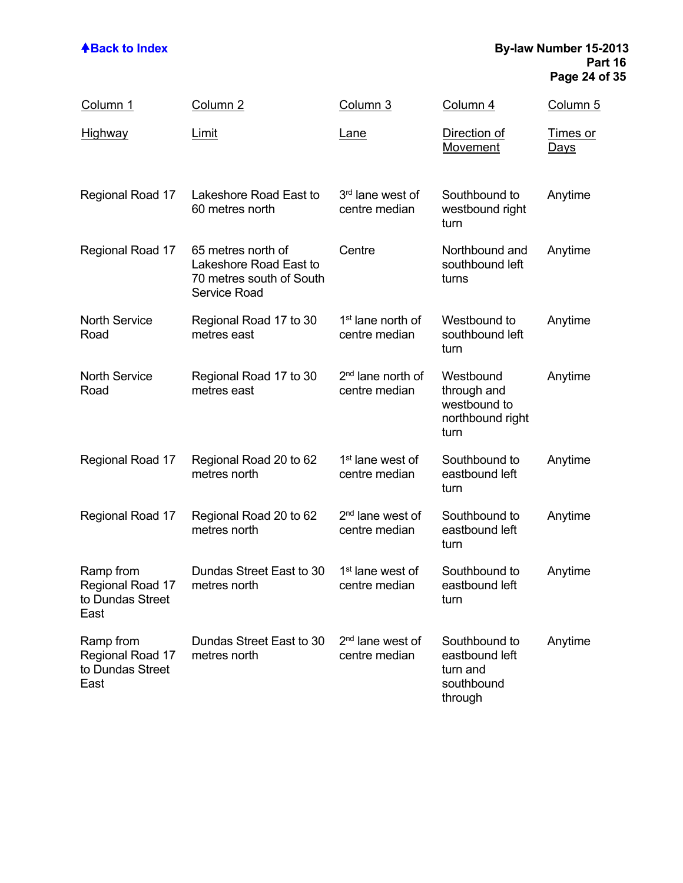| Column 1<br>Highway | Column 2<br>Limit | Column 3<br>Lane | Column 4<br>Direction of Movement | Column 5<br>Times or Days |
|---|---|---|---|---|
| Regional Road 17 | Lakeshore Road East to 60 metres north | 3rd lane west of centre median | Southbound to westbound right turn | Anytime |
| Regional Road 17 | 65 metres north of Lakeshore Road East to 70 metres south of South Service Road | Centre | Northbound and southbound left turns | Anytime |
| North Service Road | Regional Road 17 to 30 metres east | 1st lane north of centre median | Westbound to southbound left turn | Anytime |
| North Service Road | Regional Road 17 to 30 metres east | 2nd lane north of centre median | Westbound through and westbound to northbound right turn | Anytime |
| Regional Road 17 | Regional Road 20 to 62 metres north | 1st lane west of centre median | Southbound to eastbound left turn | Anytime |
| Regional Road 17 | Regional Road 20 to 62 metres north | 2nd lane west of centre median | Southbound to eastbound left turn | Anytime |
| Ramp from Regional Road 17 to Dundas Street East | Dundas Street East to 30 metres north | 1st lane west of centre median | Southbound to eastbound left turn | Anytime |
| Ramp from Regional Road 17 to Dundas Street East | Dundas Street East to 30 metres north | 2nd lane west of centre median | Southbound to eastbound left turn and southbound through | Anytime |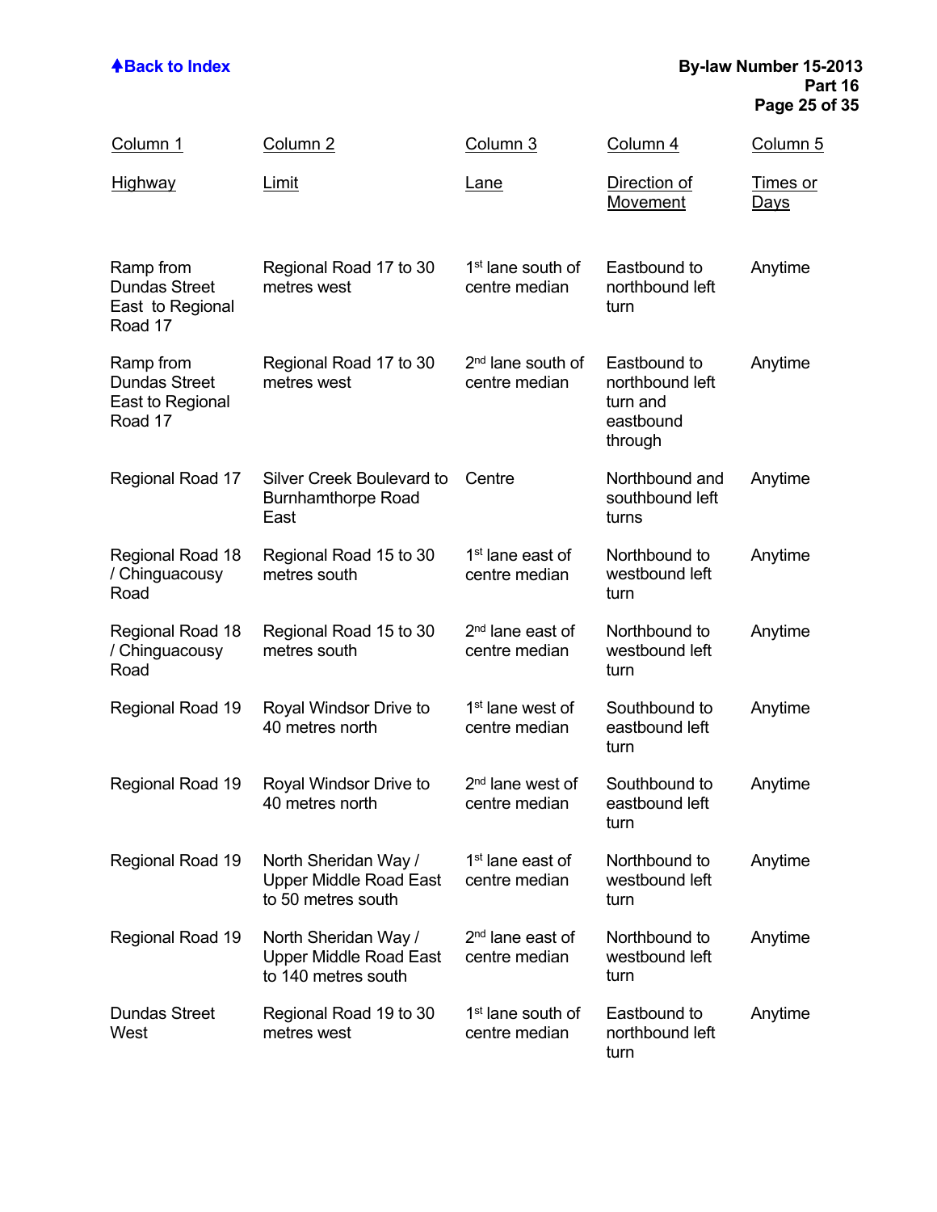| Column 1<br>Highway | Column 2<br>Limit | Column 3<br>Lane | Column 4<br>Direction of Movement | Column 5<br>Times or Days |
|---|---|---|---|---|
| Ramp from Dundas Street East to Regional Road 17 | Regional Road 17 to 30 metres west | 1st lane south of centre median | Eastbound to northbound left turn | Anytime |
| Ramp from Dundas Street East to Regional Road 17 | Regional Road 17 to 30 metres west | 2nd lane south of centre median | Eastbound to northbound left turn and eastbound through | Anytime |
| Regional Road 17 | Silver Creek Boulevard to Burnhamthorpe Road East | Centre | Northbound and southbound left turns | Anytime |
| Regional Road 18 / Chinguacousy Road | Regional Road 15 to 30 metres south | 1st lane east of centre median | Northbound to westbound left turn | Anytime |
| Regional Road 18 / Chinguacousy Road | Regional Road 15 to 30 metres south | 2nd lane east of centre median | Northbound to westbound left turn | Anytime |
| Regional Road 19 | Royal Windsor Drive to 40 metres north | 1st lane west of centre median | Southbound to eastbound left turn | Anytime |
| Regional Road 19 | Royal Windsor Drive to 40 metres north | 2nd lane west of centre median | Southbound to eastbound left turn | Anytime |
| Regional Road 19 | North Sheridan Way / Upper Middle Road East to 50 metres south | 1st lane east of centre median | Northbound to westbound left turn | Anytime |
| Regional Road 19 | North Sheridan Way / Upper Middle Road East to 140 metres south | 2nd lane east of centre median | Northbound to westbound left turn | Anytime |
| Dundas Street West | Regional Road 19 to 30 metres west | 1st lane south of centre median | Eastbound to northbound left turn | Anytime |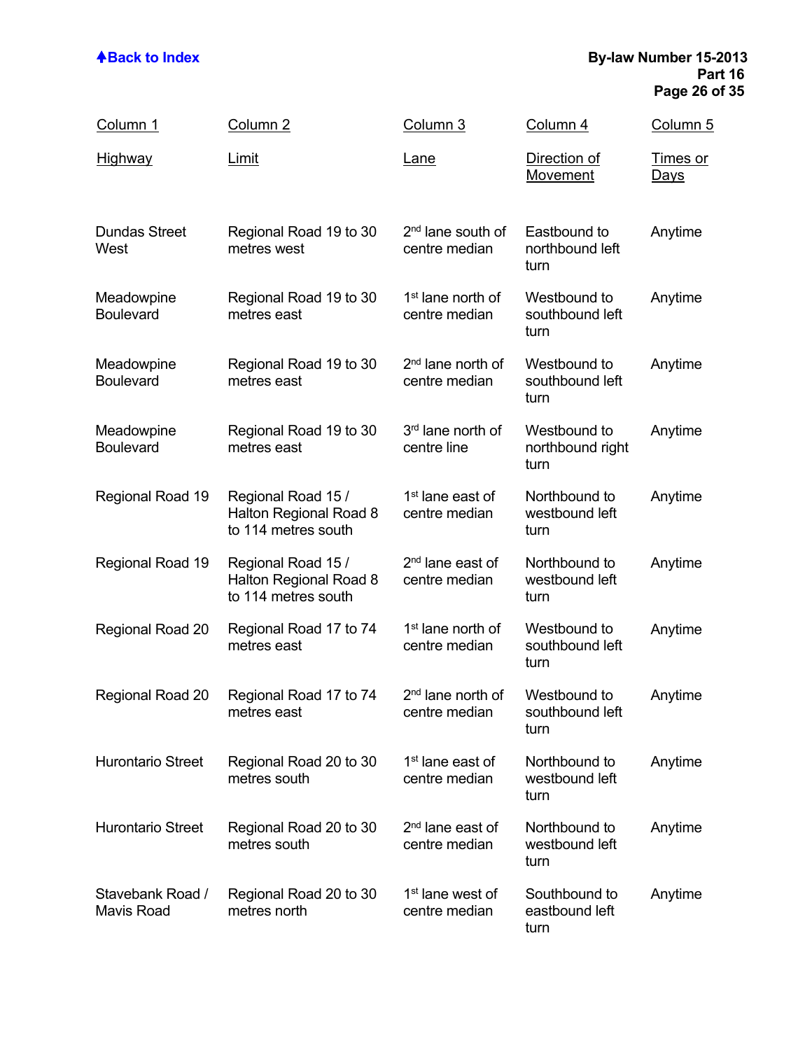| Column 1<br>Highway | Column 2<br>Limit | Column 3<br>Lane | Column 4<br>Direction of Movement | Column 5<br>Times or Days |
|---|---|---|---|---|
| Dundas Street West | Regional Road 19 to 30 metres west | 2nd lane south of centre median | Eastbound to northbound left turn | Anytime |
| Meadowpine Boulevard | Regional Road 19 to 30 metres east | 1st lane north of centre median | Westbound to southbound left turn | Anytime |
| Meadowpine Boulevard | Regional Road 19 to 30 metres east | 2nd lane north of centre median | Westbound to southbound left turn | Anytime |
| Meadowpine Boulevard | Regional Road 19 to 30 metres east | 3rd lane north of centre line | Westbound to northbound right turn | Anytime |
| Regional Road 19 | Regional Road 15 / Halton Regional Road 8 to 114 metres south | 1st lane east of centre median | Northbound to westbound left turn | Anytime |
| Regional Road 19 | Regional Road 15 / Halton Regional Road 8 to 114 metres south | 2nd lane east of centre median | Northbound to westbound left turn | Anytime |
| Regional Road 20 | Regional Road 17 to 74 metres east | 1st lane north of centre median | Westbound to southbound left turn | Anytime |
| Regional Road 20 | Regional Road 17 to 74 metres east | 2nd lane north of centre median | Westbound to southbound left turn | Anytime |
| Hurontario Street | Regional Road 20 to 30 metres south | 1st lane east of centre median | Northbound to westbound left turn | Anytime |
| Hurontario Street | Regional Road 20 to 30 metres south | 2nd lane east of centre median | Northbound to westbound left turn | Anytime |
| Stavebank Road / Mavis Road | Regional Road 20 to 30 metres north | 1st lane west of centre median | Southbound to eastbound left turn | Anytime |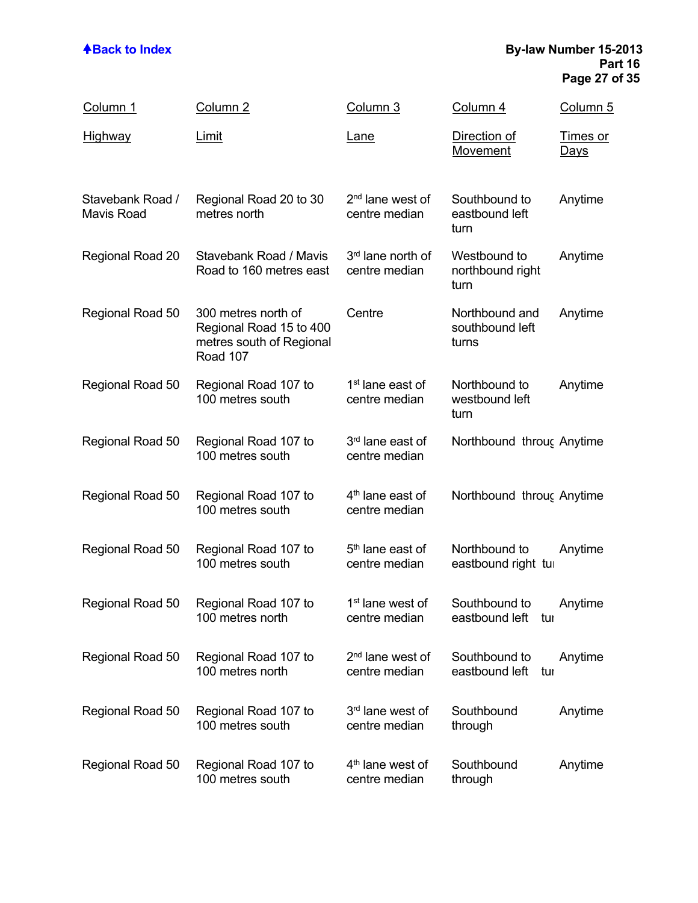| Column 1<br>Highway | Column 2<br>Limit | Column 3<br>Lane | Column 4<br>Direction of Movement | Column 5<br>Times or Days |
|---|---|---|---|---|
| Stavebank Road / Mavis Road | Regional Road 20 to 30 metres north | 2nd lane west of centre median | Southbound to eastbound left turn | Anytime |
| Regional Road 20 | Stavebank Road / Mavis Road to 160 metres east | 3rd lane north of centre median | Westbound to northbound right turn | Anytime |
| Regional Road 50 | 300 metres north of Regional Road 15 to 400 metres south of Regional Road 107 | Centre | Northbound and southbound left turns | Anytime |
| Regional Road 50 | Regional Road 107 to 100 metres south | 1st lane east of centre median | Northbound to westbound left turn | Anytime |
| Regional Road 50 | Regional Road 107 to 100 metres south | 3rd lane east of centre median | Northbound throug | Anytime |
| Regional Road 50 | Regional Road 107 to 100 metres south | 4th lane east of centre median | Northbound throug | Anytime |
| Regional Road 50 | Regional Road 107 to 100 metres south | 5th lane east of centre median | Northbound to eastbound right tu | Anytime |
| Regional Road 50 | Regional Road 107 to 100 metres north | 1st lane west of centre median | Southbound to eastbound left tu | Anytime |
| Regional Road 50 | Regional Road 107 to 100 metres north | 2nd lane west of centre median | Southbound to eastbound left tu | Anytime |
| Regional Road 50 | Regional Road 107 to 100 metres south | 3rd lane west of centre median | Southbound through | Anytime |
| Regional Road 50 | Regional Road 107 to 100 metres south | 4th lane west of centre median | Southbound through | Anytime |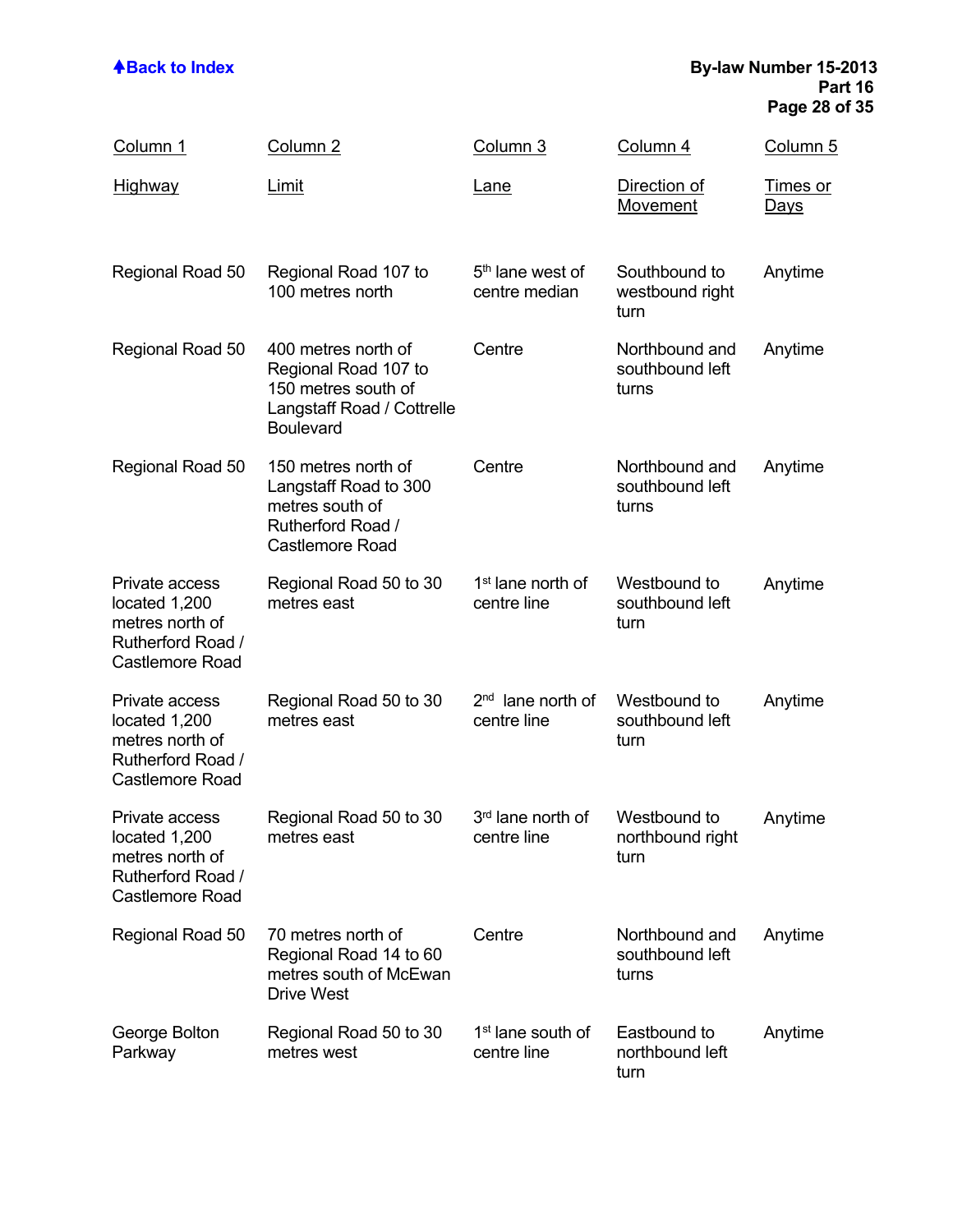| Column 1 Highway | Column 2 Limit | Column 3 Lane | Column 4 Direction of Movement | Column 5 Times or Days |
|---|---|---|---|---|
| Regional Road 50 | Regional Road 107 to 100 metres north | 5th lane west of centre median | Southbound to westbound right turn | Anytime |
| Regional Road 50 | 400 metres north of Regional Road 107 to 150 metres south of Langstaff Road / Cottrelle Boulevard | Centre | Northbound and southbound left turns | Anytime |
| Regional Road 50 | 150 metres north of Langstaff Road to 300 metres south of Rutherford Road / Castlemore Road | Centre | Northbound and southbound left turns | Anytime |
| Private access located 1,200 metres north of Rutherford Road / Castlemore Road | Regional Road 50 to 30 metres east | 1st lane north of centre line | Westbound to southbound left turn | Anytime |
| Private access located 1,200 metres north of Rutherford Road / Castlemore Road | Regional Road 50 to 30 metres east | 2nd lane north of centre line | Westbound to southbound left turn | Anytime |
| Private access located 1,200 metres north of Rutherford Road / Castlemore Road | Regional Road 50 to 30 metres east | 3rd lane north of centre line | Westbound to northbound right turn | Anytime |
| Regional Road 50 | 70 metres north of Regional Road 14 to 60 metres south of McEwan Drive West | Centre | Northbound and southbound left turns | Anytime |
| George Bolton Parkway | Regional Road 50 to 30 metres west | 1st lane south of centre line | Eastbound to northbound left turn | Anytime |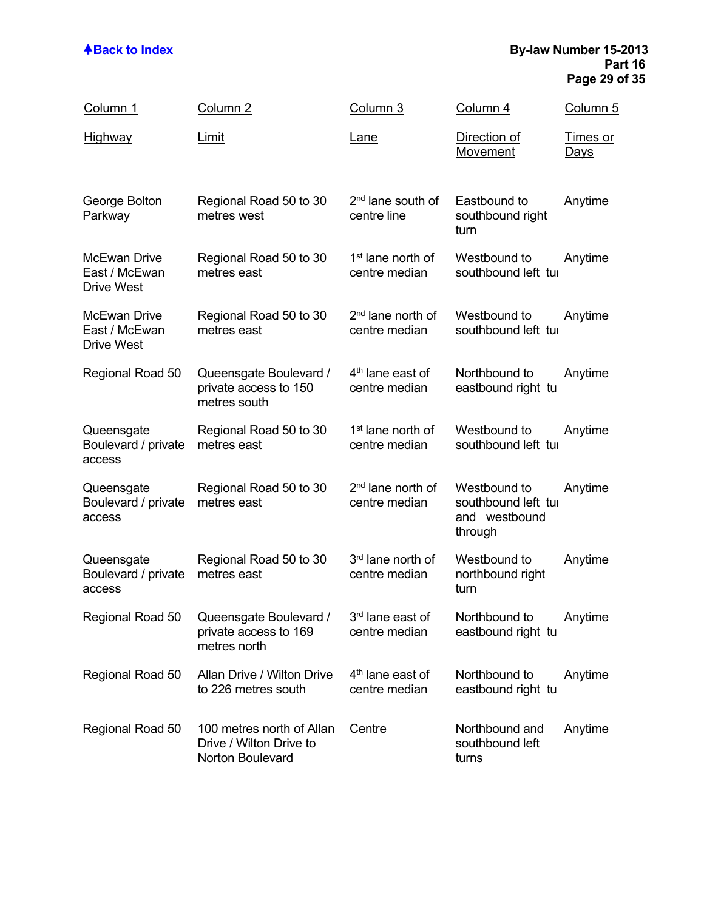| Column 1 | Column 2 | Column 3 | Column 4 | Column 5 |
|---|---|---|---|---|
| Highway | Limit | Lane | Direction of Movement | Times or Days |
| George Bolton Parkway | Regional Road 50 to 30 metres west | 2nd lane south of centre line | Eastbound to southbound right turn | Anytime |
| McEwan Drive East / McEwan Drive West | Regional Road 50 to 30 metres east | 1st lane north of centre median | Westbound to southbound left turn | Anytime |
| McEwan Drive East / McEwan Drive West | Regional Road 50 to 30 metres east | 2nd lane north of centre median | Westbound to southbound left turn | Anytime |
| Regional Road 50 | Queensgate Boulevard / private access to 150 metres south | 4th lane east of centre median | Northbound to eastbound right turn | Anytime |
| Queensgate Boulevard / private access | Regional Road 50 to 30 metres east | 1st lane north of centre median | Westbound to southbound left turn | Anytime |
| Queensgate Boulevard / private access | Regional Road 50 to 30 metres east | 2nd lane north of centre median | Westbound to southbound left turn and westbound through | Anytime |
| Queensgate Boulevard / private access | Regional Road 50 to 30 metres east | 3rd lane north of centre median | Westbound to northbound right turn | Anytime |
| Regional Road 50 | Queensgate Boulevard / private access to 169 metres north | 3rd lane east of centre median | Northbound to eastbound right turn | Anytime |
| Regional Road 50 | Allan Drive / Wilton Drive to 226 metres south | 4th lane east of centre median | Northbound to eastbound right turn | Anytime |
| Regional Road 50 | 100 metres north of Allan Drive / Wilton Drive to Norton Boulevard | Centre | Northbound and southbound left turns | Anytime |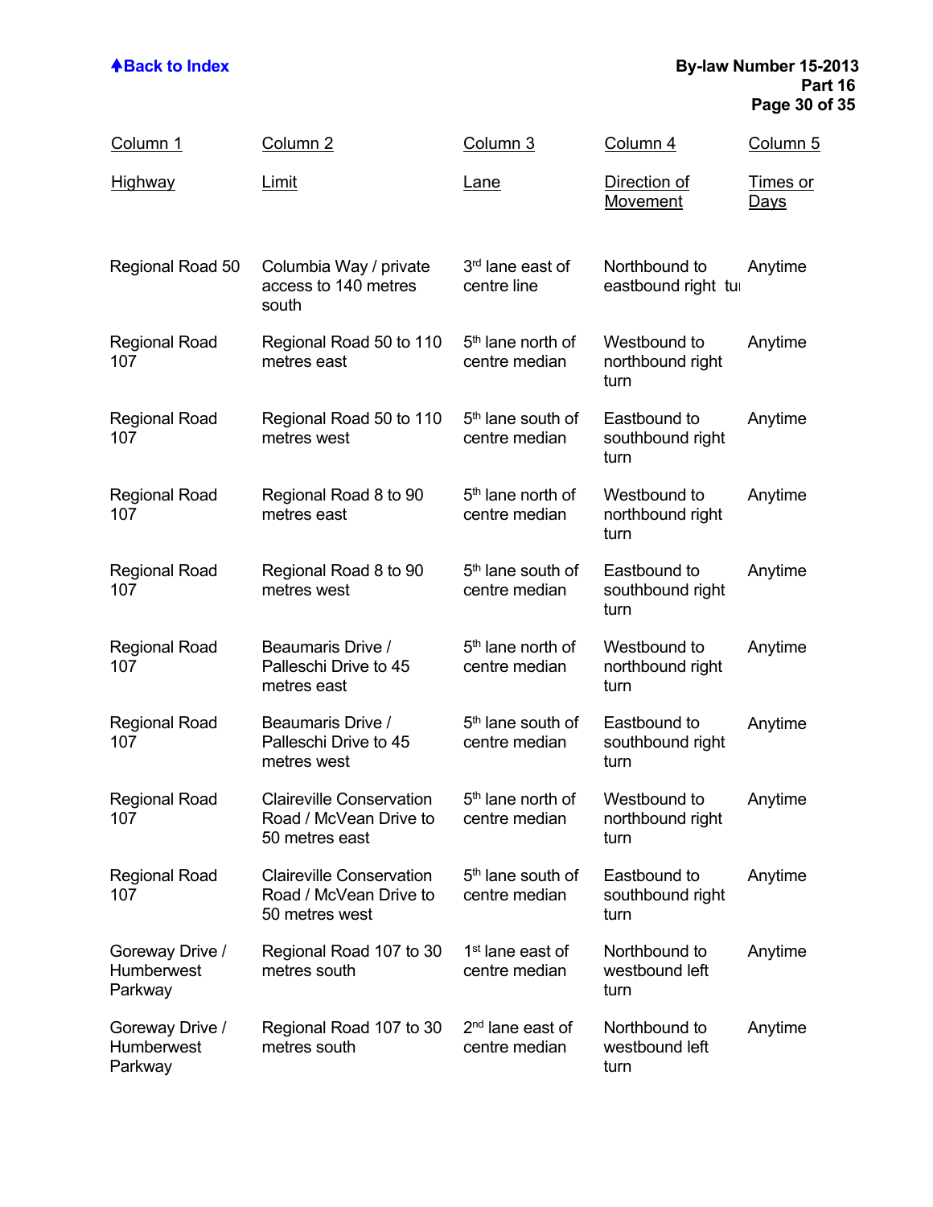| Column 1<br>Highway | Column 2<br>Limit | Column 3<br>Lane | Column 4<br>Direction of Movement | Column 5<br>Times or Days |
|---|---|---|---|---|
| Regional Road 50 | Columbia Way / private access to 140 metres south | 3rd lane east of centre line | Northbound to eastbound right tu | Anytime |
| Regional Road 107 | Regional Road 50 to 110 metres east | 5th lane north of centre median | Westbound to northbound right turn | Anytime |
| Regional Road 107 | Regional Road 50 to 110 metres west | 5th lane south of centre median | Eastbound to southbound right turn | Anytime |
| Regional Road 107 | Regional Road 8 to 90 metres east | 5th lane north of centre median | Westbound to northbound right turn | Anytime |
| Regional Road 107 | Regional Road 8 to 90 metres west | 5th lane south of centre median | Eastbound to southbound right turn | Anytime |
| Regional Road 107 | Beaumaris Drive / Palleschi Drive to 45 metres east | 5th lane north of centre median | Westbound to northbound right turn | Anytime |
| Regional Road 107 | Beaumaris Drive / Palleschi Drive to 45 metres west | 5th lane south of centre median | Eastbound to southbound right turn | Anytime |
| Regional Road 107 | Claireville Conservation Road / McVean Drive to 50 metres east | 5th lane north of centre median | Westbound to northbound right turn | Anytime |
| Regional Road 107 | Claireville Conservation Road / McVean Drive to 50 metres west | 5th lane south of centre median | Eastbound to southbound right turn | Anytime |
| Goreway Drive / Humberwest Parkway | Regional Road 107 to 30 metres south | 1st lane east of centre median | Northbound to westbound left turn | Anytime |
| Goreway Drive / Humberwest Parkway | Regional Road 107 to 30 metres south | 2nd lane east of centre median | Northbound to westbound left turn | Anytime |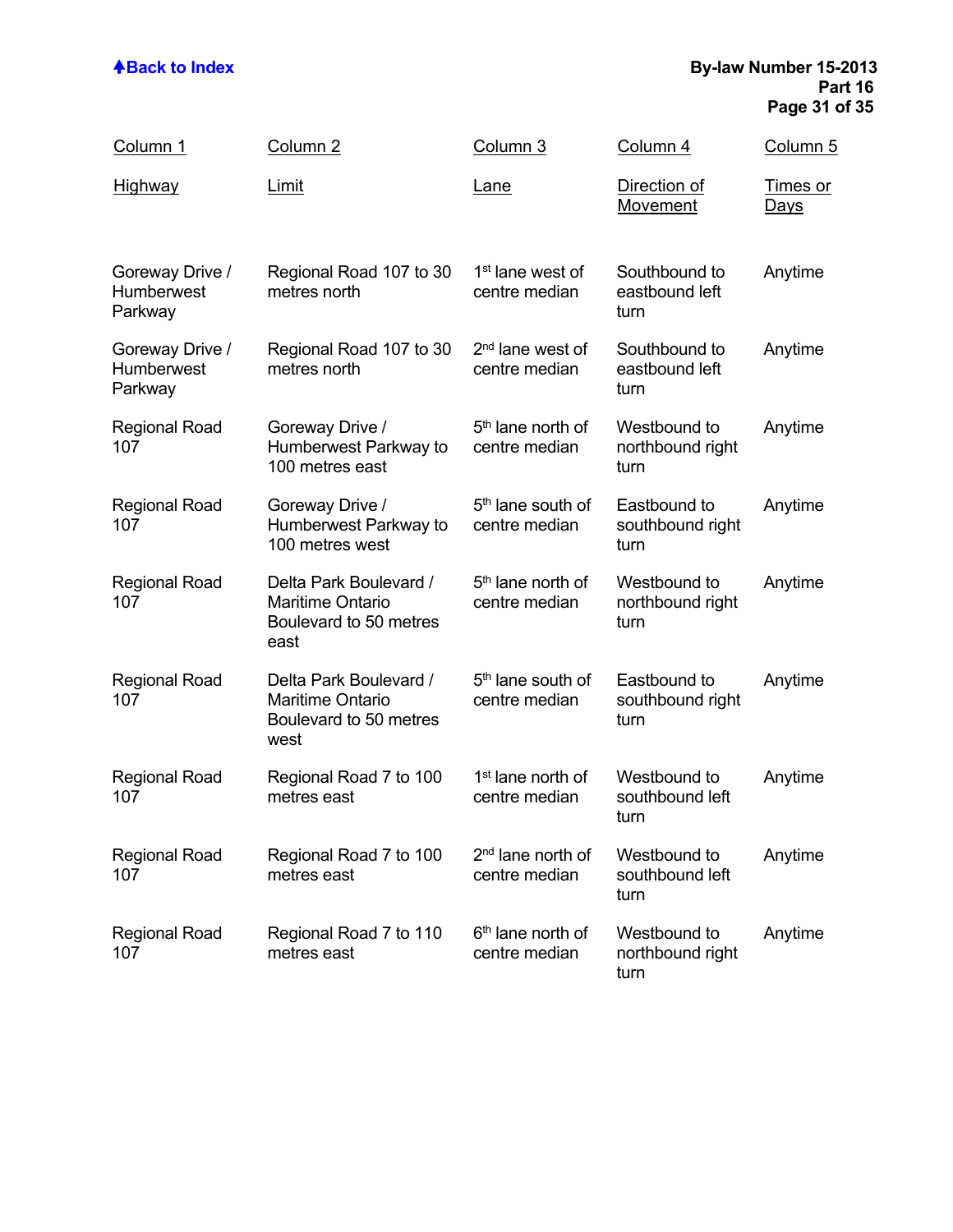| Column 1 | Column 2 | Column 3 | Column 4 | Column 5 |
|---|---|---|---|---|
| Highway | Limit | Lane | Direction of Movement | Times or Days |
| Goreway Drive / Humberwest Parkway | Regional Road 107 to 30 metres north | 1st lane west of centre median | Southbound to eastbound left turn | Anytime |
| Goreway Drive / Humberwest Parkway | Regional Road 107 to 30 metres north | 2nd lane west of centre median | Southbound to eastbound left turn | Anytime |
| Regional Road 107 | Goreway Drive / Humberwest Parkway to 100 metres east | 5th lane north of centre median | Westbound to northbound right turn | Anytime |
| Regional Road 107 | Goreway Drive / Humberwest Parkway to 100 metres west | 5th lane south of centre median | Eastbound to southbound right turn | Anytime |
| Regional Road 107 | Delta Park Boulevard / Maritime Ontario Boulevard to 50 metres east | 5th lane north of centre median | Westbound to northbound right turn | Anytime |
| Regional Road 107 | Delta Park Boulevard / Maritime Ontario Boulevard to 50 metres west | 5th lane south of centre median | Eastbound to southbound right turn | Anytime |
| Regional Road 107 | Regional Road 7 to 100 metres east | 1st lane north of centre median | Westbound to southbound left turn | Anytime |
| Regional Road 107 | Regional Road 7 to 100 metres east | 2nd lane north of centre median | Westbound to southbound left turn | Anytime |
| Regional Road 107 | Regional Road 7 to 110 metres east | 6th lane north of centre median | Westbound to northbound right turn | Anytime |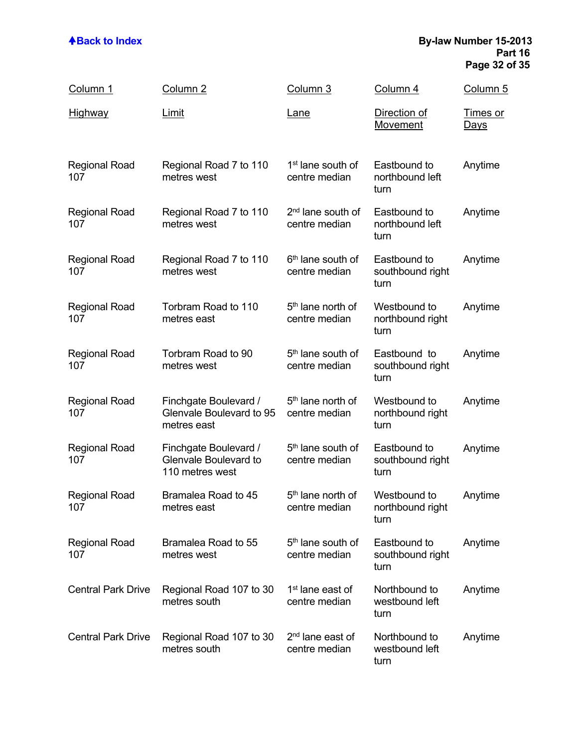| Column 1<br>Highway | Column 2<br>Limit | Column 3<br>Lane | Column 4<br>Direction of Movement | Column 5<br>Times or Days |
|---|---|---|---|---|
| Regional Road 107 | Regional Road 7 to 110 metres west | 1st lane south of centre median | Eastbound to northbound left turn | Anytime |
| Regional Road 107 | Regional Road 7 to 110 metres west | 2nd lane south of centre median | Eastbound to northbound left turn | Anytime |
| Regional Road 107 | Regional Road 7 to 110 metres west | 6th lane south of centre median | Eastbound to southbound right turn | Anytime |
| Regional Road 107 | Torbram Road to 110 metres east | 5th lane north of centre median | Westbound to northbound right turn | Anytime |
| Regional Road 107 | Torbram Road to 90 metres west | 5th lane south of centre median | Eastbound to southbound right turn | Anytime |
| Regional Road 107 | Finchgate Boulevard / Glenvale Boulevard to 95 metres east | 5th lane north of centre median | Westbound to northbound right turn | Anytime |
| Regional Road 107 | Finchgate Boulevard / Glenvale Boulevard to 110 metres west | 5th lane south of centre median | Eastbound to southbound right turn | Anytime |
| Regional Road 107 | Bramalea Road to 45 metres east | 5th lane north of centre median | Westbound to northbound right turn | Anytime |
| Regional Road 107 | Bramalea Road to 55 metres west | 5th lane south of centre median | Eastbound to southbound right turn | Anytime |
| Central Park Drive | Regional Road 107 to 30 metres south | 1st lane east of centre median | Northbound to westbound left turn | Anytime |
| Central Park Drive | Regional Road 107 to 30 metres south | 2nd lane east of centre median | Northbound to westbound left turn | Anytime |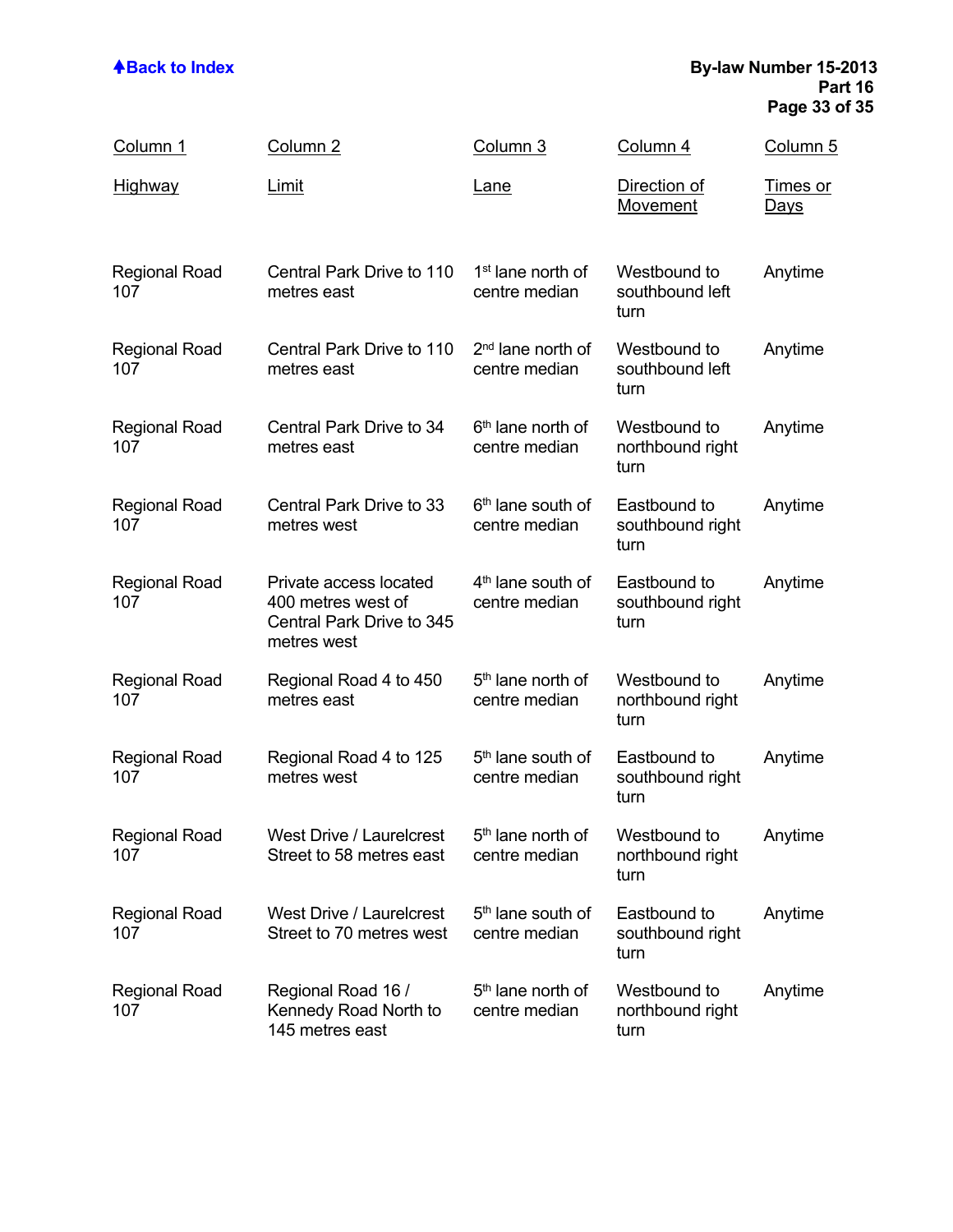| Column 1<br>Highway | Column 2<br>Limit | Column 3<br>Lane | Column 4<br>Direction of Movement | Column 5<br>Times or Days |
|---|---|---|---|---|
| Regional Road 107 | Central Park Drive to 110 metres east | 1st lane north of centre median | Westbound to southbound left turn | Anytime |
| Regional Road 107 | Central Park Drive to 110 metres east | 2nd lane north of centre median | Westbound to southbound left turn | Anytime |
| Regional Road 107 | Central Park Drive to 34 metres east | 6th lane north of centre median | Westbound to northbound right turn | Anytime |
| Regional Road 107 | Central Park Drive to 33 metres west | 6th lane south of centre median | Eastbound to southbound right turn | Anytime |
| Regional Road 107 | Private access located 400 metres west of Central Park Drive to 345 metres west | 4th lane south of centre median | Eastbound to southbound right turn | Anytime |
| Regional Road 107 | Regional Road 4 to 450 metres east | 5th lane north of centre median | Westbound to northbound right turn | Anytime |
| Regional Road 107 | Regional Road 4 to 125 metres west | 5th lane south of centre median | Eastbound to southbound right turn | Anytime |
| Regional Road 107 | West Drive / Laurelcrest Street to 58 metres east | 5th lane north of centre median | Westbound to northbound right turn | Anytime |
| Regional Road 107 | West Drive / Laurelcrest Street to 70 metres west | 5th lane south of centre median | Eastbound to southbound right turn | Anytime |
| Regional Road 107 | Regional Road 16 / Kennedy Road North to 145 metres east | 5th lane north of centre median | Westbound to northbound right turn | Anytime |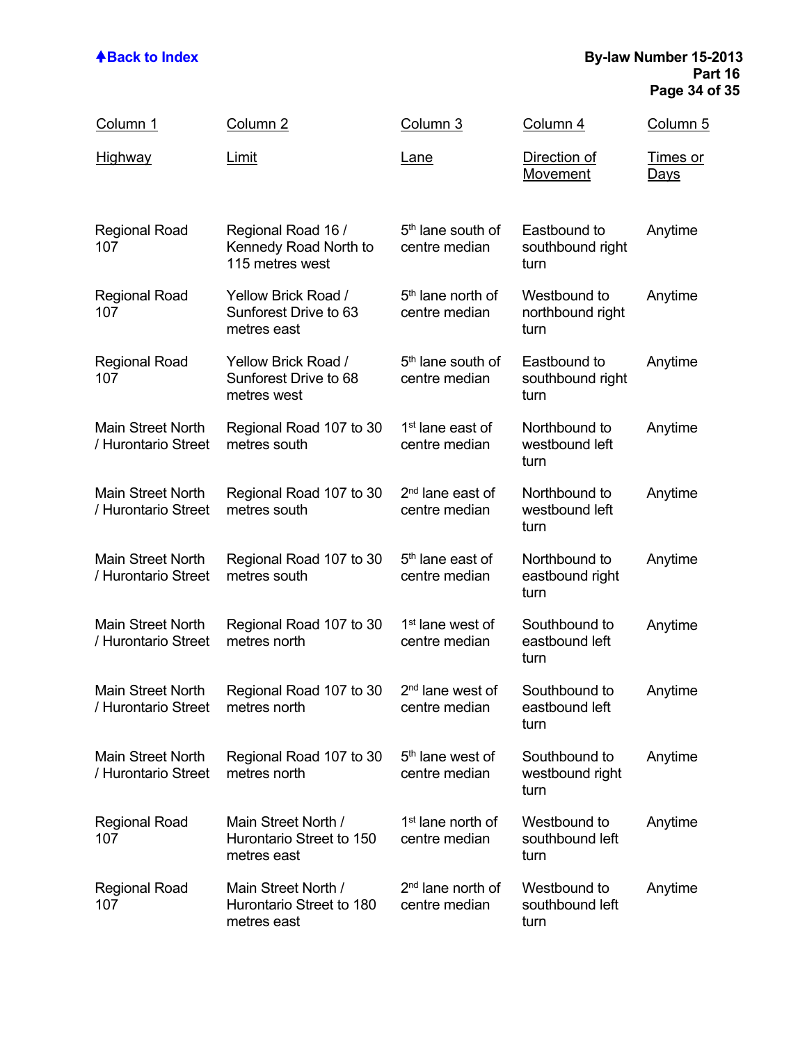| Column 1<br>Highway | Column 2<br>Limit | Column 3<br>Lane | Column 4<br>Direction of Movement | Column 5<br>Times or Days |
|---|---|---|---|---|
| Regional Road 107 | Regional Road 16 / Kennedy Road North to 115 metres west | 5th lane south of centre median | Eastbound to southbound right turn | Anytime |
| Regional Road 107 | Yellow Brick Road / Sunforest Drive to 63 metres east | 5th lane north of centre median | Westbound to northbound right turn | Anytime |
| Regional Road 107 | Yellow Brick Road / Sunforest Drive to 68 metres west | 5th lane south of centre median | Eastbound to southbound right turn | Anytime |
| Main Street North / Hurontario Street | Regional Road 107 to 30 metres south | 1st lane east of centre median | Northbound to westbound left turn | Anytime |
| Main Street North / Hurontario Street | Regional Road 107 to 30 metres south | 2nd lane east of centre median | Northbound to westbound left turn | Anytime |
| Main Street North / Hurontario Street | Regional Road 107 to 30 metres south | 5th lane east of centre median | Northbound to eastbound right turn | Anytime |
| Main Street North / Hurontario Street | Regional Road 107 to 30 metres north | 1st lane west of centre median | Southbound to eastbound left turn | Anytime |
| Main Street North / Hurontario Street | Regional Road 107 to 30 metres north | 2nd lane west of centre median | Southbound to eastbound left turn | Anytime |
| Main Street North / Hurontario Street | Regional Road 107 to 30 metres north | 5th lane west of centre median | Southbound to westbound right turn | Anytime |
| Regional Road 107 | Main Street North / Hurontario Street to 150 metres east | 1st lane north of centre median | Westbound to southbound left turn | Anytime |
| Regional Road 107 | Main Street North / Hurontario Street to 180 metres east | 2nd lane north of centre median | Westbound to southbound left turn | Anytime |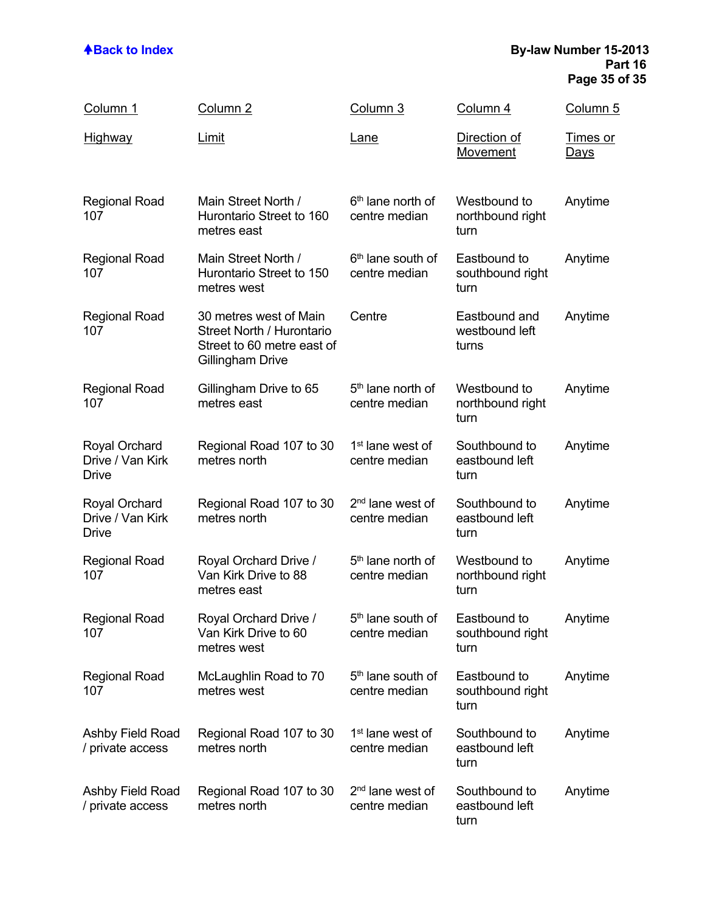| Column 1<br>Highway | Column 2<br>Limit | Column 3<br>Lane | Column 4<br>Direction of Movement | Column 5<br>Times or Days |
|---|---|---|---|---|
| Regional Road 107 | Main Street North / Hurontario Street to 160 metres east | 6th lane north of centre median | Westbound to northbound right turn | Anytime |
| Regional Road 107 | Main Street North / Hurontario Street to 150 metres west | 6th lane south of centre median | Eastbound to southbound right turn | Anytime |
| Regional Road 107 | 30 metres west of Main Street North / Hurontario Street to 60 metre east of Gillingham Drive | Centre | Eastbound and westbound left turns | Anytime |
| Regional Road 107 | Gillingham Drive to 65 metres east | 5th lane north of centre median | Westbound to northbound right turn | Anytime |
| Royal Orchard Drive / Van Kirk Drive | Regional Road 107 to 30 metres north | 1st lane west of centre median | Southbound to eastbound left turn | Anytime |
| Royal Orchard Drive / Van Kirk Drive | Regional Road 107 to 30 metres north | 2nd lane west of centre median | Southbound to eastbound left turn | Anytime |
| Regional Road 107 | Royal Orchard Drive / Van Kirk Drive to 88 metres east | 5th lane north of centre median | Westbound to northbound right turn | Anytime |
| Regional Road 107 | Royal Orchard Drive / Van Kirk Drive to 60 metres west | 5th lane south of centre median | Eastbound to southbound right turn | Anytime |
| Regional Road 107 | McLaughlin Road to 70 metres west | 5th lane south of centre median | Eastbound to southbound right turn | Anytime |
| Ashby Field Road / private access | Regional Road 107 to 30 metres north | 1st lane west of centre median | Southbound to eastbound left turn | Anytime |
| Ashby Field Road / private access | Regional Road 107 to 30 metres north | 2nd lane west of centre median | Southbound to eastbound left turn | Anytime |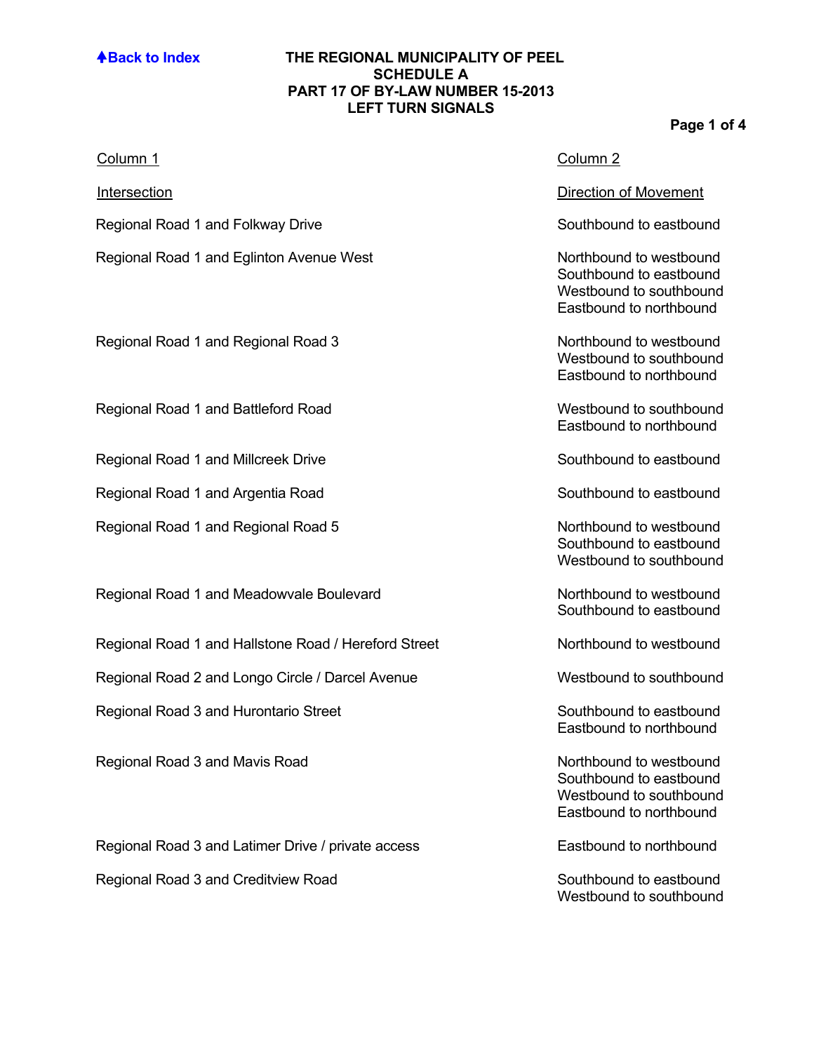Back to Index

# THE REGIONAL MUNICIPALITY OF PEEL
## SCHEDULE A
## PART 17 OF BY-LAW NUMBER 15-2013
## LEFT TURN SIGNALS

| Column 1 | Column 2 |
|---|---|
| Intersection | Direction of Movement |
| Regional Road 1 and Folkway Drive | Southbound to eastbound |
| Regional Road 1 and Eglinton Avenue West | Northbound to westbound<br>Southbound to eastbound<br>Westbound to southbound<br>Eastbound to northbound |
| Regional Road 1 and Regional Road 3 | Northbound to westbound<br>Westbound to southbound<br>Eastbound to northbound |
| Regional Road 1 and Battleford Road | Westbound to southbound<br>Eastbound to northbound |
| Regional Road 1 and Millcreek Drive | Southbound to eastbound |
| Regional Road 1 and Argentia Road | Southbound to eastbound |
| Regional Road 1 and Regional Road 5 | Northbound to westbound<br>Southbound to eastbound<br>Westbound to southbound |
| Regional Road 1 and Meadowvale Boulevard | Northbound to westbound<br>Southbound to eastbound |
| Regional Road 1 and Hallstone Road / Hereford Street | Northbound to westbound |
| Regional Road 2 and Longo Circle / Darcel Avenue | Westbound to southbound |
| Regional Road 3 and Hurontario Street | Southbound to eastbound<br>Eastbound to northbound |
| Regional Road 3 and Mavis Road | Northbound to westbound<br>Southbound to eastbound<br>Westbound to southbound<br>Eastbound to northbound |
| Regional Road 3 and Latimer Drive / private access | Eastbound to northbound |
| Regional Road 3 and Creditview Road | Southbound to eastbound<br>Westbound to southbound |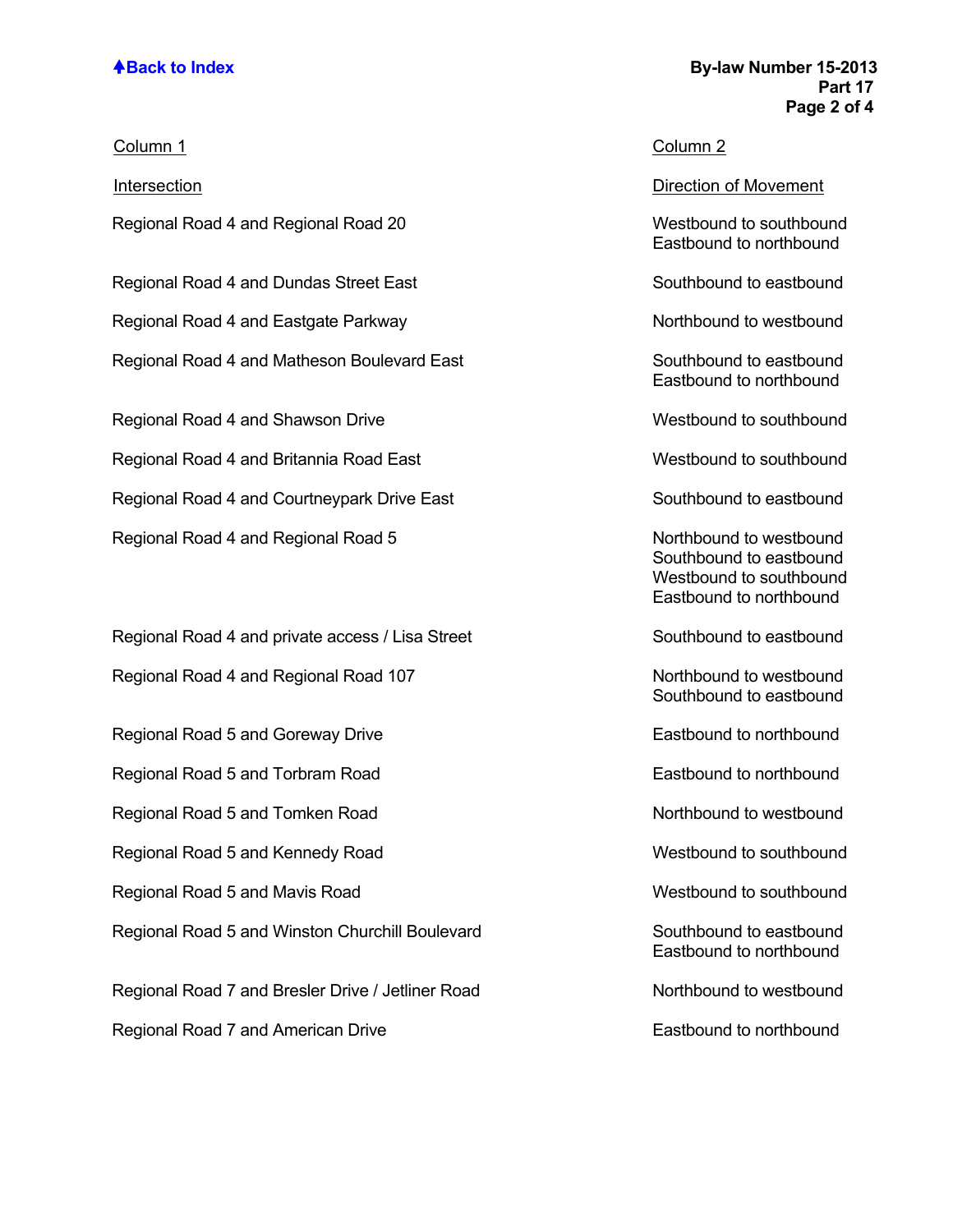| Column 1 | Column 2 |
|---|---|
| Intersection | Direction of Movement |
| Regional Road 4 and Regional Road 20 | Westbound to southbound<br>Eastbound to northbound |
| Regional Road 4 and Dundas Street East | Southbound to eastbound |
| Regional Road 4 and Eastgate Parkway | Northbound to westbound |
| Regional Road 4 and Matheson Boulevard East | Southbound to eastbound<br>Eastbound to northbound |
| Regional Road 4 and Shawson Drive | Westbound to southbound |
| Regional Road 4 and Britannia Road East | Westbound to southbound |
| Regional Road 4 and Courtneypark Drive East | Southbound to eastbound |
| Regional Road 4 and Regional Road 5 | Northbound to westbound<br>Southbound to eastbound<br>Westbound to southbound<br>Eastbound to northbound |
| Regional Road 4 and private access / Lisa Street | Southbound to eastbound |
| Regional Road 4 and Regional Road 107 | Northbound to westbound<br>Southbound to eastbound |
| Regional Road 5 and Goreway Drive | Eastbound to northbound |
| Regional Road 5 and Torbram Road | Eastbound to northbound |
| Regional Road 5 and Tomken Road | Northbound to westbound |
| Regional Road 5 and Kennedy Road | Westbound to southbound |
| Regional Road 5 and Mavis Road | Westbound to southbound |
| Regional Road 5 and Winston Churchill Boulevard | Southbound to eastbound<br>Eastbound to northbound |
| Regional Road 7 and Bresler Drive / Jetliner Road | Northbound to westbound |
| Regional Road 7 and American Drive | Eastbound to northbound |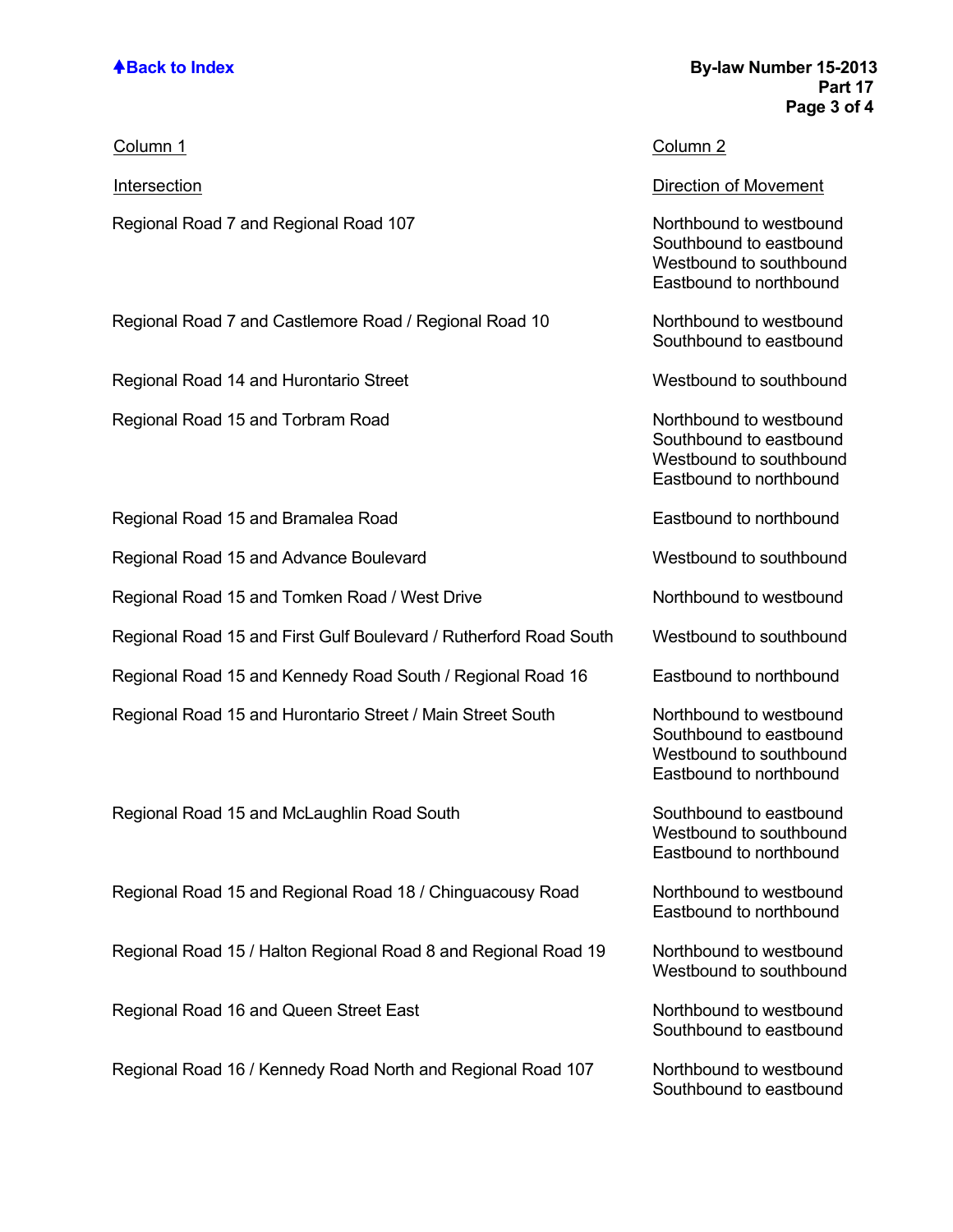| Column 1 | Column 2 |
|---|---|
| Intersection | Direction of Movement |
| Regional Road 7 and Regional Road 107 | Northbound to westbound<br>Southbound to eastbound<br>Westbound to southbound<br>Eastbound to northbound |
| Regional Road 7 and Castlemore Road / Regional Road 10 | Northbound to westbound<br>Southbound to eastbound |
| Regional Road 14 and Hurontario Street | Westbound to southbound |
| Regional Road 15 and Torbram Road | Northbound to westbound<br>Southbound to eastbound<br>Westbound to southbound<br>Eastbound to northbound |
| Regional Road 15 and Bramalea Road | Eastbound to northbound |
| Regional Road 15 and Advance Boulevard | Westbound to southbound |
| Regional Road 15 and Tomken Road / West Drive | Northbound to westbound |
| Regional Road 15 and First Gulf Boulevard / Rutherford Road South | Westbound to southbound |
| Regional Road 15 and Kennedy Road South / Regional Road 16 | Eastbound to northbound |
| Regional Road 15 and Hurontario Street / Main Street South | Northbound to westbound<br>Southbound to eastbound<br>Westbound to southbound<br>Eastbound to northbound |
| Regional Road 15 and McLaughlin Road South | Southbound to eastbound<br>Westbound to southbound<br>Eastbound to northbound |
| Regional Road 15 and Regional Road 18 / Chinguacousy Road | Northbound to westbound<br>Eastbound to northbound |
| Regional Road 15 / Halton Regional Road 8 and Regional Road 19 | Northbound to westbound<br>Westbound to southbound |
| Regional Road 16 and Queen Street East | Northbound to westbound<br>Southbound to eastbound |
| Regional Road 16 / Kennedy Road North and Regional Road 107 | Northbound to westbound<br>Southbound to eastbound |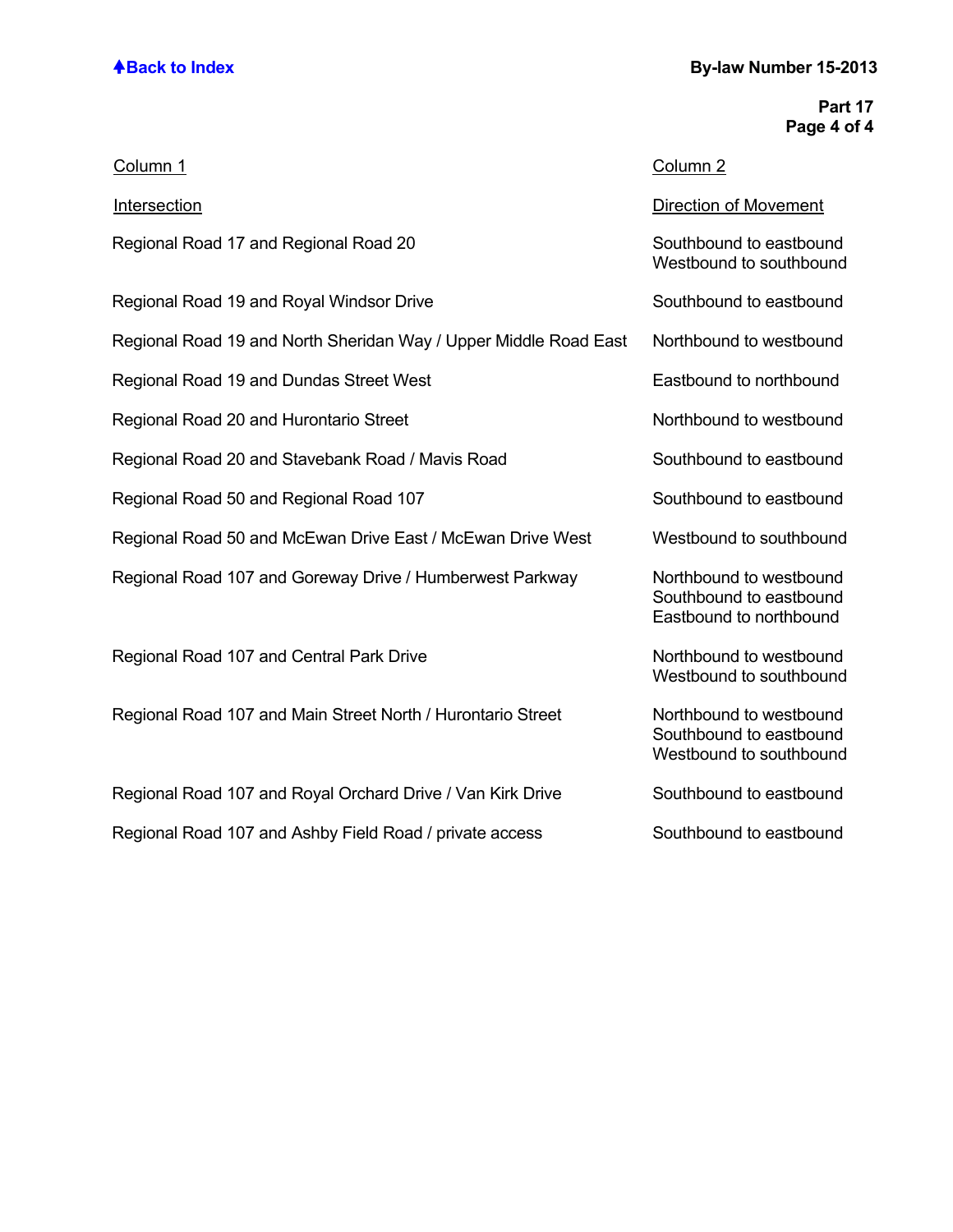| Column 1 | Column 2 |
|---|---|
| Intersection | Direction of Movement |
| Regional Road 17 and Regional Road 20 | Southbound to eastbound<br>Westbound to southbound |
| Regional Road 19 and Royal Windsor Drive | Southbound to eastbound |
| Regional Road 19 and North Sheridan Way / Upper Middle Road East | Northbound to westbound |
| Regional Road 19 and Dundas Street West | Eastbound to northbound |
| Regional Road 20 and Hurontario Street | Northbound to westbound |
| Regional Road 20 and Stavebank Road / Mavis Road | Southbound to eastbound |
| Regional Road 50 and Regional Road 107 | Southbound to eastbound |
| Regional Road 50 and McEwan Drive East / McEwan Drive West | Westbound to southbound |
| Regional Road 107 and Goreway Drive / Humberwest Parkway | Northbound to westbound<br>Southbound to eastbound<br>Eastbound to northbound |
| Regional Road 107 and Central Park Drive | Northbound to westbound<br>Westbound to southbound |
| Regional Road 107 and Main Street North / Hurontario Street | Northbound to westbound<br>Southbound to eastbound<br>Westbound to southbound |
| Regional Road 107 and Royal Orchard Drive / Van Kirk Drive | Southbound to eastbound |
| Regional Road 107 and Ashby Field Road / private access | Southbound to eastbound |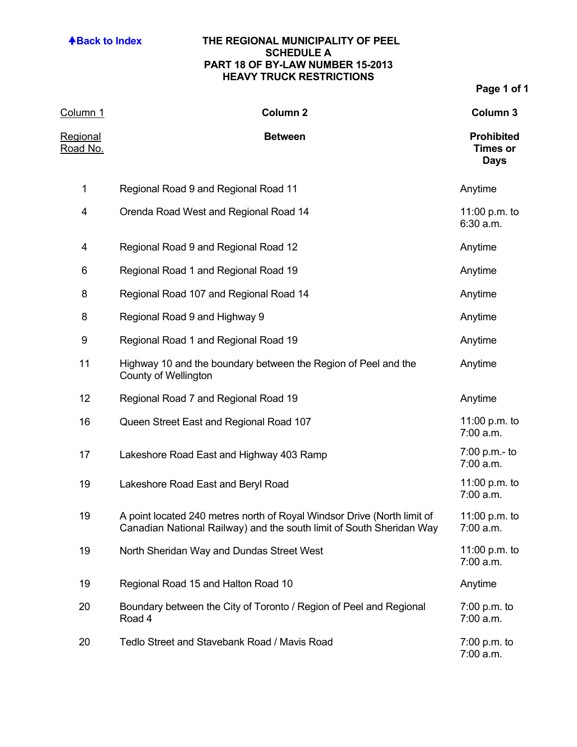[Back to Index](#)

# THE REGIONAL MUNICIPALITY OF PEEL
## SCHEDULE A
## PART 18 OF BY-LAW NUMBER 15-2013
## HEAVY TRUCK RESTRICTIONS

| Column 1<br>Regional Road No. | Column 2<br>Between | Column 3<br>Prohibited Times or Days |
|---|---|---|
| 1 | Regional Road 9 and Regional Road 11 | Anytime |
| 4 | Orenda Road West and Regional Road 14 | 11:00 p.m. to 6:30 a.m. |
| 4 | Regional Road 9 and Regional Road 12 | Anytime |
| 6 | Regional Road 1 and Regional Road 19 | Anytime |
| 8 | Regional Road 107 and Regional Road 14 | Anytime |
| 8 | Regional Road 9 and Highway 9 | Anytime |
| 9 | Regional Road 1 and Regional Road 19 | Anytime |
| 11 | Highway 10 and the boundary between the Region of Peel and the County of Wellington | Anytime |
| 12 | Regional Road 7 and Regional Road 19 | Anytime |
| 16 | Queen Street East and Regional Road 107 | 11:00 p.m. to 7:00 a.m. |
| 17 | Lakeshore Road East and Highway 403 Ramp | 7:00 p.m.- to 7:00 a.m. |
| 19 | Lakeshore Road East and Beryl Road | 11:00 p.m. to 7:00 a.m. |
| 19 | A point located 240 metres north of Royal Windsor Drive (North limit of Canadian National Railway) and the south limit of South Sheridan Way | 11:00 p.m. to 7:00 a.m. |
| 19 | North Sheridan Way and Dundas Street West | 11:00 p.m. to 7:00 a.m. |
| 19 | Regional Road 15 and Halton Road 10 | Anytime |
| 20 | Boundary between the City of Toronto / Region of Peel and Regional Road 4 | 7:00 p.m. to 7:00 a.m. |
| 20 | Tedlo Street and Stavebank Road / Mavis Road | 7:00 p.m. to 7:00 a.m. |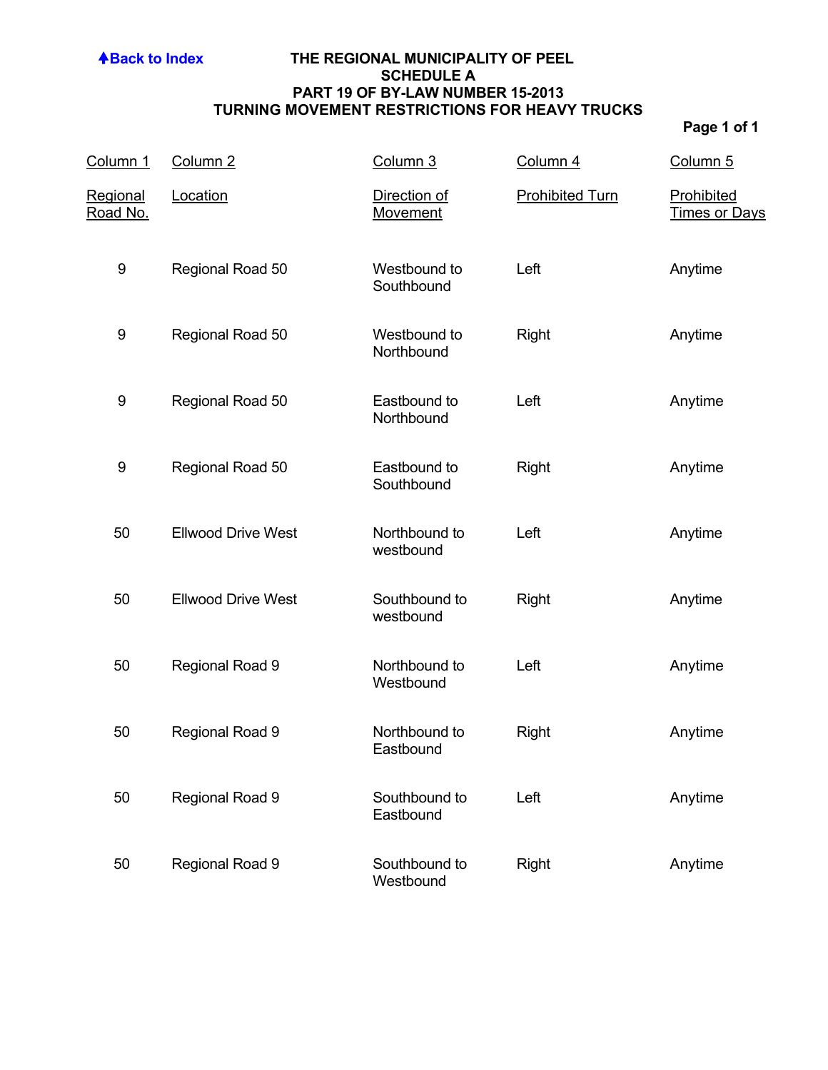**Back to Index**

# THE REGIONAL MUNICIPALITY OF PEEL
## SCHEDULE A
## PART 19 OF BY-LAW NUMBER 15-2013
## TURNING MOVEMENT RESTRICTIONS FOR HEAVY TRUCKS

| Column 1<br>Regional Road No. | Column 2<br>Location | Column 3<br>Direction of Movement | Column 4<br>Prohibited Turn | Column 5<br>Prohibited Times or Days |
|---|---|---|---|---|
| 9 | Regional Road 50 | Westbound to Southbound | Left | Anytime |
| 9 | Regional Road 50 | Westbound to Northbound | Right | Anytime |
| 9 | Regional Road 50 | Eastbound to Northbound | Left | Anytime |
| 9 | Regional Road 50 | Eastbound to Southbound | Right | Anytime |
| 50 | Ellwood Drive West | Northbound to westbound | Left | Anytime |
| 50 | Ellwood Drive West | Southbound to westbound | Right | Anytime |
| 50 | Regional Road 9 | Northbound to Westbound | Left | Anytime |
| 50 | Regional Road 9 | Northbound to Eastbound | Right | Anytime |
| 50 | Regional Road 9 | Southbound to Eastbound | Left | Anytime |
| 50 | Regional Road 9 | Southbound to Westbound | Right | Anytime |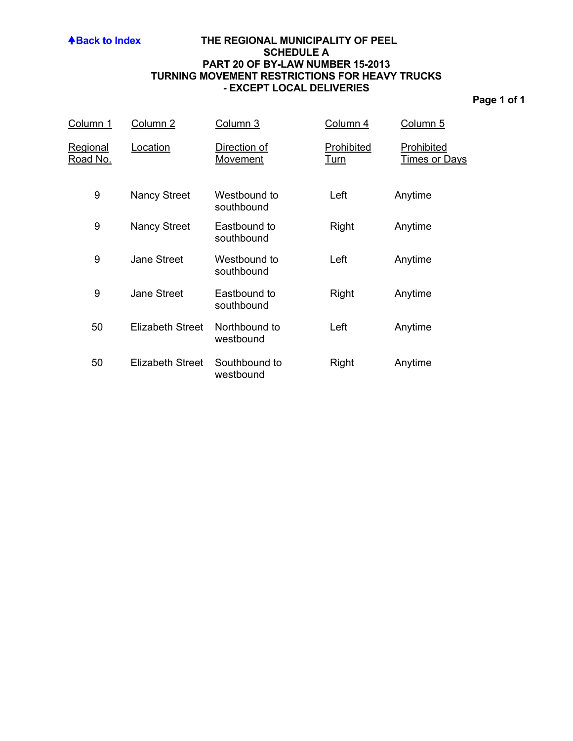[Back to Index](#)

# THE REGIONAL MUNICIPALITY OF PEEL
## SCHEDULE A
## PART 20 OF BY-LAW NUMBER 15-2013
## TURNING MOVEMENT RESTRICTIONS FOR HEAVY TRUCKS - EXCEPT LOCAL DELIVERIES

**Page 1 of 1**

| Column 1<br>Regional Road No. | Column 2<br>Location | Column 3<br>Direction of Movement | Column 4<br>Prohibited Turn | Column 5<br>Prohibited Times or Days |
|---|---|---|---|---|
| 9 | Nancy Street | Westbound to southbound | Left | Anytime |
| 9 | Nancy Street | Eastbound to southbound | Right | Anytime |
| 9 | Jane Street | Westbound to southbound | Left | Anytime |
| 9 | Jane Street | Eastbound to southbound | Right | Anytime |
| 50 | Elizabeth Street | Northbound to westbound | Left | Anytime |
| 50 | Elizabeth Street | Southbound to westbound | Right | Anytime |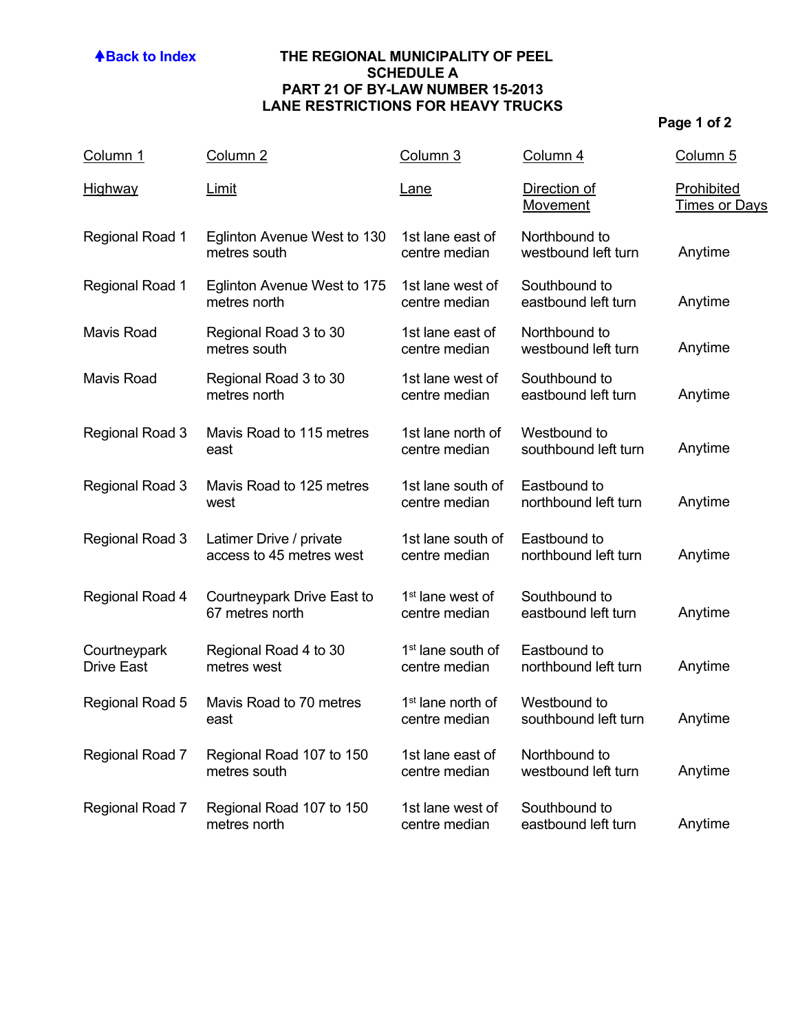[Back to Index](#)

# THE REGIONAL MUNICIPALITY OF PEEL
## SCHEDULE A
## PART 21 OF BY-LAW NUMBER 15-2013
## LANE RESTRICTIONS FOR HEAVY TRUCKS

| Column 1<br>Highway | Column 2<br>Limit | Column 3<br>Lane | Column 4<br>Direction of Movement | Column 5<br>Prohibited Times or Days |
|---|---|---|---|---|
| Regional Road 1 | Eglinton Avenue West to 130 metres south | 1st lane east of centre median | Northbound to westbound left turn | Anytime |
| Regional Road 1 | Eglinton Avenue West to 175 metres north | 1st lane west of centre median | Southbound to eastbound left turn | Anytime |
| Mavis Road | Regional Road 3 to 30 metres south | 1st lane east of centre median | Northbound to westbound left turn | Anytime |
| Mavis Road | Regional Road 3 to 30 metres north | 1st lane west of centre median | Southbound to eastbound left turn | Anytime |
| Regional Road 3 | Mavis Road to 115 metres east | 1st lane north of centre median | Westbound to southbound left turn | Anytime |
| Regional Road 3 | Mavis Road to 125 metres west | 1st lane south of centre median | Eastbound to northbound left turn | Anytime |
| Regional Road 3 | Latimer Drive / private access to 45 metres west | 1st lane south of centre median | Eastbound to northbound left turn | Anytime |
| Regional Road 4 | Courtneypark Drive East to 67 metres north | 1st lane west of centre median | Southbound to eastbound left turn | Anytime |
| Courtneypark Drive East | Regional Road 4 to 30 metres west | 1st lane south of centre median | Eastbound to northbound left turn | Anytime |
| Regional Road 5 | Mavis Road to 70 metres east | 1st lane north of centre median | Westbound to southbound left turn | Anytime |
| Regional Road 7 | Regional Road 107 to 150 metres south | 1st lane east of centre median | Northbound to westbound left turn | Anytime |
| Regional Road 7 | Regional Road 107 to 150 metres north | 1st lane west of centre median | Southbound to eastbound left turn | Anytime |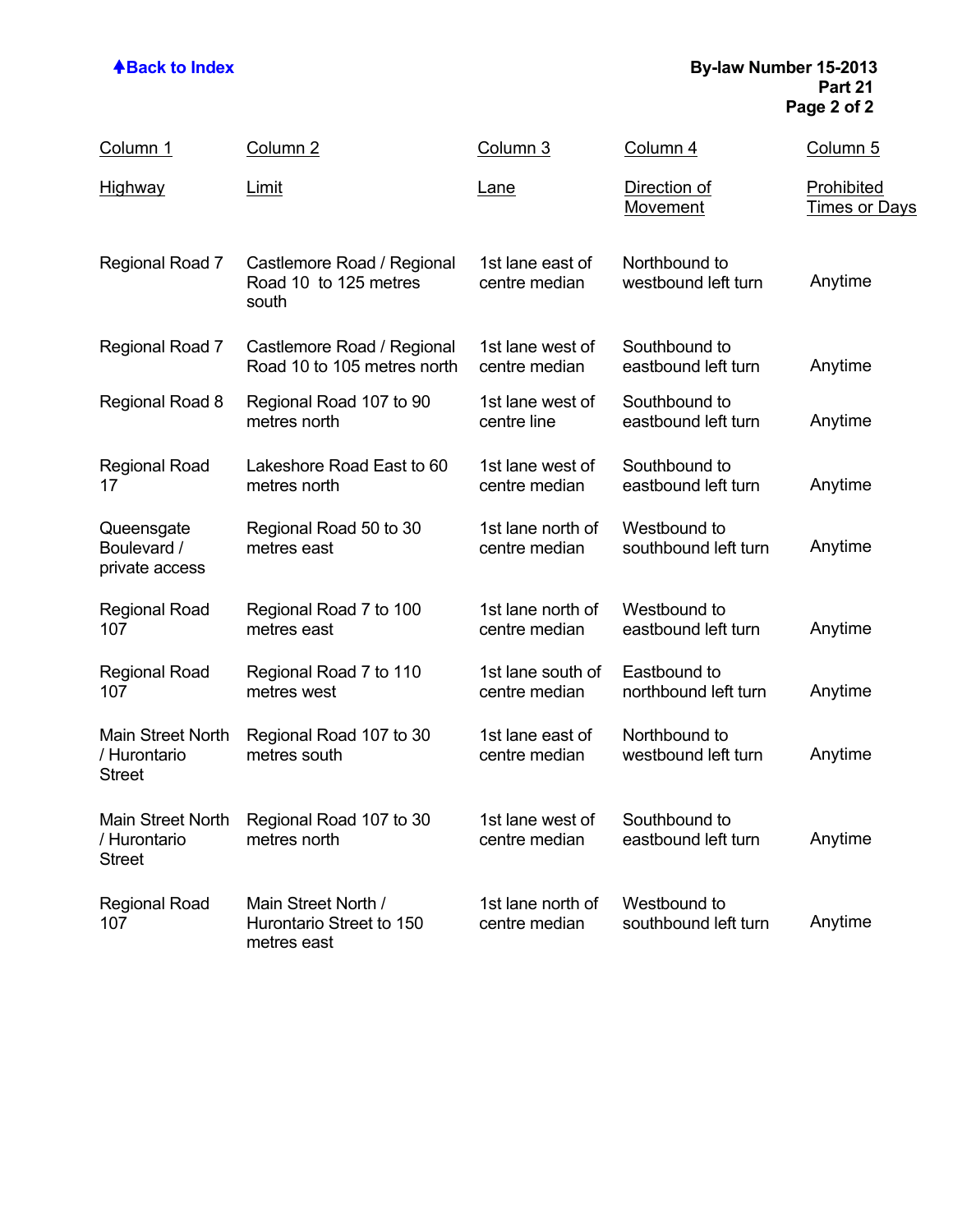| Column 1 Highway | Column 2 Limit | Column 3 Lane | Column 4 Direction of Movement | Column 5 Prohibited Times or Days |
|---|---|---|---|---|
| Regional Road 7 | Castlemore Road / Regional Road 10 to 125 metres south | 1st lane east of centre median | Northbound to westbound left turn | Anytime |
| Regional Road 7 | Castlemore Road / Regional Road 10 to 105 metres north | 1st lane west of centre median | Southbound to eastbound left turn | Anytime |
| Regional Road 8 | Regional Road 107 to 90 metres north | 1st lane west of centre line | Southbound to eastbound left turn | Anytime |
| Regional Road 17 | Lakeshore Road East to 60 metres north | 1st lane west of centre median | Southbound to eastbound left turn | Anytime |
| Queensgate Boulevard / private access | Regional Road 50 to 30 metres east | 1st lane north of centre median | Westbound to southbound left turn | Anytime |
| Regional Road 107 | Regional Road 7 to 100 metres east | 1st lane north of centre median | Westbound to eastbound left turn | Anytime |
| Regional Road 107 | Regional Road 7 to 110 metres west | 1st lane south of centre median | Eastbound to northbound left turn | Anytime |
| Main Street North / Hurontario Street | Regional Road 107 to 30 metres south | 1st lane east of centre median | Northbound to westbound left turn | Anytime |
| Main Street North / Hurontario Street | Regional Road 107 to 30 metres north | 1st lane west of centre median | Southbound to eastbound left turn | Anytime |
| Regional Road 107 | Main Street North / Hurontario Street to 150 metres east | 1st lane north of centre median | Westbound to southbound left turn | Anytime |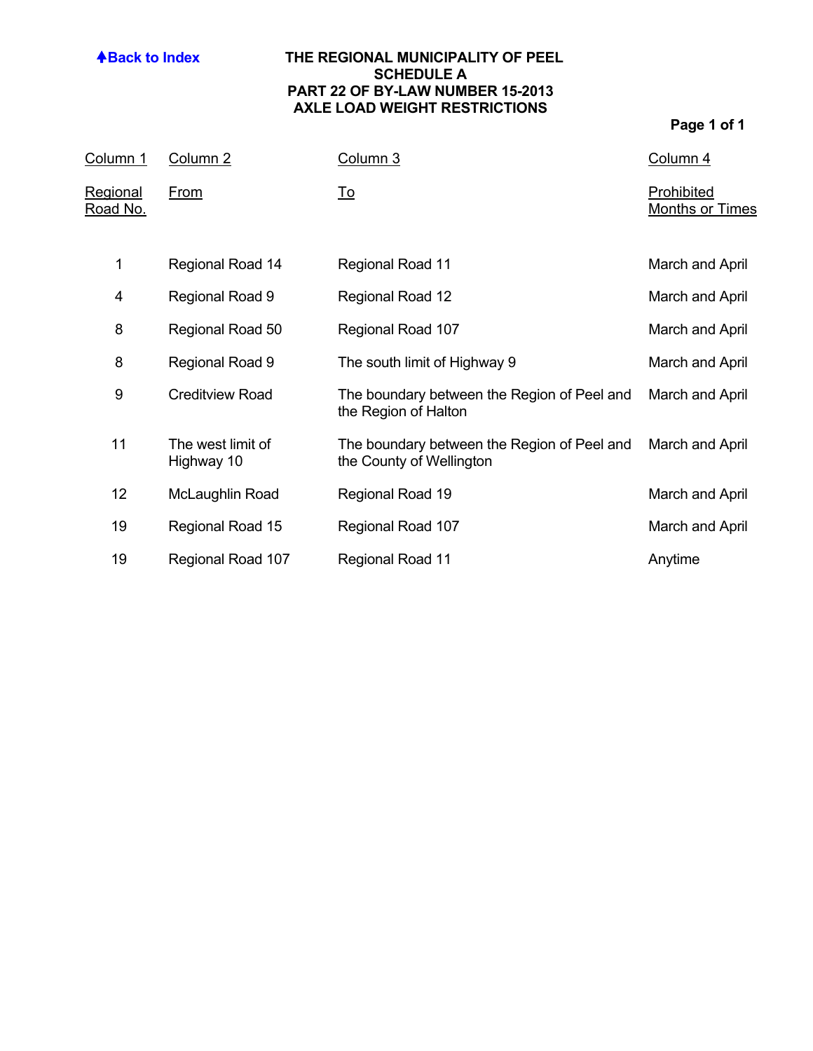Back to Index

# THE REGIONAL MUNICIPALITY OF PEEL
## SCHEDULE A
## PART 22 OF BY-LAW NUMBER 15-2013
## AXLE LOAD WEIGHT RESTRICTIONS

| Column 1<br>Regional Road No. | Column 2<br>From | Column 3<br>To | Column 4<br>Prohibited Months or Times |
|---|---|---|---|
| 1 | Regional Road 14 | Regional Road 11 | March and April |
| 4 | Regional Road 9 | Regional Road 12 | March and April |
| 8 | Regional Road 50 | Regional Road 107 | March and April |
| 8 | Regional Road 9 | The south limit of Highway 9 | March and April |
| 9 | Creditview Road | The boundary between the Region of Peel and the Region of Halton | March and April |
| 11 | The west limit of Highway 10 | The boundary between the Region of Peel and the County of Wellington | March and April |
| 12 | McLaughlin Road | Regional Road 19 | March and April |
| 19 | Regional Road 15 | Regional Road 107 | March and April |
| 19 | Regional Road 107 | Regional Road 11 | Anytime |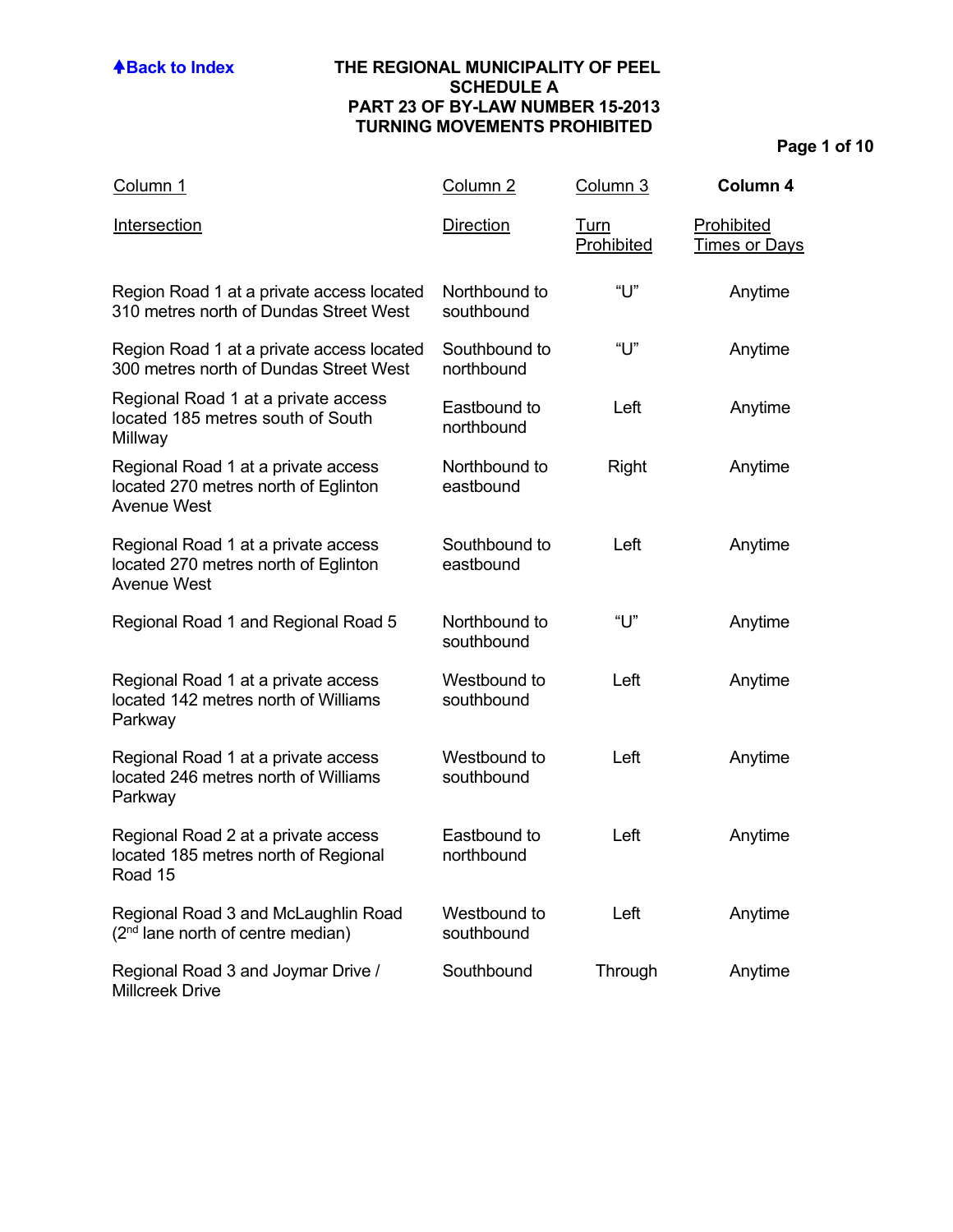↑Back to Index

# THE REGIONAL MUNICIPALITY OF PEEL
## SCHEDULE A
## PART 23 OF BY-LAW NUMBER 15-2013
## TURNING MOVEMENTS PROHIBITED

| Column 1<br>Intersection | Column 2<br>Direction | Column 3<br>Turn Prohibited | Column 4<br>Prohibited Times or Days |
|---|---|---|---|
| Region Road 1 at a private access located 310 metres north of Dundas Street West | Northbound to southbound | “U” | Anytime |
| Region Road 1 at a private access located 300 metres north of Dundas Street West | Southbound to northbound | “U” | Anytime |
| Regional Road 1 at a private access located 185 metres south of South Millway | Eastbound to northbound | Left | Anytime |
| Regional Road 1 at a private access located 270 metres north of Eglinton Avenue West | Northbound to eastbound | Right | Anytime |
| Regional Road 1 at a private access located 270 metres north of Eglinton Avenue West | Southbound to eastbound | Left | Anytime |
| Regional Road 1 and Regional Road 5 | Northbound to southbound | “U” | Anytime |
| Regional Road 1 at a private access located 142 metres north of Williams Parkway | Westbound to southbound | Left | Anytime |
| Regional Road 1 at a private access located 246 metres north of Williams Parkway | Westbound to southbound | Left | Anytime |
| Regional Road 2 at a private access located 185 metres north of Regional Road 15 | Eastbound to northbound | Left | Anytime |
| Regional Road 3 and McLaughlin Road (2nd lane north of centre median) | Westbound to southbound | Left | Anytime |
| Regional Road 3 and Joymar Drive / Millcreek Drive | Southbound | Through | Anytime |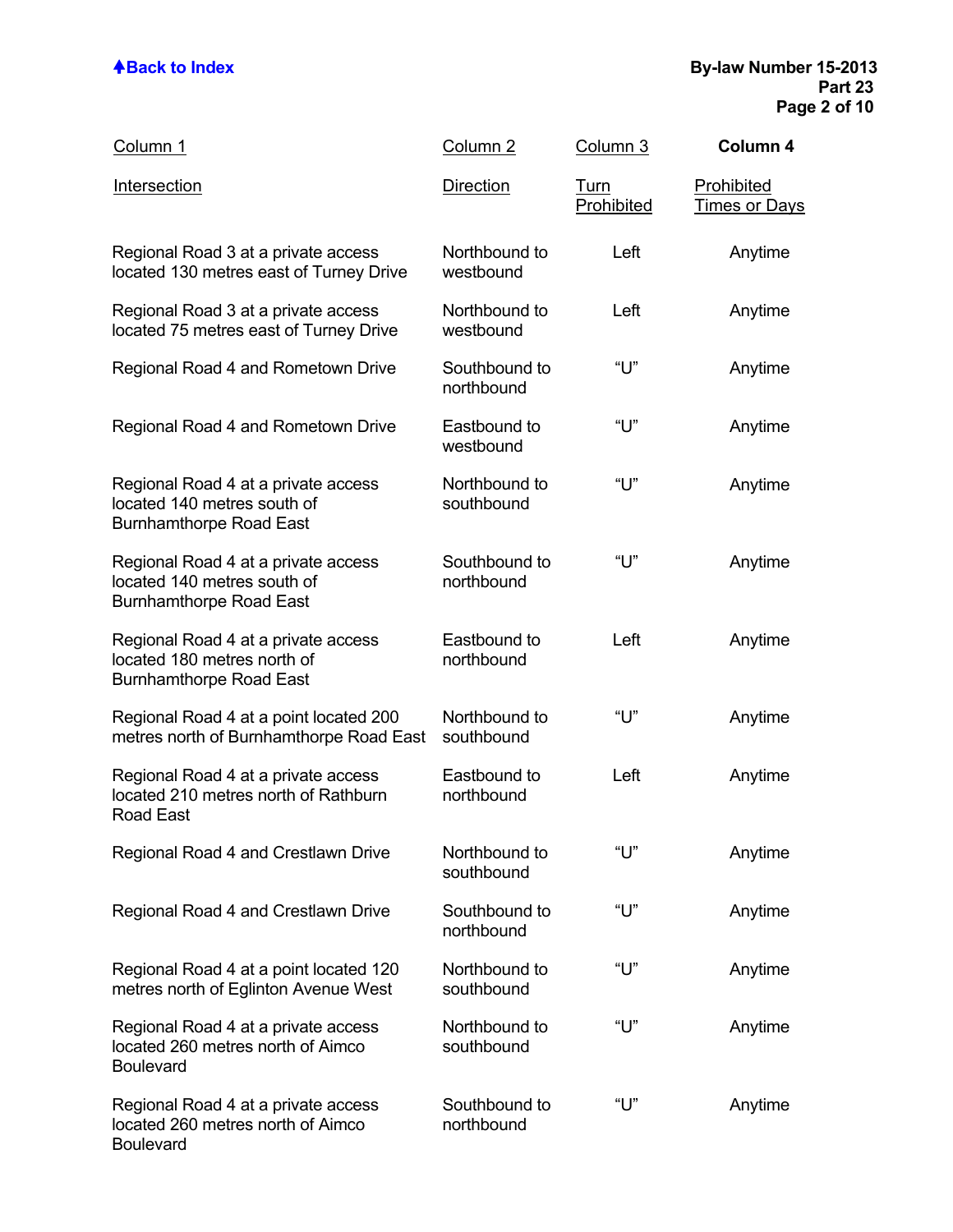| Column 1<br>Intersection | Column 2<br>Direction | Column 3<br>Turn Prohibited | Column 4<br>Prohibited Times or Days |
|---|---|---|---|
| Regional Road 3 at a private access located 130 metres east of Turney Drive | Northbound to westbound | Left | Anytime |
| Regional Road 3 at a private access located 75 metres east of Turney Drive | Northbound to westbound | Left | Anytime |
| Regional Road 4 and Rometown Drive | Southbound to northbound | “U” | Anytime |
| Regional Road 4 and Rometown Drive | Eastbound to westbound | “U” | Anytime |
| Regional Road 4 at a private access located 140 metres south of Burnhamthorpe Road East | Northbound to southbound | “U” | Anytime |
| Regional Road 4 at a private access located 140 metres south of Burnhamthorpe Road East | Southbound to northbound | “U” | Anytime |
| Regional Road 4 at a private access located 180 metres north of Burnhamthorpe Road East | Eastbound to northbound | Left | Anytime |
| Regional Road 4 at a point located 200 metres north of Burnhamthorpe Road East | Northbound to southbound | “U” | Anytime |
| Regional Road 4 at a private access located 210 metres north of Rathburn Road East | Eastbound to northbound | Left | Anytime |
| Regional Road 4 and Crestlawn Drive | Northbound to southbound | “U” | Anytime |
| Regional Road 4 and Crestlawn Drive | Southbound to northbound | “U” | Anytime |
| Regional Road 4 at a point located 120 metres north of Eglinton Avenue West | Northbound to southbound | “U” | Anytime |
| Regional Road 4 at a private access located 260 metres north of Aimco Boulevard | Northbound to southbound | “U” | Anytime |
| Regional Road 4 at a private access located 260 metres north of Aimco Boulevard | Southbound to northbound | “U” | Anytime |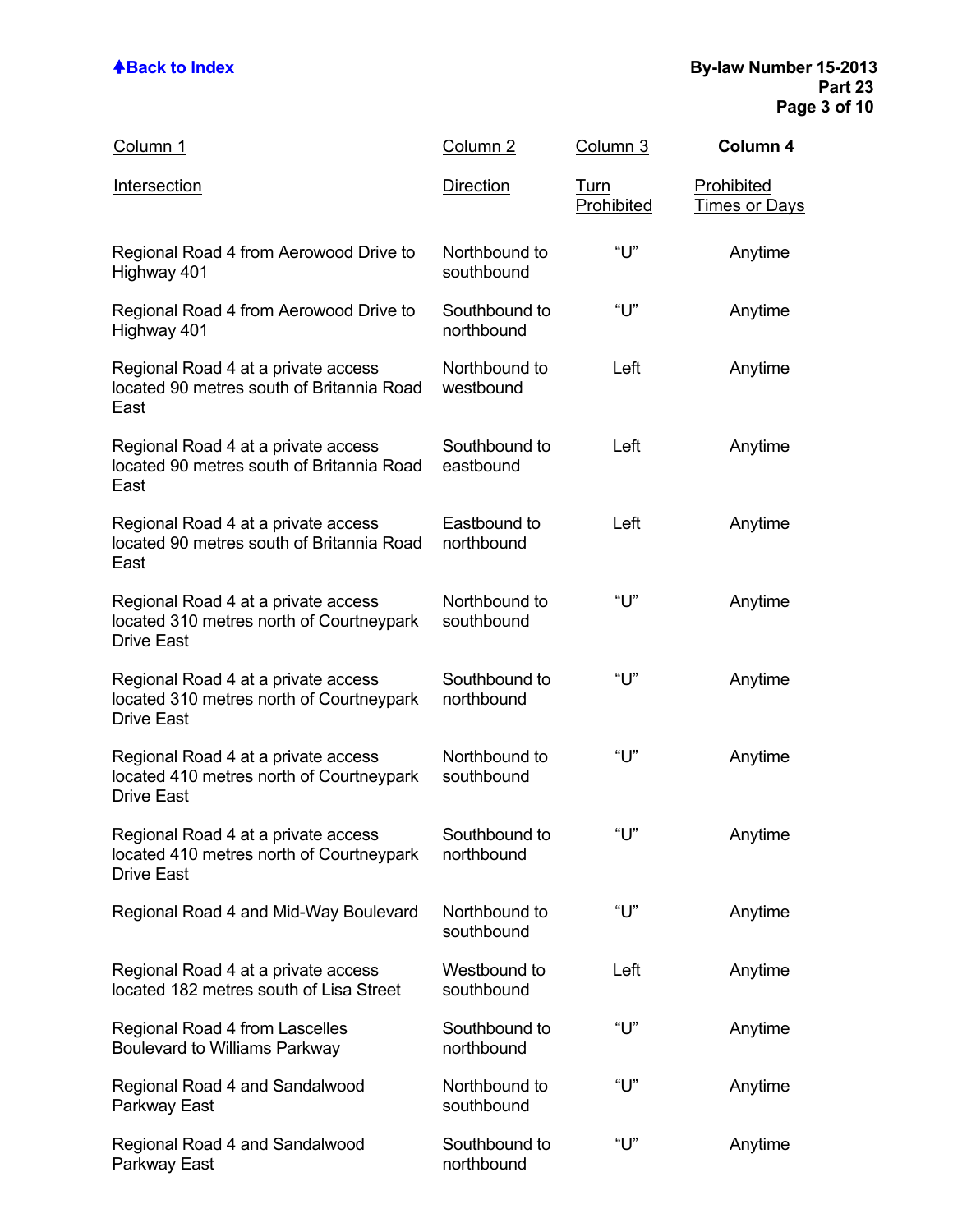| Column 1 | Column 2 | Column 3 | Column 4 |
|---|---|---|---|
| Intersection | Direction | Turn Prohibited | Prohibited Times or Days |
| Regional Road 4 from Aerowood Drive to Highway 401 | Northbound to southbound | “U” | Anytime |
| Regional Road 4 from Aerowood Drive to Highway 401 | Southbound to northbound | “U” | Anytime |
| Regional Road 4 at a private access located 90 metres south of Britannia Road East | Northbound to westbound | Left | Anytime |
| Regional Road 4 at a private access located 90 metres south of Britannia Road East | Southbound to eastbound | Left | Anytime |
| Regional Road 4 at a private access located 90 metres south of Britannia Road East | Eastbound to northbound | Left | Anytime |
| Regional Road 4 at a private access located 310 metres north of Courtneypark Drive East | Northbound to southbound | “U” | Anytime |
| Regional Road 4 at a private access located 310 metres north of Courtneypark Drive East | Southbound to northbound | “U” | Anytime |
| Regional Road 4 at a private access located 410 metres north of Courtneypark Drive East | Northbound to southbound | “U” | Anytime |
| Regional Road 4 at a private access located 410 metres north of Courtneypark Drive East | Southbound to northbound | “U” | Anytime |
| Regional Road 4 and Mid-Way Boulevard | Northbound to southbound | “U” | Anytime |
| Regional Road 4 at a private access located 182 metres south of Lisa Street | Westbound to southbound | Left | Anytime |
| Regional Road 4 from Lascelles Boulevard to Williams Parkway | Southbound to northbound | “U” | Anytime |
| Regional Road 4 and Sandalwood Parkway East | Northbound to southbound | “U” | Anytime |
| Regional Road 4 and Sandalwood Parkway East | Southbound to northbound | “U” | Anytime |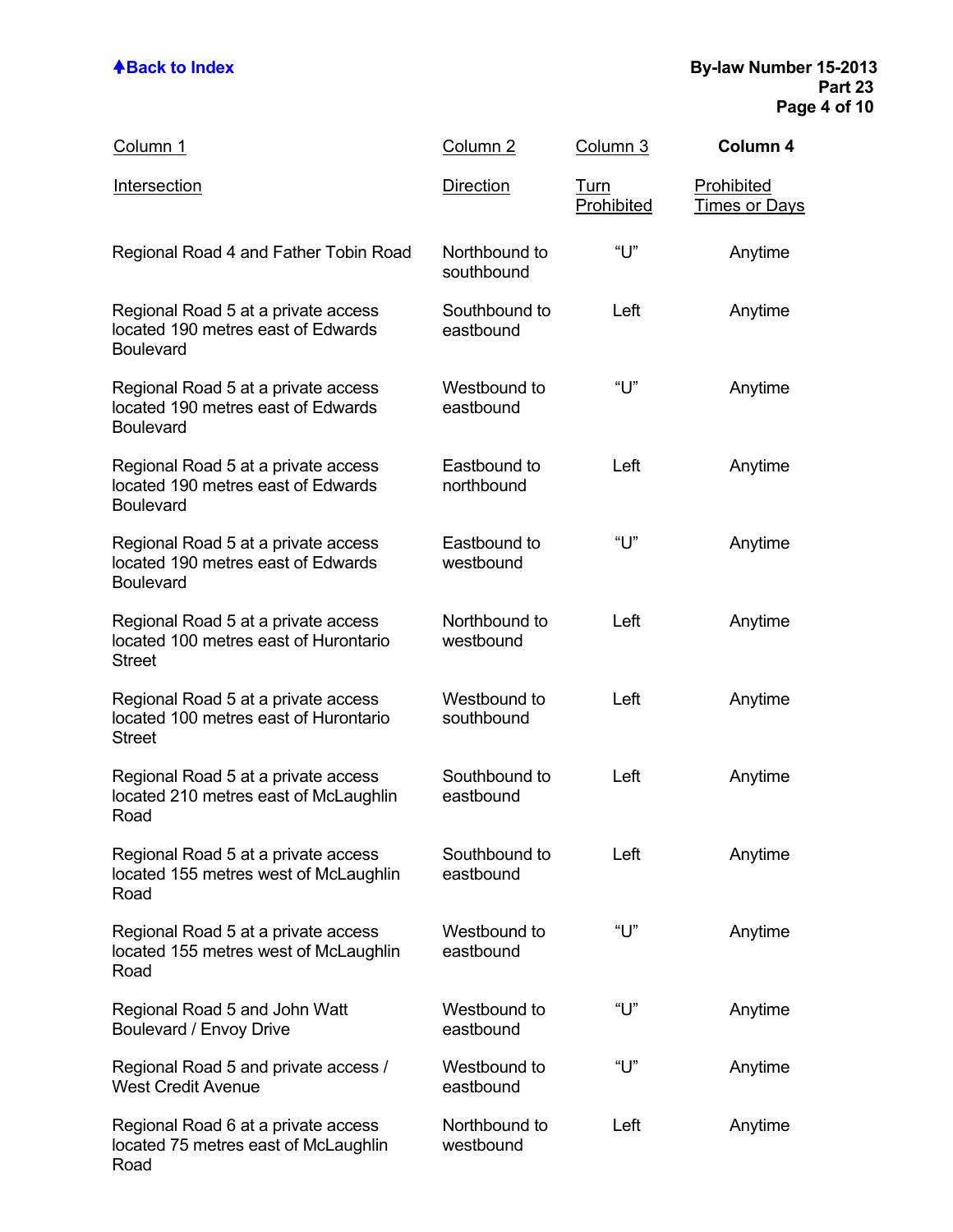| Column 1 | Column 2 | Column 3 | Column 4 |
|---|---|---|---|
| Intersection | Direction | Turn Prohibited | Prohibited Times or Days |
| Regional Road 4 and Father Tobin Road | Northbound to southbound | “U” | Anytime |
| Regional Road 5 at a private access located 190 metres east of Edwards Boulevard | Southbound to eastbound | Left | Anytime |
| Regional Road 5 at a private access located 190 metres east of Edwards Boulevard | Westbound to eastbound | “U” | Anytime |
| Regional Road 5 at a private access located 190 metres east of Edwards Boulevard | Eastbound to northbound | Left | Anytime |
| Regional Road 5 at a private access located 190 metres east of Edwards Boulevard | Eastbound to westbound | “U” | Anytime |
| Regional Road 5 at a private access located 100 metres east of Hurontario Street | Northbound to westbound | Left | Anytime |
| Regional Road 5 at a private access located 100 metres east of Hurontario Street | Westbound to southbound | Left | Anytime |
| Regional Road 5 at a private access located 210 metres east of McLaughlin Road | Southbound to eastbound | Left | Anytime |
| Regional Road 5 at a private access located 155 metres west of McLaughlin Road | Southbound to eastbound | Left | Anytime |
| Regional Road 5 at a private access located 155 metres west of McLaughlin Road | Westbound to eastbound | “U” | Anytime |
| Regional Road 5 and John Watt Boulevard / Envoy Drive | Westbound to eastbound | “U” | Anytime |
| Regional Road 5 and private access / West Credit Avenue | Westbound to eastbound | “U” | Anytime |
| Regional Road 6 at a private access located 75 metres east of McLaughlin Road | Northbound to westbound | Left | Anytime |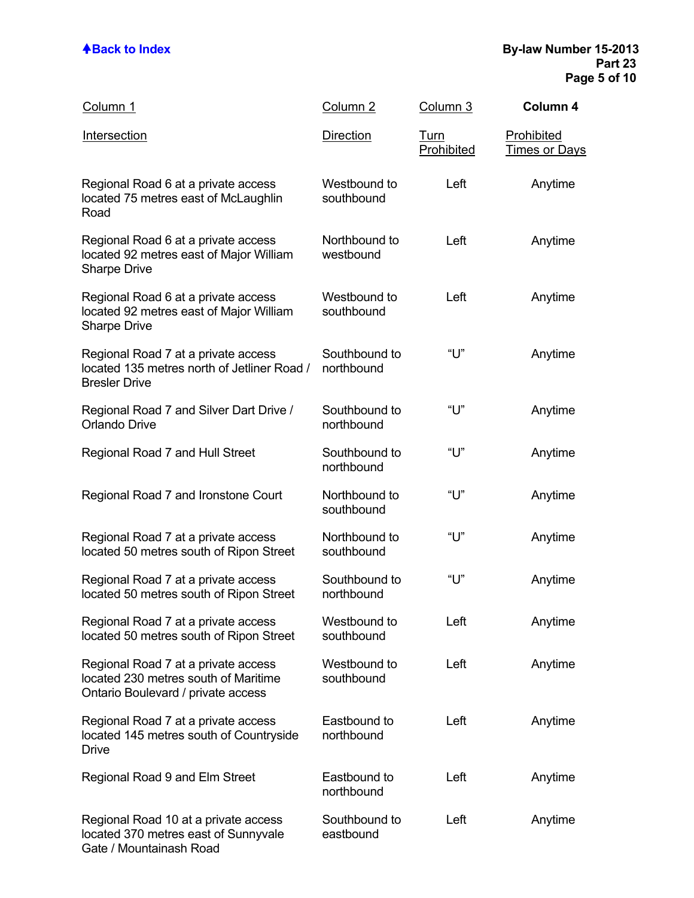| Column 1<br>Intersection | Column 2<br>Direction | Column 3<br>Turn Prohibited | Column 4<br>Prohibited Times or Days |
|---|---|---|---|
| Regional Road 6 at a private access located 75 metres east of McLaughlin Road | Westbound to southbound | Left | Anytime |
| Regional Road 6 at a private access located 92 metres east of Major William Sharpe Drive | Northbound to westbound | Left | Anytime |
| Regional Road 6 at a private access located 92 metres east of Major William Sharpe Drive | Westbound to southbound | Left | Anytime |
| Regional Road 7 at a private access located 135 metres north of Jetliner Road / Bresler Drive | Southbound to northbound | “U” | Anytime |
| Regional Road 7 and Silver Dart Drive / Orlando Drive | Southbound to northbound | “U” | Anytime |
| Regional Road 7 and Hull Street | Southbound to northbound | “U” | Anytime |
| Regional Road 7 and Ironstone Court | Northbound to southbound | “U” | Anytime |
| Regional Road 7 at a private access located 50 metres south of Ripon Street | Northbound to southbound | “U” | Anytime |
| Regional Road 7 at a private access located 50 metres south of Ripon Street | Southbound to northbound | “U” | Anytime |
| Regional Road 7 at a private access located 50 metres south of Ripon Street | Westbound to southbound | Left | Anytime |
| Regional Road 7 at a private access located 230 metres south of Maritime Ontario Boulevard / private access | Westbound to southbound | Left | Anytime |
| Regional Road 7 at a private access located 145 metres south of Countryside Drive | Eastbound to northbound | Left | Anytime |
| Regional Road 9 and Elm Street | Eastbound to northbound | Left | Anytime |
| Regional Road 10 at a private access located 370 metres east of Sunnyvale Gate / Mountainash Road | Southbound to eastbound | Left | Anytime |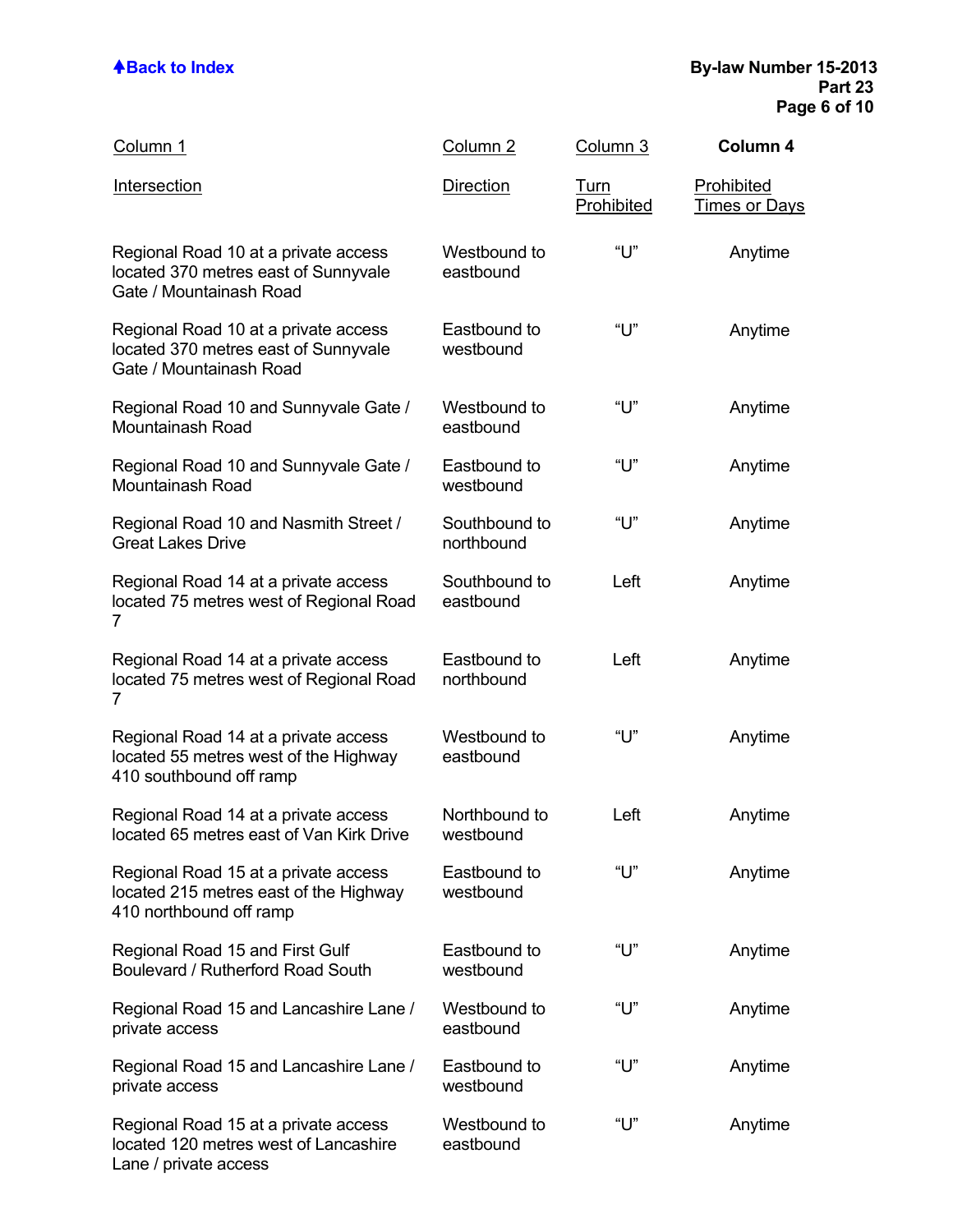| Column 1<br>Intersection | Column 2<br>Direction | Column 3<br>Turn Prohibited | Column 4<br>Prohibited Times or Days |
|---|---|---|---|
| Regional Road 10 at a private access located 370 metres east of Sunnyvale Gate / Mountainash Road | Westbound to eastbound | “U” | Anytime |
| Regional Road 10 at a private access located 370 metres east of Sunnyvale Gate / Mountainash Road | Eastbound to westbound | “U” | Anytime |
| Regional Road 10 and Sunnyvale Gate / Mountainash Road | Westbound to eastbound | “U” | Anytime |
| Regional Road 10 and Sunnyvale Gate / Mountainash Road | Eastbound to westbound | “U” | Anytime |
| Regional Road 10 and Nasmith Street / Great Lakes Drive | Southbound to northbound | “U” | Anytime |
| Regional Road 14 at a private access located 75 metres west of Regional Road 7 | Southbound to eastbound | Left | Anytime |
| Regional Road 14 at a private access located 75 metres west of Regional Road 7 | Eastbound to northbound | Left | Anytime |
| Regional Road 14 at a private access located 55 metres west of the Highway 410 southbound off ramp | Westbound to eastbound | “U” | Anytime |
| Regional Road 14 at a private access located 65 metres east of Van Kirk Drive | Northbound to westbound | Left | Anytime |
| Regional Road 15 at a private access located 215 metres east of the Highway 410 northbound off ramp | Eastbound to westbound | “U” | Anytime |
| Regional Road 15 and First Gulf Boulevard / Rutherford Road South | Eastbound to westbound | “U” | Anytime |
| Regional Road 15 and Lancashire Lane / private access | Westbound to eastbound | “U” | Anytime |
| Regional Road 15 and Lancashire Lane / private access | Eastbound to westbound | “U” | Anytime |
| Regional Road 15 at a private access located 120 metres west of Lancashire Lane / private access | Westbound to eastbound | “U” | Anytime |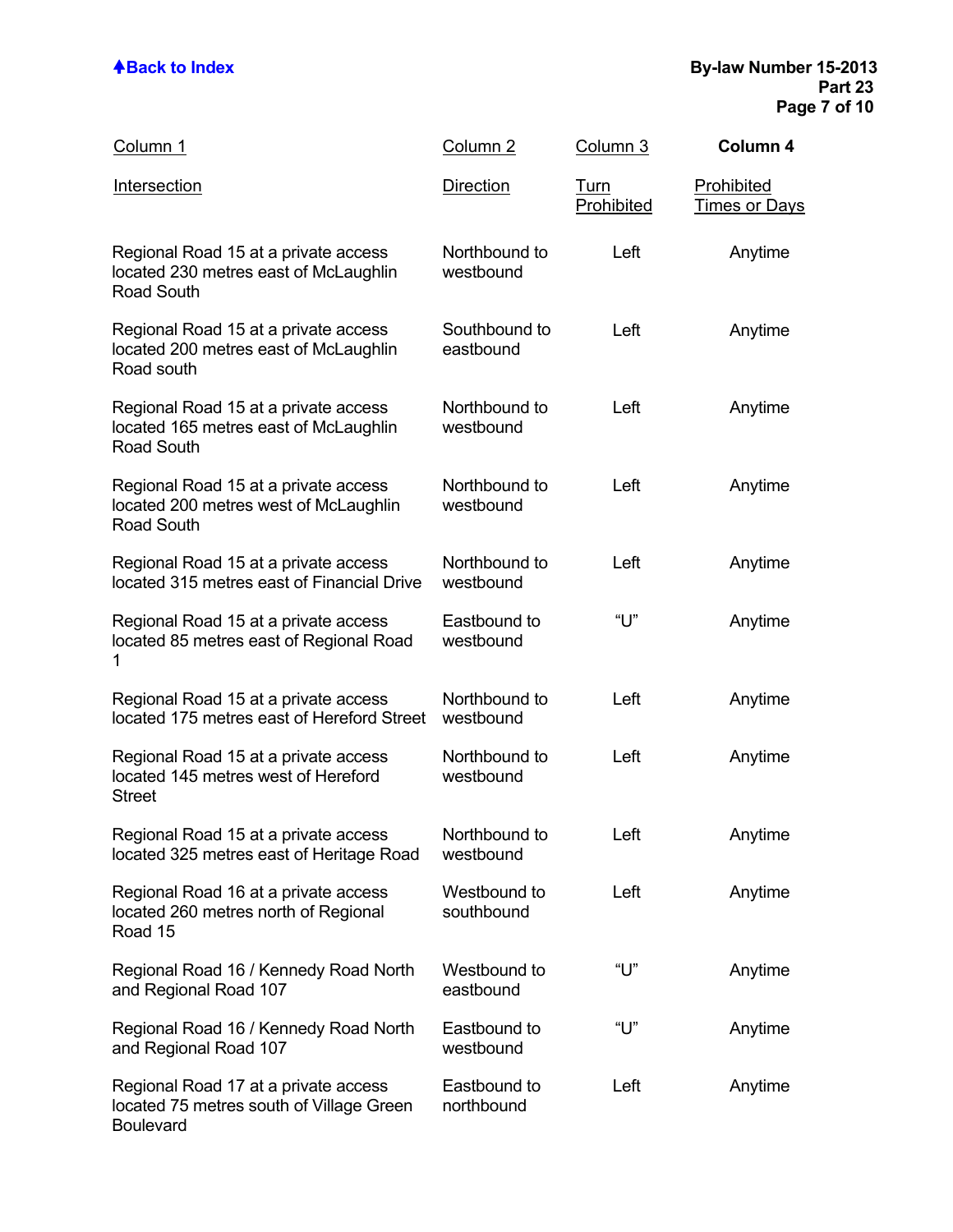| Column 1<br>Intersection | Column 2<br>Direction | Column 3<br>Turn Prohibited | Column 4<br>Prohibited Times or Days |
|---|---|---|---|
| Regional Road 15 at a private access located 230 metres east of McLaughlin Road South | Northbound to westbound | Left | Anytime |
| Regional Road 15 at a private access located 200 metres east of McLaughlin Road south | Southbound to eastbound | Left | Anytime |
| Regional Road 15 at a private access located 165 metres east of McLaughlin Road South | Northbound to westbound | Left | Anytime |
| Regional Road 15 at a private access located 200 metres west of McLaughlin Road South | Northbound to westbound | Left | Anytime |
| Regional Road 15 at a private access located 315 metres east of Financial Drive | Northbound to westbound | Left | Anytime |
| Regional Road 15 at a private access located 85 metres east of Regional Road 1 | Eastbound to westbound | "U" | Anytime |
| Regional Road 15 at a private access located 175 metres east of Hereford Street | Northbound to westbound | Left | Anytime |
| Regional Road 15 at a private access located 145 metres west of Hereford Street | Northbound to westbound | Left | Anytime |
| Regional Road 15 at a private access located 325 metres east of Heritage Road | Northbound to westbound | Left | Anytime |
| Regional Road 16 at a private access located 260 metres north of Regional Road 15 | Westbound to southbound | Left | Anytime |
| Regional Road 16 / Kennedy Road North and Regional Road 107 | Westbound to eastbound | "U" | Anytime |
| Regional Road 16 / Kennedy Road North and Regional Road 107 | Eastbound to westbound | "U" | Anytime |
| Regional Road 17 at a private access located 75 metres south of Village Green Boulevard | Eastbound to northbound | Left | Anytime |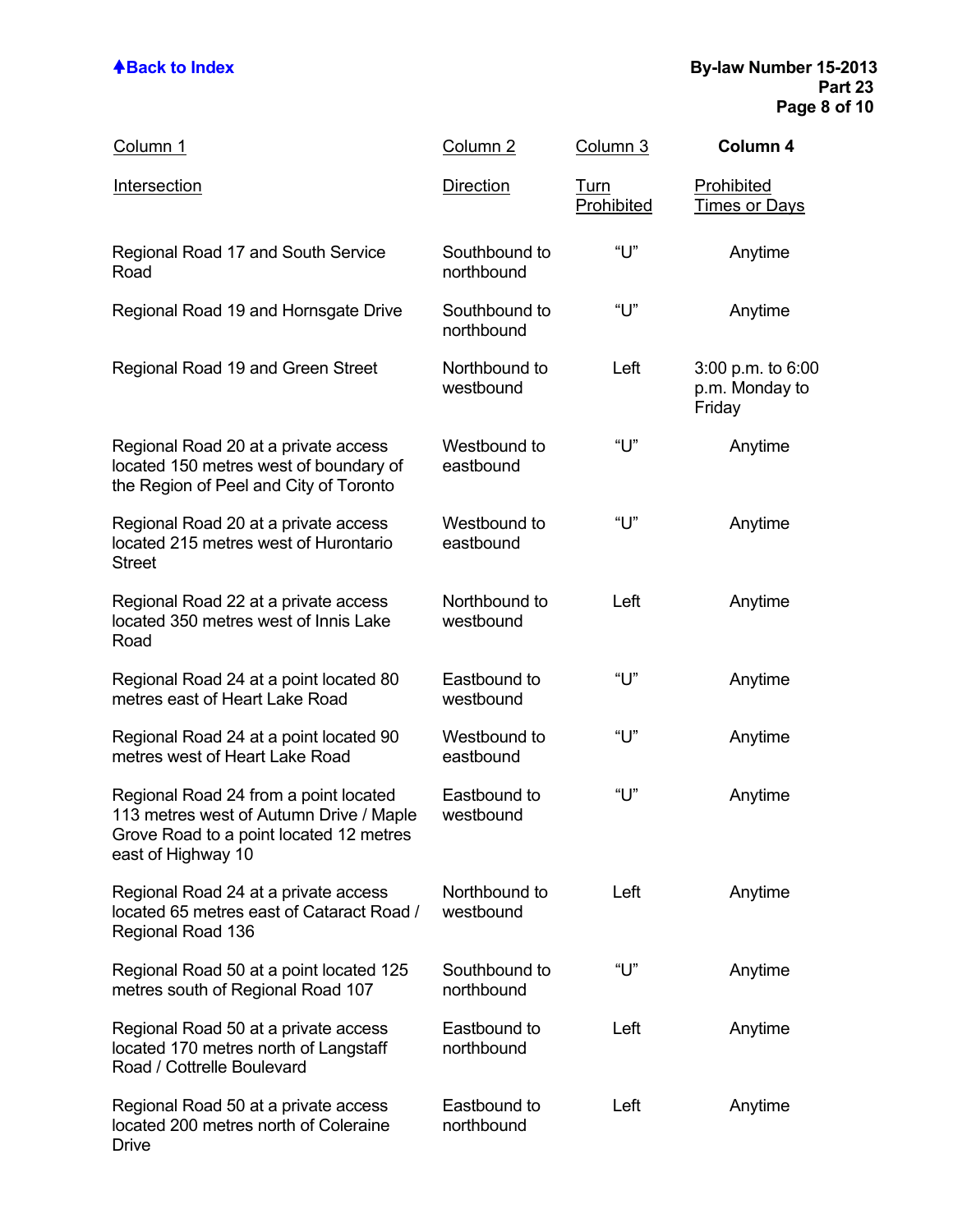| Column 1 | Column 2 | Column 3 | Column 4 |
|---|---|---|---|
| Intersection | Direction | Turn Prohibited | Prohibited Times or Days |
| Regional Road 17 and South Service Road | Southbound to northbound | "U" | Anytime |
| Regional Road 19 and Hornsgate Drive | Southbound to northbound | "U" | Anytime |
| Regional Road 19 and Green Street | Northbound to westbound | Left | 3:00 p.m. to 6:00 p.m. Monday to Friday |
| Regional Road 20 at a private access located 150 metres west of boundary of the Region of Peel and City of Toronto | Westbound to eastbound | "U" | Anytime |
| Regional Road 20 at a private access located 215 metres west of Hurontario Street | Westbound to eastbound | "U" | Anytime |
| Regional Road 22 at a private access located 350 metres west of Innis Lake Road | Northbound to westbound | Left | Anytime |
| Regional Road 24 at a point located 80 metres east of Heart Lake Road | Eastbound to westbound | "U" | Anytime |
| Regional Road 24 at a point located 90 metres west of Heart Lake Road | Westbound to eastbound | "U" | Anytime |
| Regional Road 24 from a point located 113 metres west of Autumn Drive / Maple Grove Road to a point located 12 metres east of Highway 10 | Eastbound to westbound | "U" | Anytime |
| Regional Road 24 at a private access located 65 metres east of Cataract Road / Regional Road 136 | Northbound to westbound | Left | Anytime |
| Regional Road 50 at a point located 125 metres south of Regional Road 107 | Southbound to northbound | "U" | Anytime |
| Regional Road 50 at a private access located 170 metres north of Langstaff Road / Cottrelle Boulevard | Eastbound to northbound | Left | Anytime |
| Regional Road 50 at a private access located 200 metres north of Coleraine Drive | Eastbound to northbound | Left | Anytime |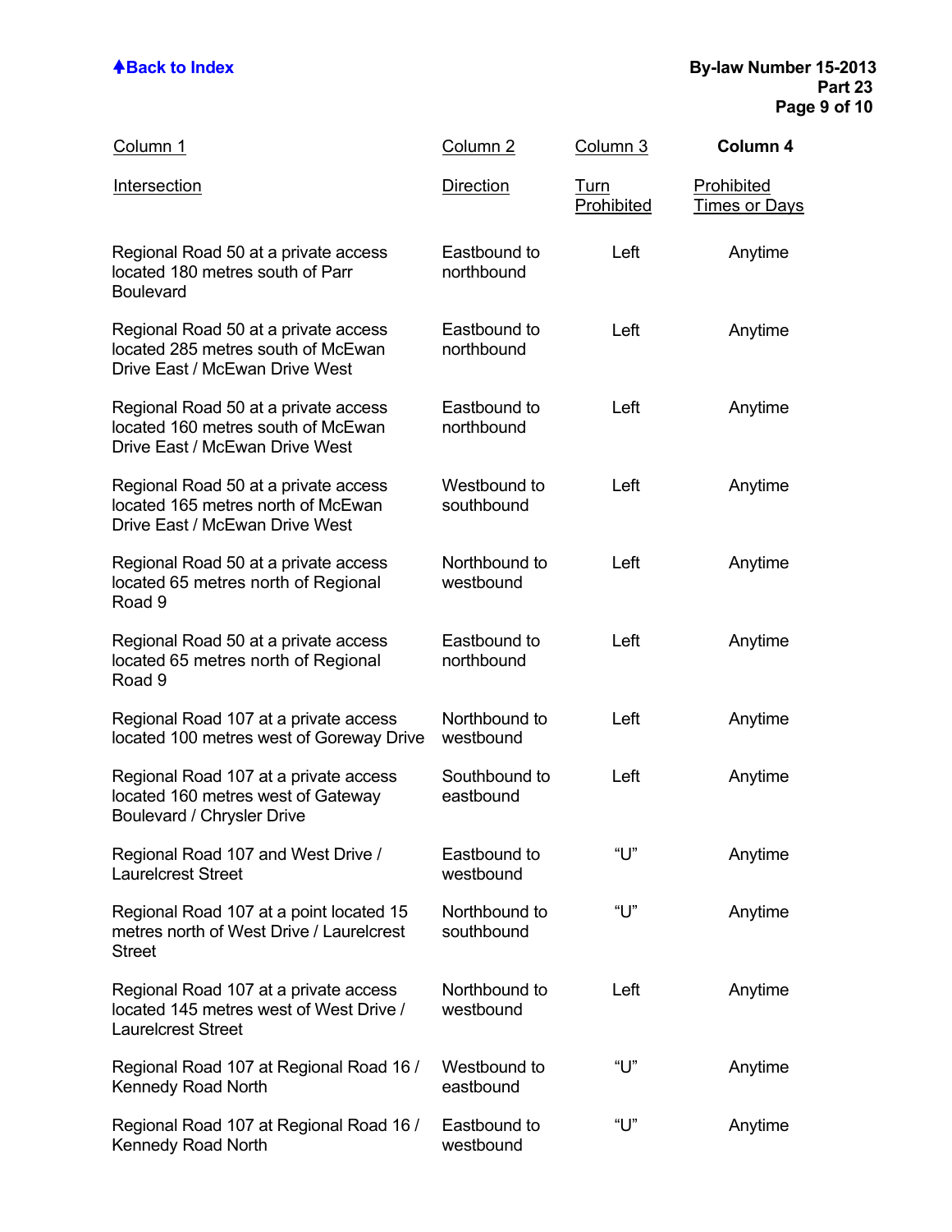| Column 1<br>Intersection | Column 2<br>Direction | Column 3<br>Turn Prohibited | Column 4<br>Prohibited Times or Days |
|---|---|---|---|
| Regional Road 50 at a private access located 180 metres south of Parr Boulevard | Eastbound to northbound | Left | Anytime |
| Regional Road 50 at a private access located 285 metres south of McEwan Drive East / McEwan Drive West | Eastbound to northbound | Left | Anytime |
| Regional Road 50 at a private access located 160 metres south of McEwan Drive East / McEwan Drive West | Eastbound to northbound | Left | Anytime |
| Regional Road 50 at a private access located 165 metres north of McEwan Drive East / McEwan Drive West | Westbound to southbound | Left | Anytime |
| Regional Road 50 at a private access located 65 metres north of Regional Road 9 | Northbound to westbound | Left | Anytime |
| Regional Road 50 at a private access located 65 metres north of Regional Road 9 | Eastbound to northbound | Left | Anytime |
| Regional Road 107 at a private access located 100 metres west of Goreway Drive | Northbound to westbound | Left | Anytime |
| Regional Road 107 at a private access located 160 metres west of Gateway Boulevard / Chrysler Drive | Southbound to eastbound | Left | Anytime |
| Regional Road 107 and West Drive / Laurelcrest Street | Eastbound to westbound | “U” | Anytime |
| Regional Road 107 at a point located 15 metres north of West Drive / Laurelcrest Street | Northbound to southbound | “U” | Anytime |
| Regional Road 107 at a private access located 145 metres west of West Drive / Laurelcrest Street | Northbound to westbound | Left | Anytime |
| Regional Road 107 at Regional Road 16 / Kennedy Road North | Westbound to eastbound | “U” | Anytime |
| Regional Road 107 at Regional Road 16 / Kennedy Road North | Eastbound to westbound | “U” | Anytime |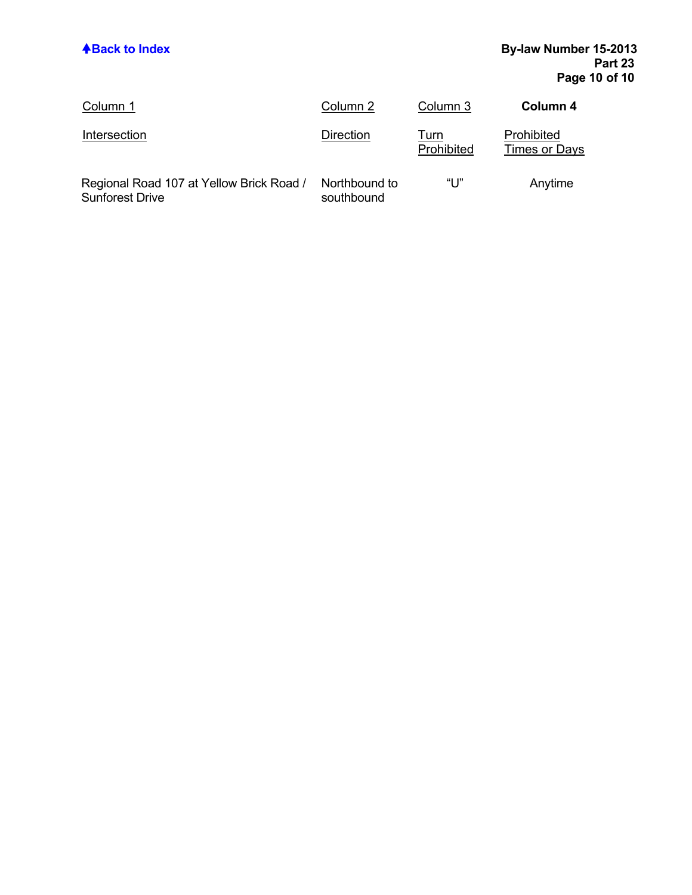| Column 1 | Column 2 | Column 3 | Column 4 |
| --- | --- | --- | --- |
| Intersection | Direction | Turn Prohibited | Prohibited Times or Days |
| Regional Road 107 at Yellow Brick Road / Sunforest Drive | Northbound to southbound | “U” | Anytime |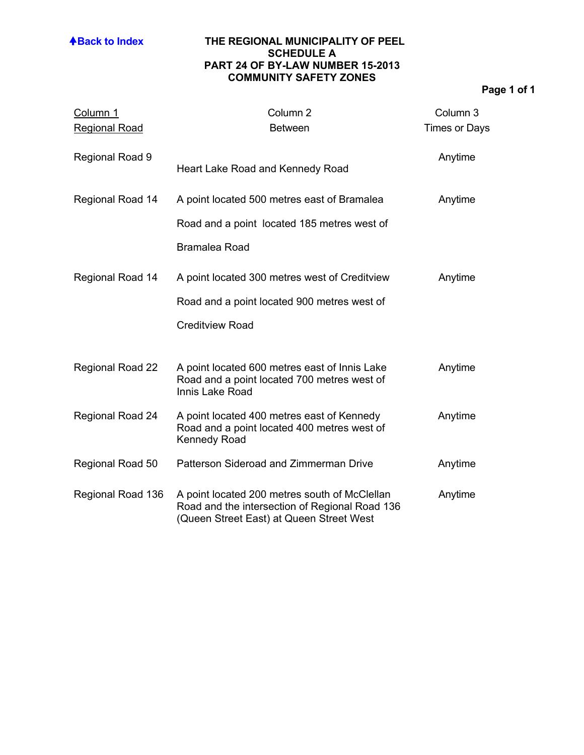Back to Index

# THE REGIONAL MUNICIPALITY OF PEEL
## SCHEDULE A
## PART 24 OF BY-LAW NUMBER 15-2013
## COMMUNITY SAFETY ZONES

| Column 1<br>Regional Road | Column 2<br>Between | Column 3<br>Times or Days |
|---|---|---|
| Regional Road 9 | Heart Lake Road and Kennedy Road | Anytime |
| Regional Road 14 | A point located 500 metres east of Bramalea Road and a point located 185 metres west of Bramalea Road | Anytime |
| Regional Road 14 | A point located 300 metres west of Creditview Road and a point located 900 metres west of Creditview Road | Anytime |
| Regional Road 22 | A point located 600 metres east of Innis Lake Road and a point located 700 metres west of Innis Lake Road | Anytime |
| Regional Road 24 | A point located 400 metres east of Kennedy Road and a point located 400 metres west of Kennedy Road | Anytime |
| Regional Road 50 | Patterson Sideroad and Zimmerman Drive | Anytime |
| Regional Road 136 | A point located 200 metres south of McClellan Road and the intersection of Regional Road 136 (Queen Street East) at Queen Street West | Anytime |